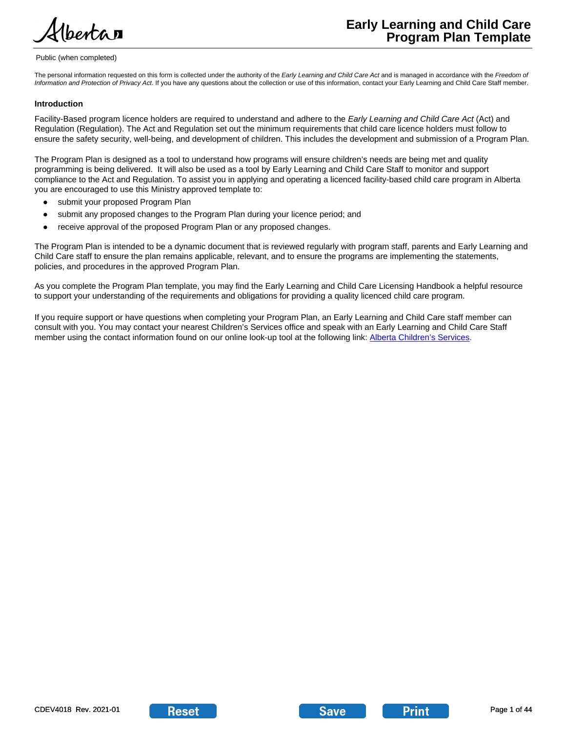# Early Learning and Child Care Program Plan Template

Public (when completed)

The personal information requested on this form is collected under the authority of the *Early Learning and Child Care Act* and is managed in accordance with the *Freedom of Information and Protection of Privacy Act*. If you have any questions about the collection or use of this information, contact your Early Learning and Child Care Staff member.

**Introduction**

Facility-Based program licence holders are required to understand and adhere to the *Early Learning and Child Care Act* (Act) and Regulation (Regulation). The Act and Regulation set out the minimum requirements that child care licence holders must follow to ensure the safety security, well-being, and development of children. This includes the development and submission of a Program Plan.

The Program Plan is designed as a tool to understand how programs will ensure children's needs are being met and quality programming is being delivered. It will also be used as a tool by Early Learning and Child Care Staff to monitor and support compliance to the Act and Regulation. To assist you in applying and operating a licenced facility-based child care program in Alberta you are encouraged to use this Ministry approved template to:

- submit your proposed Program Plan
- submit any proposed changes to the Program Plan during your licence period; and
- receive approval of the proposed Program Plan or any proposed changes.

The Program Plan is intended to be a dynamic document that is reviewed regularly with program staff, parents and Early Learning and Child Care staff to ensure the plan remains applicable, relevant, and to ensure the programs are implementing the statements, policies, and procedures in the approved Program Plan.

As you complete the Program Plan template, you may find the Early Learning and Child Care Licensing Handbook a helpful resource to support your understanding of the requirements and obligations for providing a quality licenced child care program.

If you require support or have questions when completing your Program Plan, an Early Learning and Child Care staff member can consult with you. You may contact your nearest Children's Services office and speak with an Early Learning and Child Care Staff member using the contact information found on our online look-up tool at the following link: Alberta Children's Services.

CDEV4018 Rev. 2021-01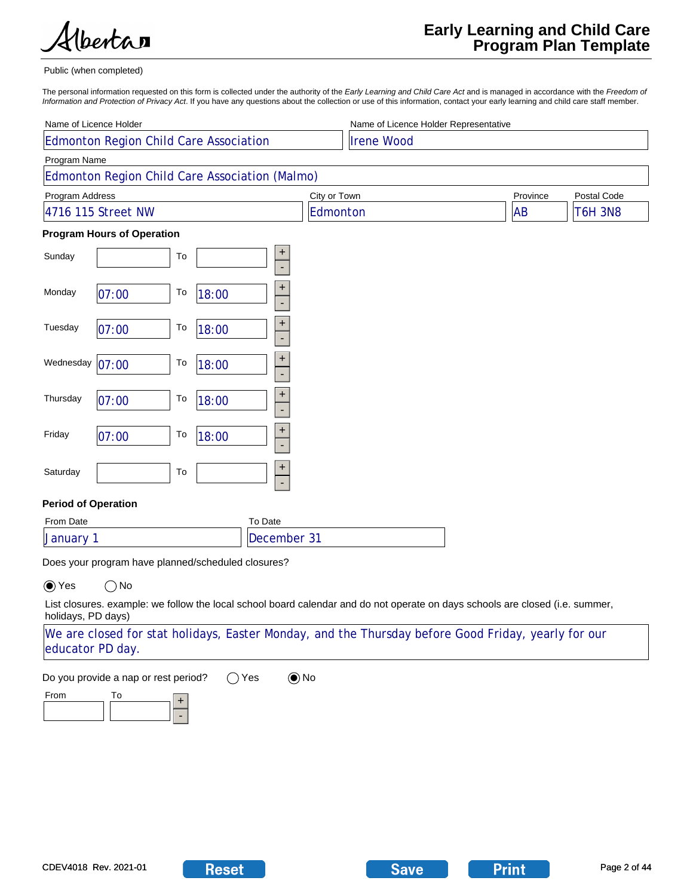# Early Learning and Child Care Program Plan Template

Public (when completed)

The personal information requested on this form is collected under the authority of the *Early Learning and Child Care Act* and is managed in accordance with the *Freedom of Information and Protection of Privacy Act*. If you have any questions about the collection or use of this information, contact your early learning and child care staff member.

| Name of Licence Holder | Name of Licence Holder Representative |
|---|---|
| Edmonton Region Child Care Association | Irene Wood |

Program Name: Edmonton Region Child Care Association (Malmo)

| Program Address | City or Town | Province | Postal Code |
|---|---|---|---|
| 4716 115 Street NW | Edmonton | AB | T6H 3N8 |

### Program Hours of Operation

| Day | From | To |
|---|---|---|
| Sunday | | |
| Monday | 07:00 | 18:00 |
| Tuesday | 07:00 | 18:00 |
| Wednesday | 07:00 | 18:00 |
| Thursday | 07:00 | 18:00 |
| Friday | 07:00 | 18:00 |
| Saturday | | |

### Period of Operation

| From Date | To Date |
|---|---|
| January 1 | December 31 |

Does your program have planned/scheduled closures?

◉ Yes ◯ No

List closures. example: we follow the local school board calendar and do not operate on days schools are closed (i.e. summer, holidays, PD days)

We are closed for stat holidays, Easter Monday, and the Thursday before Good Friday, yearly for our educator PD day.

Do you provide a nap or rest period? ◯ Yes ◉ No

| From | To |
|---|---|
| | |

CDEV4018 Rev. 2021-01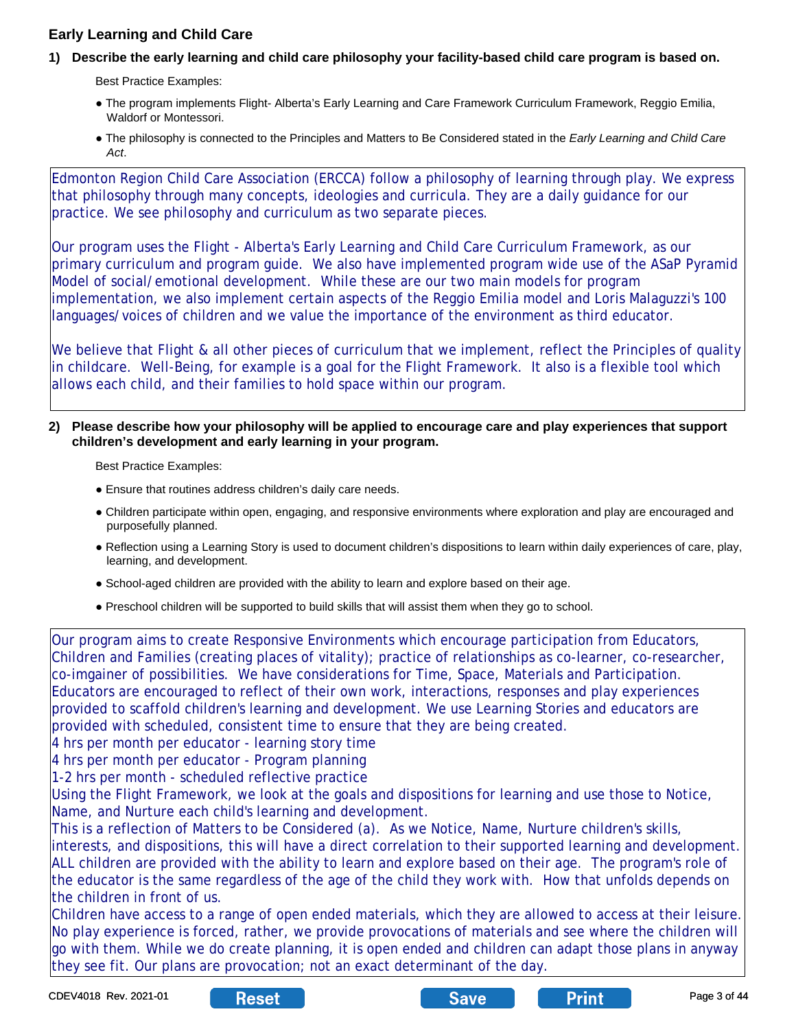## Early Learning and Child Care

**1) Describe the early learning and child care philosophy your facility-based child care program is based on.**

Best Practice Examples:

- The program implements Flight- Alberta's Early Learning and Care Framework Curriculum Framework, Reggio Emilia, Waldorf or Montessori.
- The philosophy is connected to the Principles and Matters to Be Considered stated in the *Early Learning and Child Care Act*.

Edmonton Region Child Care Association (ERCCA) follow a philosophy of learning through play. We express that philosophy through many concepts, ideologies and curricula. They are a daily guidance for our practice. We see philosophy and curriculum as two separate pieces.

Our program uses the Flight - Alberta's Early Learning and Child Care Curriculum Framework, as our primary curriculum and program guide. We also have implemented program wide use of the ASaP Pyramid Model of social/emotional development. While these are our two main models for program implementation, we also implement certain aspects of the Reggio Emilia model and Loris Malaguzzi's 100 languages/voices of children and we value the importance of the environment as third educator.

We believe that Flight & all other pieces of curriculum that we implement, reflect the Principles of quality in childcare. Well-Being, for example is a goal for the Flight Framework. It also is a flexible tool which allows each child, and their families to hold space within our program.

**2) Please describe how your philosophy will be applied to encourage care and play experiences that support children's development and early learning in your program.**

Best Practice Examples:

- Ensure that routines address children's daily care needs.
- Children participate within open, engaging, and responsive environments where exploration and play are encouraged and purposefully planned.
- Reflection using a Learning Story is used to document children's dispositions to learn within daily experiences of care, play, learning, and development.
- School-aged children are provided with the ability to learn and explore based on their age.
- Preschool children will be supported to build skills that will assist them when they go to school.

Our program aims to create Responsive Environments which encourage participation from Educators, Children and Families (creating places of vitality); practice of relationships as co-learner, co-researcher, co-imgainer of possibilities. We have considerations for Time, Space, Materials and Participation. Educators are encouraged to reflect of their own work, interactions, responses and play experiences provided to scaffold children's learning and development. We use Learning Stories and educators are provided with scheduled, consistent time to ensure that they are being created.
4 hrs per month per educator - learning story time
4 hrs per month per educator - Program planning
1-2 hrs per month - scheduled reflective practice
Using the Flight Framework, we look at the goals and dispositions for learning and use those to Notice, Name, and Nurture each child's learning and development.
This is a reflection of Matters to be Considered (a). As we Notice, Name, Nurture children's skills, interests, and dispositions, this will have a direct correlation to their supported learning and development. ALL children are provided with the ability to learn and explore based on their age. The program's role of the educator is the same regardless of the age of the child they work with. How that unfolds depends on the children in front of us.
Children have access to a range of open ended materials, which they are allowed to access at their leisure. No play experience is forced, rather, we provide provocations of materials and see where the children will go with them. While we do create planning, it is open ended and children can adapt those plans in anyway they see fit. Our plans are provocation; not an exact determinant of the day.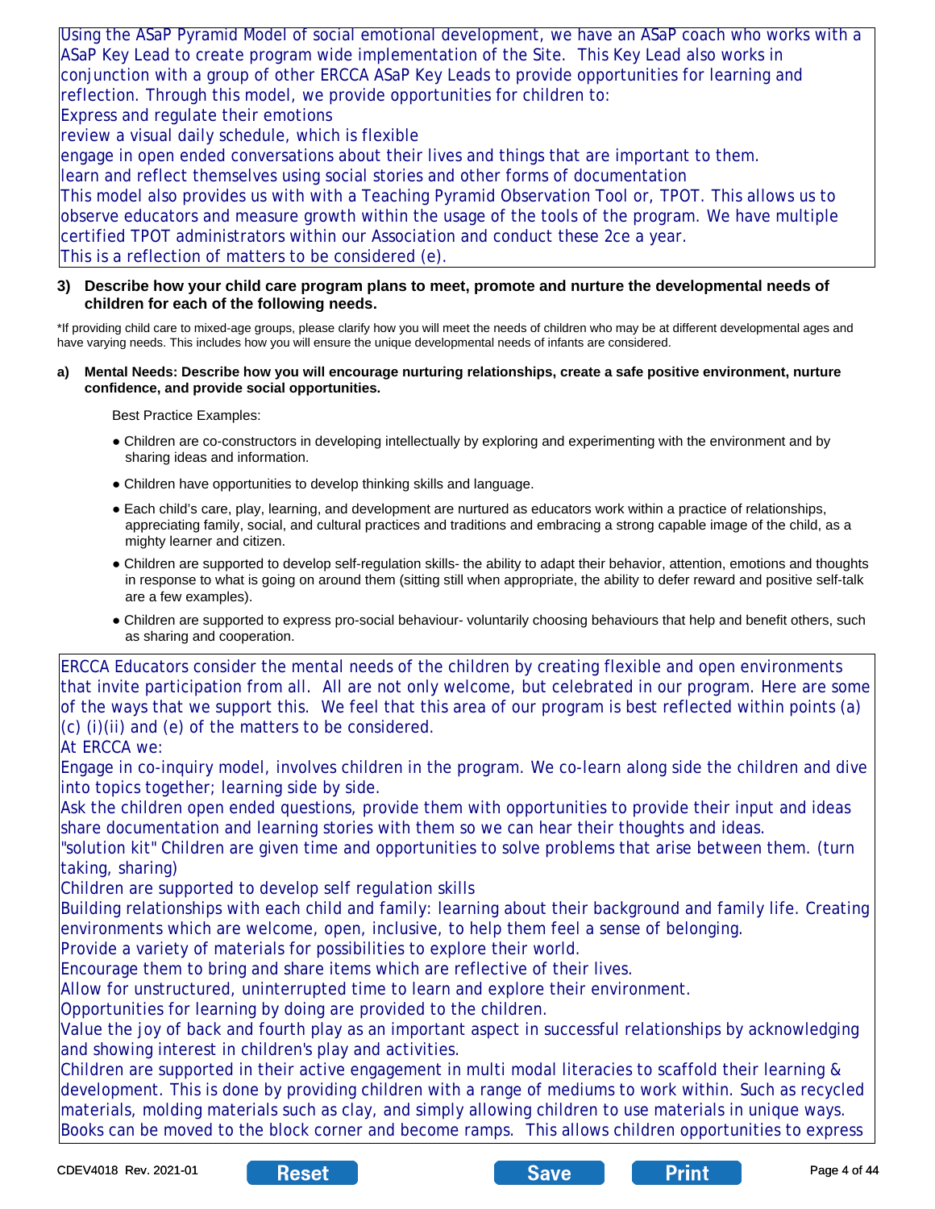Using the ASaP Pyramid Model of social emotional development, we have an ASaP coach who works with a ASaP Key Lead to create program wide implementation of the Site. This Key Lead also works in conjunction with a group of other ERCCA ASaP Key Leads to provide opportunities for learning and reflection. Through this model, we provide opportunities for children to:
Express and regulate their emotions
review a visual daily schedule, which is flexible
engage in open ended conversations about their lives and things that are important to them.
learn and reflect themselves using social stories and other forms of documentation
This model also provides us with with a Teaching Pyramid Observation Tool or, TPOT. This allows us to observe educators and measure growth within the usage of the tools of the program. We have multiple certified TPOT administrators within our Association and conduct these 2ce a year.
This is a reflection of matters to be considered (e).

**3) Describe how your child care program plans to meet, promote and nurture the developmental needs of children for each of the following needs.**

*If providing child care to mixed-age groups, please clarify how you will meet the needs of children who may be at different developmental ages and have varying needs. This includes how you will ensure the unique developmental needs of infants are considered.

**a) Mental Needs: Describe how you will encourage nurturing relationships, create a safe positive environment, nurture confidence, and provide social opportunities.**

Best Practice Examples:

- Children are co-constructors in developing intellectually by exploring and experimenting with the environment and by sharing ideas and information.
- Children have opportunities to develop thinking skills and language.
- Each child's care, play, learning, and development are nurtured as educators work within a practice of relationships, appreciating family, social, and cultural practices and traditions and embracing a strong capable image of the child, as a mighty learner and citizen.
- Children are supported to develop self-regulation skills- the ability to adapt their behavior, attention, emotions and thoughts in response to what is going on around them (sitting still when appropriate, the ability to defer reward and positive self-talk are a few examples).
- Children are supported to express pro-social behaviour- voluntarily choosing behaviours that help and benefit others, such as sharing and cooperation.

ERCCA Educators consider the mental needs of the children by creating flexible and open environments that invite participation from all. All are not only welcome, but celebrated in our program. Here are some of the ways that we support this. We feel that this area of our program is best reflected within points (a) (c) (i)(ii) and (e) of the matters to be considered.
At ERCCA we:
Engage in co-inquiry model, involves children in the program. We co-learn along side the children and dive into topics together; learning side by side.
Ask the children open ended questions, provide them with opportunities to provide their input and ideas share documentation and learning stories with them so we can hear their thoughts and ideas.
"solution kit" Children are given time and opportunities to solve problems that arise between them. (turn taking, sharing)
Children are supported to develop self regulation skills
Building relationships with each child and family: learning about their background and family life. Creating environments which are welcome, open, inclusive, to help them feel a sense of belonging.
Provide a variety of materials for possibilities to explore their world.
Encourage them to bring and share items which are reflective of their lives.
Allow for unstructured, uninterrupted time to learn and explore their environment.
Opportunities for learning by doing are provided to the children.
Value the joy of back and fourth play as an important aspect in successful relationships by acknowledging and showing interest in children's play and activities.
Children are supported in their active engagement in multi modal literacies to scaffold their learning & development. This is done by providing children with a range of mediums to work within. Such as recycled materials, molding materials such as clay, and simply allowing children to use materials in unique ways. Books can be moved to the block corner and become ramps. This allows children opportunities to express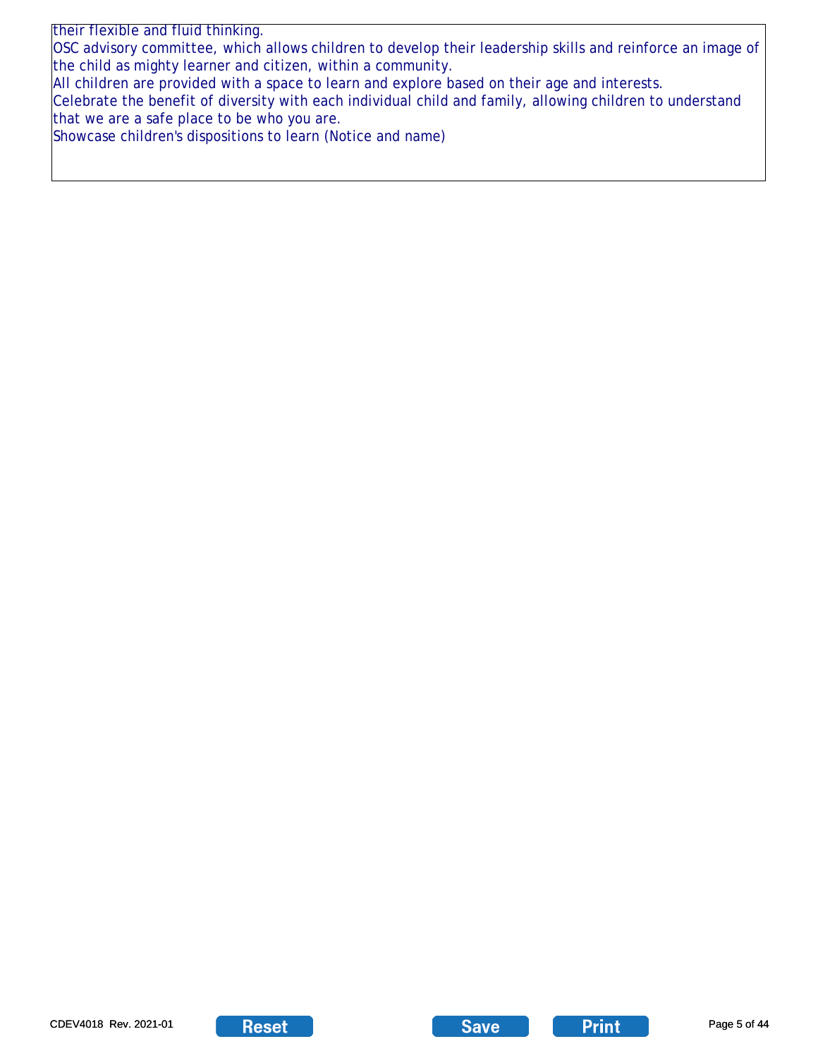their flexible and fluid thinking.
OSC advisory committee, which allows children to develop their leadership skills and reinforce an image of the child as mighty learner and citizen, within a community.
All children are provided with a space to learn and explore based on their age and interests.
Celebrate the benefit of diversity with each individual child and family, allowing children to understand that we are a safe place to be who you are.
Showcase children's dispositions to learn (Notice and name)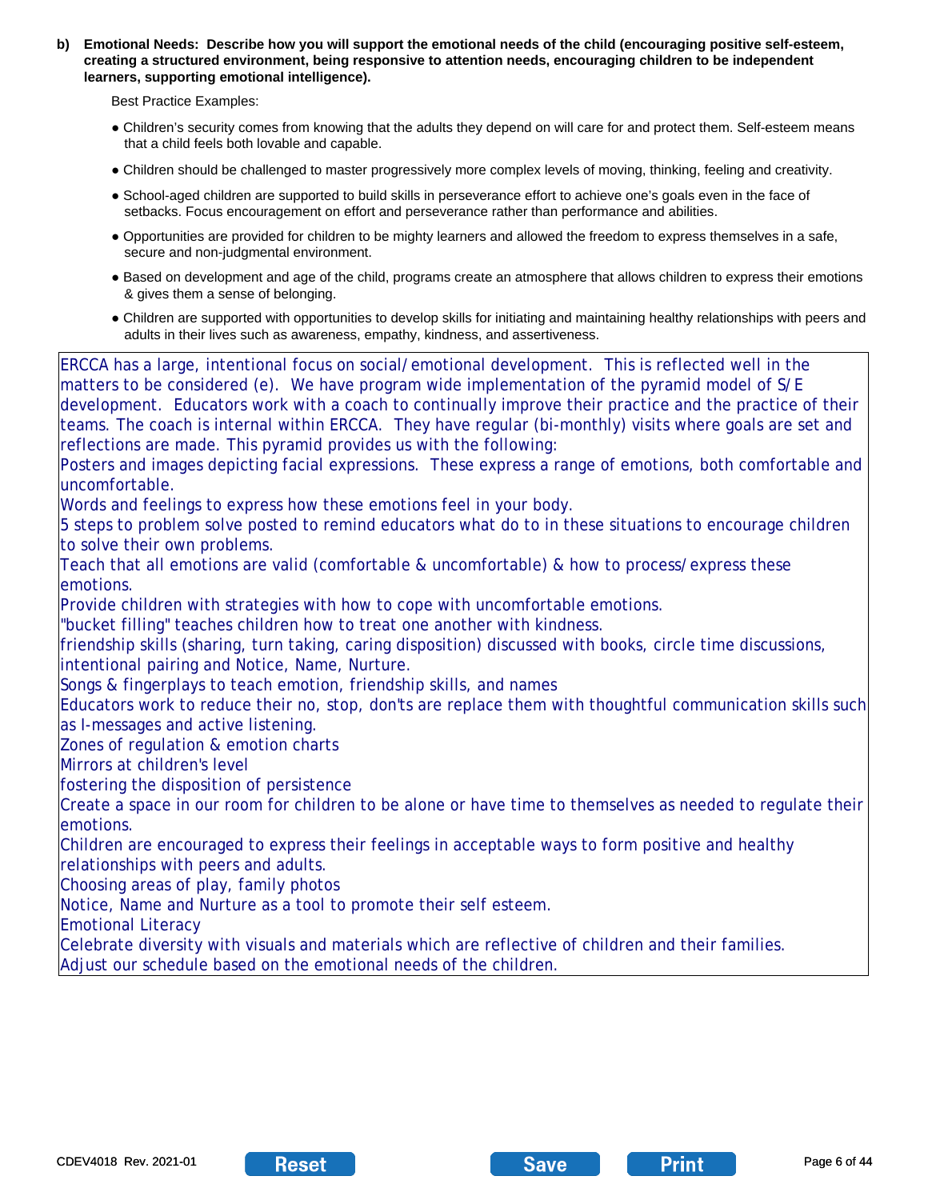**b) Emotional Needs: Describe how you will support the emotional needs of the child (encouraging positive self-esteem, creating a structured environment, being responsive to attention needs, encouraging children to be independent learners, supporting emotional intelligence).**

Best Practice Examples:

- Children's security comes from knowing that the adults they depend on will care for and protect them. Self-esteem means that a child feels both lovable and capable.
- Children should be challenged to master progressively more complex levels of moving, thinking, feeling and creativity.
- School-aged children are supported to build skills in perseverance effort to achieve one's goals even in the face of setbacks. Focus encouragement on effort and perseverance rather than performance and abilities.
- Opportunities are provided for children to be mighty learners and allowed the freedom to express themselves in a safe, secure and non-judgmental environment.
- Based on development and age of the child, programs create an atmosphere that allows children to express their emotions & gives them a sense of belonging.
- Children are supported with opportunities to develop skills for initiating and maintaining healthy relationships with peers and adults in their lives such as awareness, empathy, kindness, and assertiveness.

ERCCA has a large, intentional focus on social/emotional development. This is reflected well in the matters to be considered (e). We have program wide implementation of the pyramid model of S/E development. Educators work with a coach to continually improve their practice and the practice of their teams. The coach is internal within ERCCA. They have regular (bi-monthly) visits where goals are set and reflections are made. This pyramid provides us with the following:
Posters and images depicting facial expressions. These express a range of emotions, both comfortable and uncomfortable.
Words and feelings to express how these emotions feel in your body.
5 steps to problem solve posted to remind educators what do to in these situations to encourage children to solve their own problems.
Teach that all emotions are valid (comfortable & uncomfortable) & how to process/express these emotions.
Provide children with strategies with how to cope with uncomfortable emotions.
"bucket filling" teaches children how to treat one another with kindness.
friendship skills (sharing, turn taking, caring disposition) discussed with books, circle time discussions, intentional pairing and Notice, Name, Nurture.
Songs & fingerplays to teach emotion, friendship skills, and names
Educators work to reduce their no, stop, don'ts are replace them with thoughtful communication skills such as I-messages and active listening.
Zones of regulation & emotion charts
Mirrors at children's level
fostering the disposition of persistence
Create a space in our room for children to be alone or have time to themselves as needed to regulate their emotions.
Children are encouraged to express their feelings in acceptable ways to form positive and healthy relationships with peers and adults.
Choosing areas of play, family photos
Notice, Name and Nurture as a tool to promote their self esteem.
Emotional Literacy
Celebrate diversity with visuals and materials which are reflective of children and their families.
Adjust our schedule based on the emotional needs of the children.

CDEV4018 Rev. 2021-01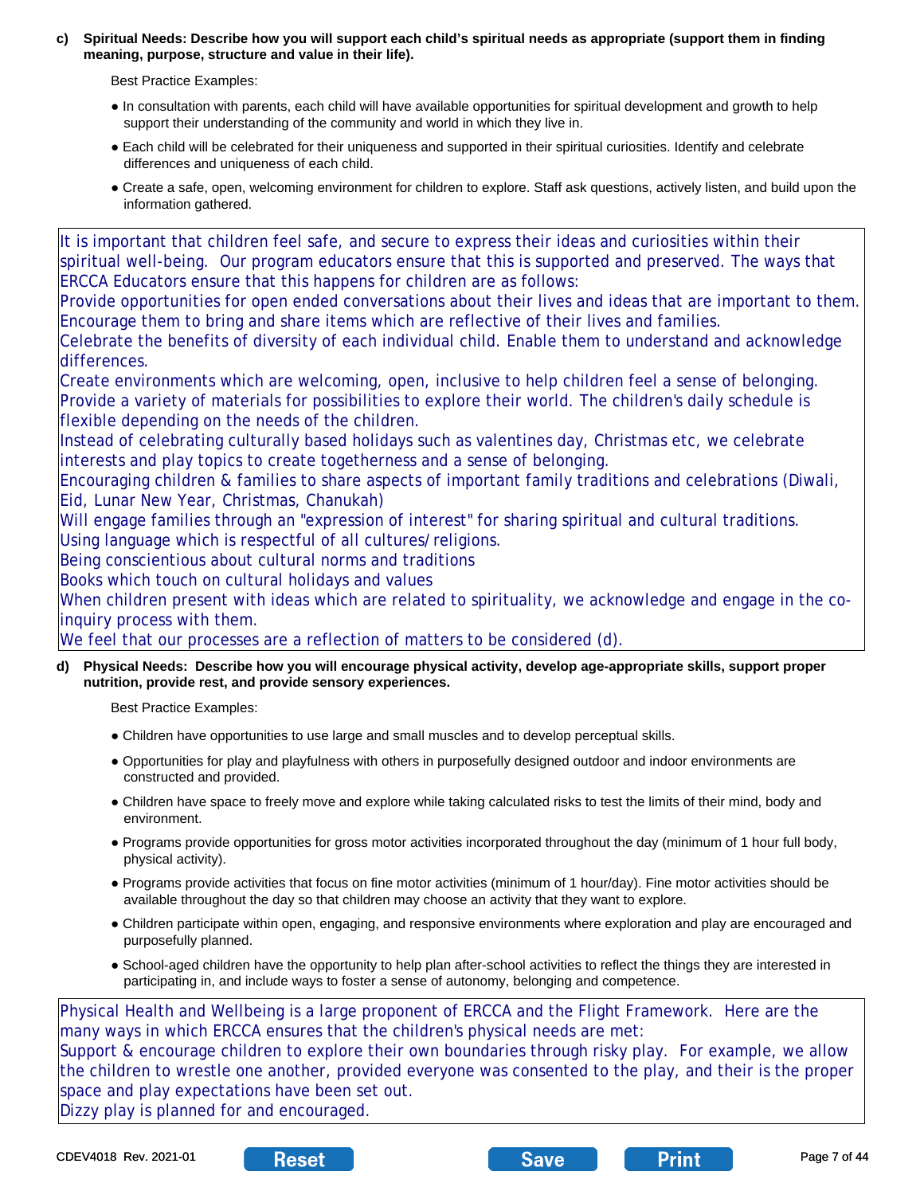**c) Spiritual Needs: Describe how you will support each child's spiritual needs as appropriate (support them in finding meaning, purpose, structure and value in their life).**

Best Practice Examples:

- In consultation with parents, each child will have available opportunities for spiritual development and growth to help support their understanding of the community and world in which they live in.
- Each child will be celebrated for their uniqueness and supported in their spiritual curiosities. Identify and celebrate differences and uniqueness of each child.
- Create a safe, open, welcoming environment for children to explore. Staff ask questions, actively listen, and build upon the information gathered.

It is important that children feel safe, and secure to express their ideas and curiosities within their spiritual well-being. Our program educators ensure that this is supported and preserved. The ways that ERCCA Educators ensure that this happens for children are as follows:
Provide opportunities for open ended conversations about their lives and ideas that are important to them.
Encourage them to bring and share items which are reflective of their lives and families.
Celebrate the benefits of diversity of each individual child. Enable them to understand and acknowledge differences.
Create environments which are welcoming, open, inclusive to help children feel a sense of belonging.
Provide a variety of materials for possibilities to explore their world. The children's daily schedule is flexible depending on the needs of the children.
Instead of celebrating culturally based holidays such as valentines day, Christmas etc, we celebrate interests and play topics to create togetherness and a sense of belonging.
Encouraging children & families to share aspects of important family traditions and celebrations (Diwali, Eid, Lunar New Year, Christmas, Chanukah)
Will engage families through an "expression of interest" for sharing spiritual and cultural traditions.
Using language which is respectful of all cultures/religions.
Being conscientious about cultural norms and traditions
Books which touch on cultural holidays and values
When children present with ideas which are related to spirituality, we acknowledge and engage in the co-inquiry process with them.
We feel that our processes are a reflection of matters to be considered (d).

**d) Physical Needs: Describe how you will encourage physical activity, develop age-appropriate skills, support proper nutrition, provide rest, and provide sensory experiences.**

Best Practice Examples:

- Children have opportunities to use large and small muscles and to develop perceptual skills.
- Opportunities for play and playfulness with others in purposefully designed outdoor and indoor environments are constructed and provided.
- Children have space to freely move and explore while taking calculated risks to test the limits of their mind, body and environment.
- Programs provide opportunities for gross motor activities incorporated throughout the day (minimum of 1 hour full body, physical activity).
- Programs provide activities that focus on fine motor activities (minimum of 1 hour/day). Fine motor activities should be available throughout the day so that children may choose an activity that they want to explore.
- Children participate within open, engaging, and responsive environments where exploration and play are encouraged and purposefully planned.
- School-aged children have the opportunity to help plan after-school activities to reflect the things they are interested in participating in, and include ways to foster a sense of autonomy, belonging and competence.

Physical Health and Wellbeing is a large proponent of ERCCA and the Flight Framework. Here are the many ways in which ERCCA ensures that the children's physical needs are met:
Support & encourage children to explore their own boundaries through risky play. For example, we allow the children to wrestle one another, provided everyone was consented to the play, and their is the proper space and play expectations have been set out.
Dizzy play is planned for and encouraged.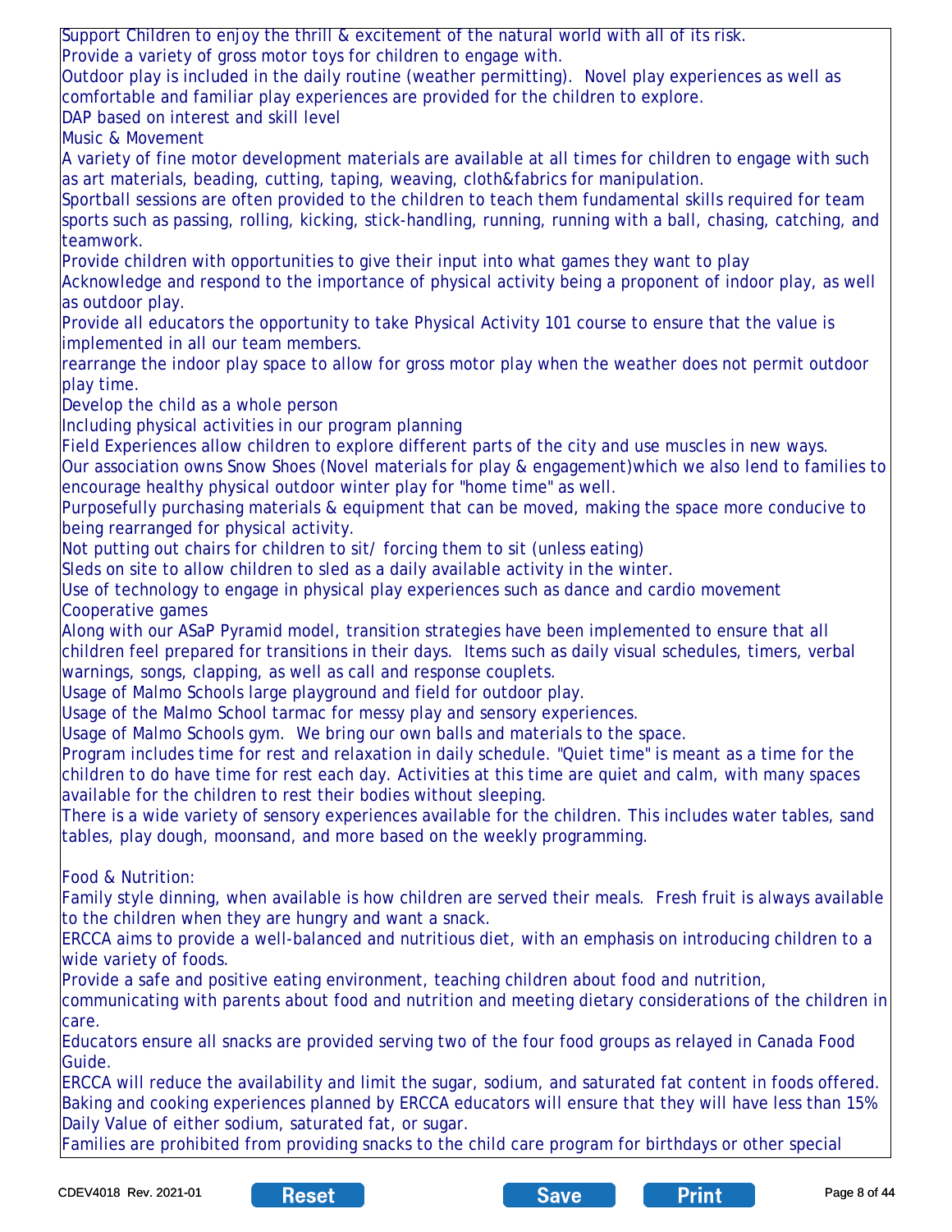Support Children to enjoy the thrill & excitement of the natural world with all of its risk.
Provide a variety of gross motor toys for children to engage with.
Outdoor play is included in the daily routine (weather permitting). Novel play experiences as well as comfortable and familiar play experiences are provided for the children to explore.
DAP based on interest and skill level
Music & Movement
A variety of fine motor development materials are available at all times for children to engage with such as art materials, beading, cutting, taping, weaving, cloth&fabrics for manipulation.
Sportball sessions are often provided to the children to teach them fundamental skills required for team sports such as passing, rolling, kicking, stick-handling, running, running with a ball, chasing, catching, and teamwork.
Provide children with opportunities to give their input into what games they want to play
Acknowledge and respond to the importance of physical activity being a proponent of indoor play, as well as outdoor play.
Provide all educators the opportunity to take Physical Activity 101 course to ensure that the value is implemented in all our team members.
rearrange the indoor play space to allow for gross motor play when the weather does not permit outdoor play time.
Develop the child as a whole person
Including physical activities in our program planning
Field Experiences allow children to explore different parts of the city and use muscles in new ways.
Our association owns Snow Shoes (Novel materials for play & engagement)which we also lend to families to encourage healthy physical outdoor winter play for "home time" as well.
Purposefully purchasing materials & equipment that can be moved, making the space more conducive to being rearranged for physical activity.
Not putting out chairs for children to sit/ forcing them to sit (unless eating)
Sleds on site to allow children to sled as a daily available activity in the winter.
Use of technology to engage in physical play experiences such as dance and cardio movement
Cooperative games
Along with our ASaP Pyramid model, transition strategies have been implemented to ensure that all children feel prepared for transitions in their days. Items such as daily visual schedules, timers, verbal warnings, songs, clapping, as well as call and response couplets.
Usage of Malmo Schools large playground and field for outdoor play.
Usage of the Malmo School tarmac for messy play and sensory experiences.
Usage of Malmo Schools gym. We bring our own balls and materials to the space.
Program includes time for rest and relaxation in daily schedule. "Quiet time" is meant as a time for the children to do have time for rest each day. Activities at this time are quiet and calm, with many spaces available for the children to rest their bodies without sleeping.
There is a wide variety of sensory experiences available for the children. This includes water tables, sand tables, play dough, moonsand, and more based on the weekly programming.

Food & Nutrition:
Family style dinning, when available is how children are served their meals. Fresh fruit is always available to the children when they are hungry and want a snack.
ERCCA aims to provide a well-balanced and nutritious diet, with an emphasis on introducing children to a wide variety of foods.
Provide a safe and positive eating environment, teaching children about food and nutrition, communicating with parents about food and nutrition and meeting dietary considerations of the children in care.
Educators ensure all snacks are provided serving two of the four food groups as relayed in Canada Food Guide.
ERCCA will reduce the availability and limit the sugar, sodium, and saturated fat content in foods offered. Baking and cooking experiences planned by ERCCA educators will ensure that they will have less than 15% Daily Value of either sodium, saturated fat, or sugar.
Families are prohibited from providing snacks to the child care program for birthdays or other special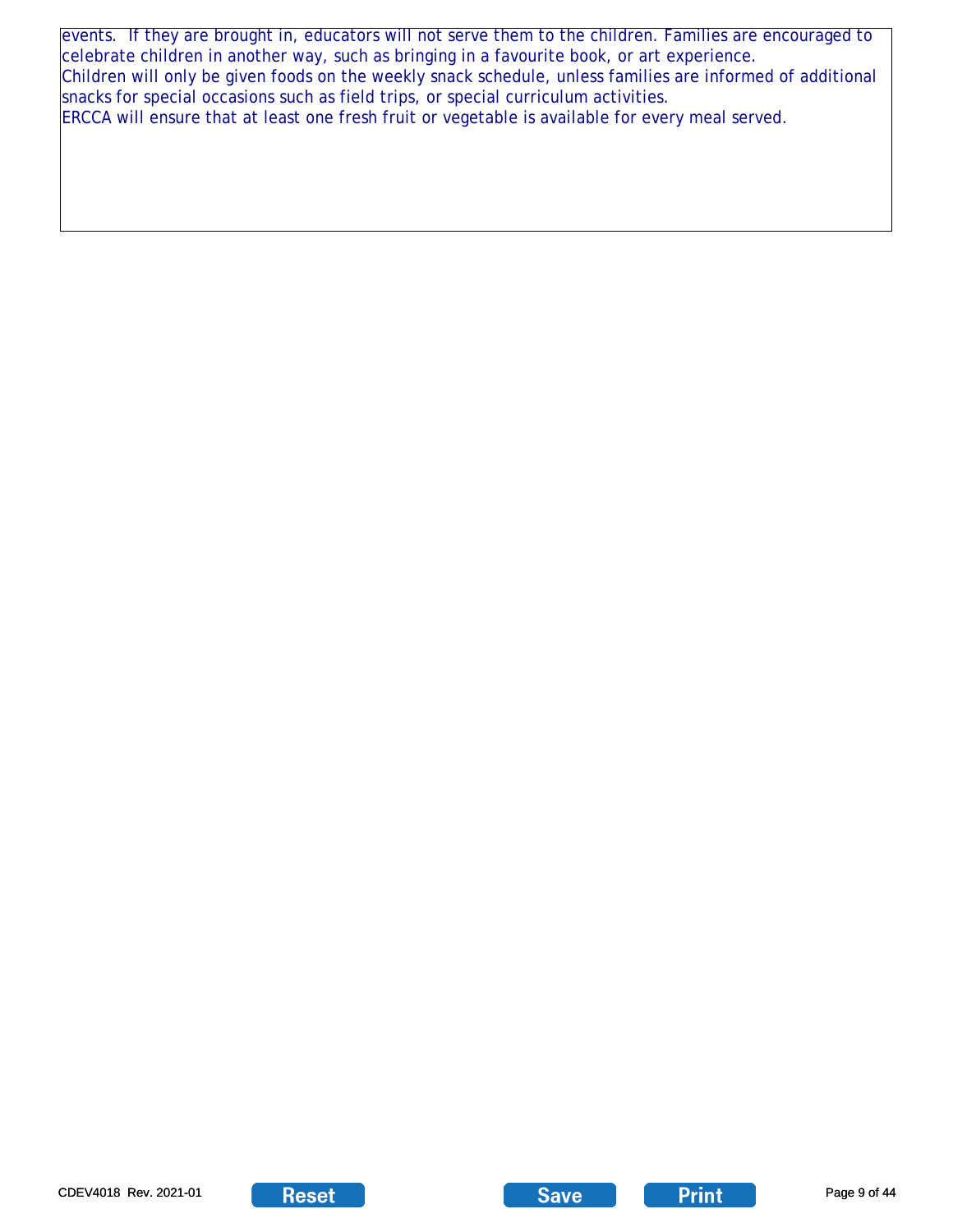events.  If they are brought in, educators will not serve them to the children. Families are encouraged to celebrate children in another way, such as bringing in a favourite book, or art experience.
Children will only be given foods on the weekly snack schedule, unless families are informed of additional snacks for special occasions such as field trips, or special curriculum activities.
ERCCA will ensure that at least one fresh fruit or vegetable is available for every meal served.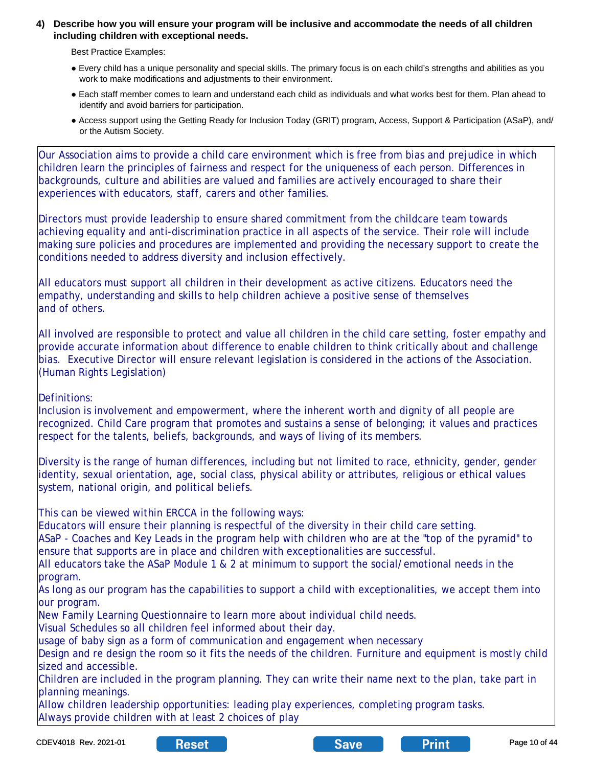**4) Describe how you will ensure your program will be inclusive and accommodate the needs of all children including children with exceptional needs.**

Best Practice Examples:

- Every child has a unique personality and special skills. The primary focus is on each child's strengths and abilities as you work to make modifications and adjustments to their environment.
- Each staff member comes to learn and understand each child as individuals and what works best for them. Plan ahead to identify and avoid barriers for participation.
- Access support using the Getting Ready for Inclusion Today (GRIT) program, Access, Support & Participation (ASaP), and/ or the Autism Society.

Our Association aims to provide a child care environment which is free from bias and prejudice in which children learn the principles of fairness and respect for the uniqueness of each person. Differences in backgrounds, culture and abilities are valued and families are actively encouraged to share their experiences with educators, staff, carers and other families.

Directors must provide leadership to ensure shared commitment from the childcare team towards achieving equality and anti-discrimination practice in all aspects of the service. Their role will include making sure policies and procedures are implemented and providing the necessary support to create the conditions needed to address diversity and inclusion effectively.

All educators must support all children in their development as active citizens. Educators need the empathy, understanding and skills to help children achieve a positive sense of themselves and of others.

All involved are responsible to protect and value all children in the child care setting, foster empathy and provide accurate information about difference to enable children to think critically about and challenge bias. Executive Director will ensure relevant legislation is considered in the actions of the Association. (Human Rights Legislation)

Definitions:
Inclusion is involvement and empowerment, where the inherent worth and dignity of all people are recognized. Child Care program that promotes and sustains a sense of belonging; it values and practices respect for the talents, beliefs, backgrounds, and ways of living of its members.

Diversity is the range of human differences, including but not limited to race, ethnicity, gender, gender identity, sexual orientation, age, social class, physical ability or attributes, religious or ethical values system, national origin, and political beliefs.

This can be viewed within ERCCA in the following ways:
Educators will ensure their planning is respectful of the diversity in their child care setting.
ASaP - Coaches and Key Leads in the program help with children who are at the "top of the pyramid" to ensure that supports are in place and children with exceptionalities are successful.
All educators take the ASaP Module 1 & 2 at minimum to support the social/emotional needs in the program.
As long as our program has the capabilities to support a child with exceptionalities, we accept them into our program.
New Family Learning Questionnaire to learn more about individual child needs.
Visual Schedules so all children feel informed about their day.
usage of baby sign as a form of communication and engagement when necessary
Design and re design the room so it fits the needs of the children. Furniture and equipment is mostly child sized and accessible.
Children are included in the program planning. They can write their name next to the plan, take part in planning meanings.
Allow children leadership opportunities: leading play experiences, completing program tasks.
Always provide children with at least 2 choices of play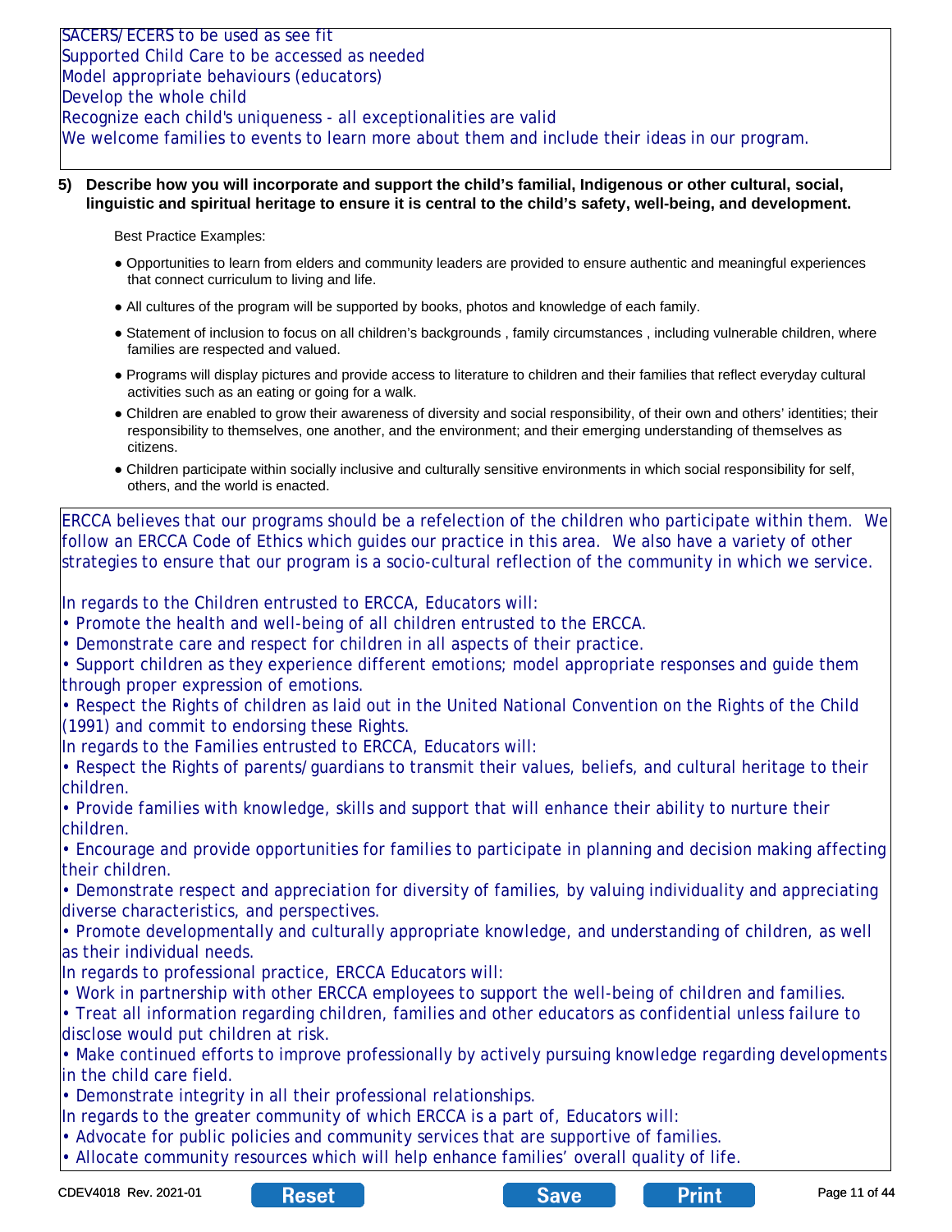SACERS/ECERS to be used as see fit
Supported Child Care to be accessed as needed
Model appropriate behaviours (educators)
Develop the whole child
Recognize each child's uniqueness - all exceptionalities are valid
We welcome families to events to learn more about them and include their ideas in our program.

**5) Describe how you will incorporate and support the child's familial, Indigenous or other cultural, social, linguistic and spiritual heritage to ensure it is central to the child's safety, well-being, and development.**

Best Practice Examples:

- Opportunities to learn from elders and community leaders are provided to ensure authentic and meaningful experiences that connect curriculum to living and life.
- All cultures of the program will be supported by books, photos and knowledge of each family.
- Statement of inclusion to focus on all children's backgrounds , family circumstances , including vulnerable children, where families are respected and valued.
- Programs will display pictures and provide access to literature to children and their families that reflect everyday cultural activities such as an eating or going for a walk.
- Children are enabled to grow their awareness of diversity and social responsibility, of their own and others' identities; their responsibility to themselves, one another, and the environment; and their emerging understanding of themselves as citizens.
- Children participate within socially inclusive and culturally sensitive environments in which social responsibility for self, others, and the world is enacted.

ERCCA believes that our programs should be a refelection of the children who participate within them. We follow an ERCCA Code of Ethics which guides our practice in this area. We also have a variety of other strategies to ensure that our program is a socio-cultural reflection of the community in which we service.

In regards to the Children entrusted to ERCCA, Educators will:
• Promote the health and well-being of all children entrusted to the ERCCA.
• Demonstrate care and respect for children in all aspects of their practice.
• Support children as they experience different emotions; model appropriate responses and guide them through proper expression of emotions.
• Respect the Rights of children as laid out in the United National Convention on the Rights of the Child (1991) and commit to endorsing these Rights.
In regards to the Families entrusted to ERCCA, Educators will:
• Respect the Rights of parents/guardians to transmit their values, beliefs, and cultural heritage to their children.
• Provide families with knowledge, skills and support that will enhance their ability to nurture their children.
• Encourage and provide opportunities for families to participate in planning and decision making affecting their children.
• Demonstrate respect and appreciation for diversity of families, by valuing individuality and appreciating diverse characteristics, and perspectives.
• Promote developmentally and culturally appropriate knowledge, and understanding of children, as well as their individual needs.
In regards to professional practice, ERCCA Educators will:
• Work in partnership with other ERCCA employees to support the well-being of children and families.
• Treat all information regarding children, families and other educators as confidential unless failure to disclose would put children at risk.
• Make continued efforts to improve professionally by actively pursuing knowledge regarding developments in the child care field.
• Demonstrate integrity in all their professional relationships.
In regards to the greater community of which ERCCA is a part of, Educators will:
• Advocate for public policies and community services that are supportive of families.
• Allocate community resources which will help enhance families' overall quality of life.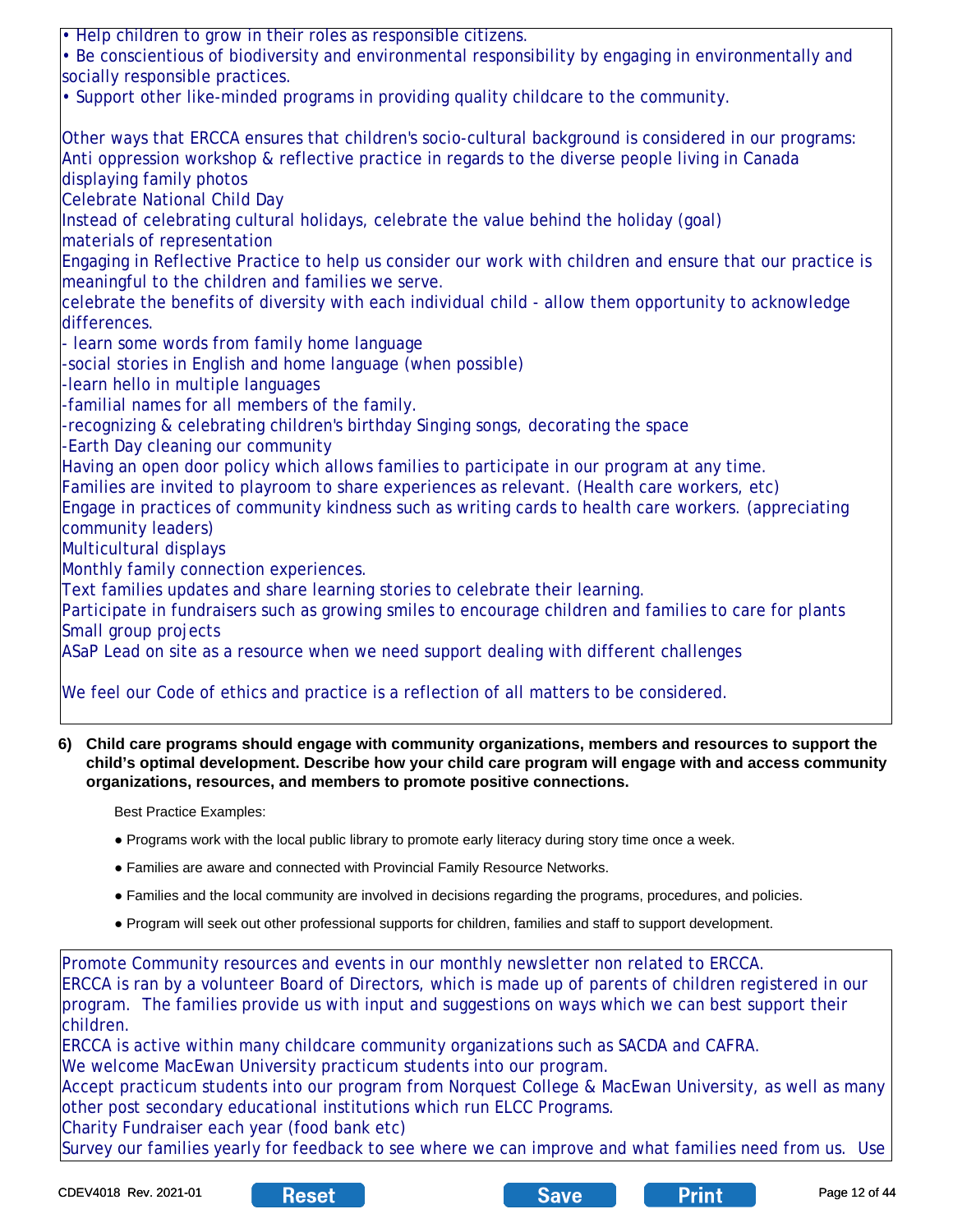• Help children to grow in their roles as responsible citizens.
• Be conscientious of biodiversity and environmental responsibility by engaging in environmentally and socially responsible practices.
• Support other like-minded programs in providing quality childcare to the community.

Other ways that ERCCA ensures that children's socio-cultural background is considered in our programs:
Anti oppression workshop & reflective practice in regards to the diverse people living in Canada
displaying family photos
Celebrate National Child Day
Instead of celebrating cultural holidays, celebrate the value behind the holiday (goal)
materials of representation
Engaging in Reflective Practice to help us consider our work with children and ensure that our practice is meaningful to the children and families we serve.
celebrate the benefits of diversity with each individual child - allow them opportunity to acknowledge differences.
- learn some words from family home language
-social stories in English and home language (when possible)
-learn hello in multiple languages
-familial names for all members of the family.
-recognizing & celebrating children's birthday Singing songs, decorating the space
-Earth Day cleaning our community
Having an open door policy which allows families to participate in our program at any time.
Families are invited to playroom to share experiences as relevant. (Health care workers, etc)
Engage in practices of community kindness such as writing cards to health care workers. (appreciating community leaders)
Multicultural displays
Monthly family connection experiences.
Text families updates and share learning stories to celebrate their learning.
Participate in fundraisers such as growing smiles to encourage children and families to care for plants
Small group projects
ASaP Lead on site as a resource when we need support dealing with different challenges

We feel our Code of ethics and practice is a reflection of all matters to be considered.

**6) Child care programs should engage with community organizations, members and resources to support the child's optimal development. Describe how your child care program will engage with and access community organizations, resources, and members to promote positive connections.**

Best Practice Examples:

- Programs work with the local public library to promote early literacy during story time once a week.
- Families are aware and connected with Provincial Family Resource Networks.
- Families and the local community are involved in decisions regarding the programs, procedures, and policies.
- Program will seek out other professional supports for children, families and staff to support development.

Promote Community resources and events in our monthly newsletter non related to ERCCA.
ERCCA is ran by a volunteer Board of Directors, which is made up of parents of children registered in our program. The families provide us with input and suggestions on ways which we can best support their children.
ERCCA is active within many childcare community organizations such as SACDA and CAFRA.
We welcome MacEwan University practicum students into our program.
Accept practicum students into our program from Norquest College & MacEwan University, as well as many other post secondary educational institutions which run ELCC Programs.
Charity Fundraiser each year (food bank etc)
Survey our families yearly for feedback to see where we can improve and what families need from us. Use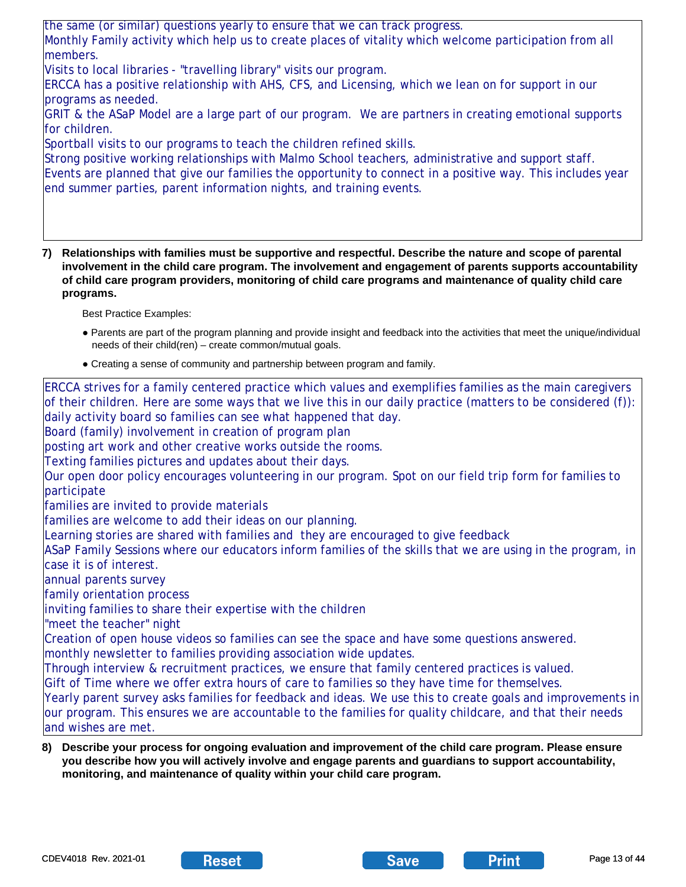the same (or similar) questions yearly to ensure that we can track progress.
Monthly Family activity which help us to create places of vitality which welcome participation from all members.
Visits to local libraries - "travelling library" visits our program.
ERCCA has a positive relationship with AHS, CFS, and Licensing, which we lean on for support in our programs as needed.
GRIT & the ASaP Model are a large part of our program. We are partners in creating emotional supports for children.
Sportball visits to our programs to teach the children refined skills.
Strong positive working relationships with Malmo School teachers, administrative and support staff.
Events are planned that give our families the opportunity to connect in a positive way. This includes year end summer parties, parent information nights, and training events.

**7) Relationships with families must be supportive and respectful. Describe the nature and scope of parental involvement in the child care program. The involvement and engagement of parents supports accountability of child care program providers, monitoring of child care programs and maintenance of quality child care programs.**

Best Practice Examples:

- Parents are part of the program planning and provide insight and feedback into the activities that meet the unique/individual needs of their child(ren) – create common/mutual goals.
- Creating a sense of community and partnership between program and family.

ERCCA strives for a family centered practice which values and exemplifies families as the main caregivers of their children. Here are some ways that we live this in our daily practice (matters to be considered (f)):
daily activity board so families can see what happened that day.
Board (family) involvement in creation of program plan
posting art work and other creative works outside the rooms.
Texting families pictures and updates about their days.
Our open door policy encourages volunteering in our program. Spot on our field trip form for families to participate
families are invited to provide materials
families are welcome to add their ideas on our planning.
Learning stories are shared with families and they are encouraged to give feedback
ASaP Family Sessions where our educators inform families of the skills that we are using in the program, in case it is of interest.
annual parents survey
family orientation process
inviting families to share their expertise with the children
"meet the teacher" night
Creation of open house videos so families can see the space and have some questions answered.
monthly newsletter to families providing association wide updates.
Through interview & recruitment practices, we ensure that family centered practices is valued.
Gift of Time where we offer extra hours of care to families so they have time for themselves.
Yearly parent survey asks families for feedback and ideas. We use this to create goals and improvements in our program. This ensures we are accountable to the families for quality childcare, and that their needs and wishes are met.

**8) Describe your process for ongoing evaluation and improvement of the child care program. Please ensure you describe how you will actively involve and engage parents and guardians to support accountability, monitoring, and maintenance of quality within your child care program.**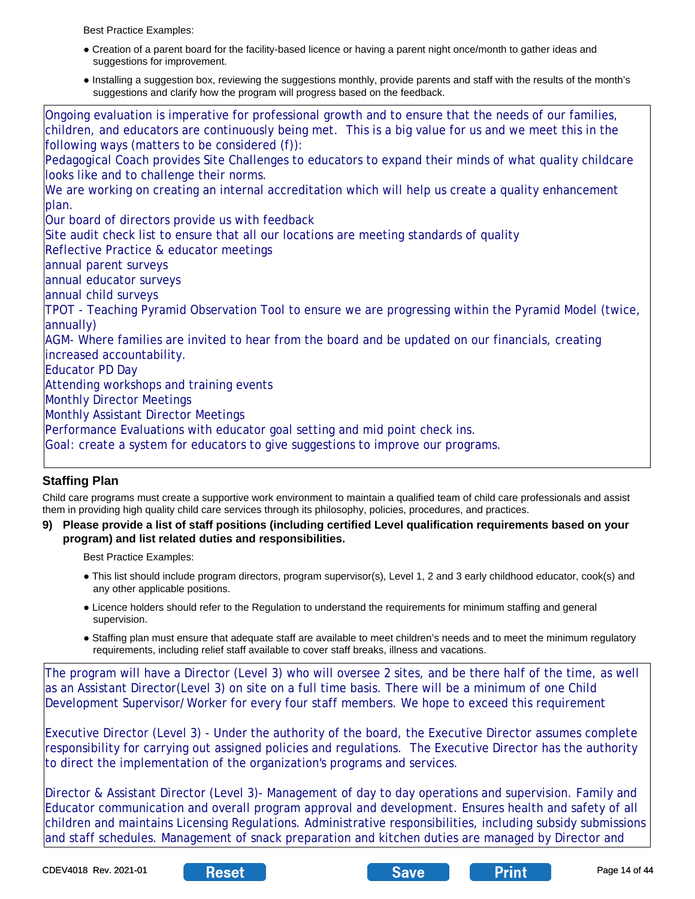Best Practice Examples:

- Creation of a parent board for the facility-based licence or having a parent night once/month to gather ideas and suggestions for improvement.
- Installing a suggestion box, reviewing the suggestions monthly, provide parents and staff with the results of the month's suggestions and clarify how the program will progress based on the feedback.

Ongoing evaluation is imperative for professional growth and to ensure that the needs of our families, children, and educators are continuously being met. This is a big value for us and we meet this in the following ways (matters to be considered (f)):
Pedagogical Coach provides Site Challenges to educators to expand their minds of what quality childcare looks like and to challenge their norms.
We are working on creating an internal accreditation which will help us create a quality enhancement plan.
Our board of directors provide us with feedback
Site audit check list to ensure that all our locations are meeting standards of quality
Reflective Practice & educator meetings
annual parent surveys
annual educator surveys
annual child surveys
TPOT - Teaching Pyramid Observation Tool to ensure we are progressing within the Pyramid Model (twice, annually)
AGM- Where families are invited to hear from the board and be updated on our financials, creating increased accountability.
Educator PD Day
Attending workshops and training events
Monthly Director Meetings
Monthly Assistant Director Meetings
Performance Evaluations with educator goal setting and mid point check ins.
Goal: create a system for educators to give suggestions to improve our programs.

## Staffing Plan

Child care programs must create a supportive work environment to maintain a qualified team of child care professionals and assist them in providing high quality child care services through its philosophy, policies, procedures, and practices.

**9) Please provide a list of staff positions (including certified Level qualification requirements based on your program) and list related duties and responsibilities.**

Best Practice Examples:

- This list should include program directors, program supervisor(s), Level 1, 2 and 3 early childhood educator, cook(s) and any other applicable positions.
- Licence holders should refer to the Regulation to understand the requirements for minimum staffing and general supervision.
- Staffing plan must ensure that adequate staff are available to meet children's needs and to meet the minimum regulatory requirements, including relief staff available to cover staff breaks, illness and vacations.

The program will have a Director (Level 3) who will oversee 2 sites, and be there half of the time, as well as an Assistant Director(Level 3) on site on a full time basis. There will be a minimum of one Child Development Supervisor/ Worker for every four staff members. We hope to exceed this requirement

Executive Director (Level 3) - Under the authority of the board, the Executive Director assumes complete responsibility for carrying out assigned policies and regulations. The Executive Director has the authority to direct the implementation of the organization's programs and services.

Director & Assistant Director (Level 3)- Management of day to day operations and supervision. Family and Educator communication and overall program approval and development. Ensures health and safety of all children and maintains Licensing Regulations. Administrative responsibilities, including subsidy submissions and staff schedules. Management of snack preparation and kitchen duties are managed by Director and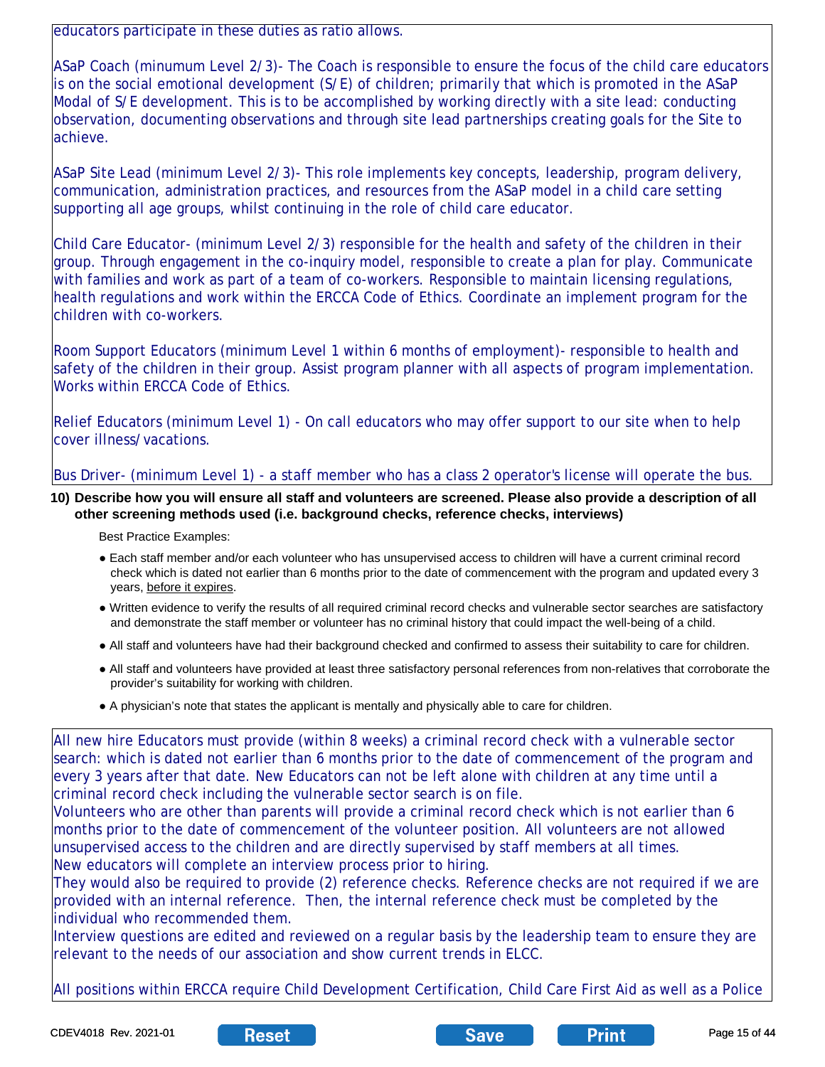educators participate in these duties as ratio allows.

ASaP Coach (minumum Level 2/3)- The Coach is responsible to ensure the focus of the child care educators is on the social emotional development (S/E) of children; primarily that which is promoted in the ASaP Modal of S/E development. This is to be accomplished by working directly with a site lead: conducting observation, documenting observations and through site lead partnerships creating goals for the Site to achieve.

ASaP Site Lead (minimum Level 2/3)- This role implements key concepts, leadership, program delivery, communication, administration practices, and resources from the ASaP model in a child care setting supporting all age groups, whilst continuing in the role of child care educator.

Child Care Educator- (minimum Level 2/3) responsible for the health and safety of the children in their group. Through engagement in the co-inquiry model, responsible to create a plan for play. Communicate with families and work as part of a team of co-workers. Responsible to maintain licensing regulations, health regulations and work within the ERCCA Code of Ethics. Coordinate an implement program for the children with co-workers.

Room Support Educators (minimum Level 1 within 6 months of employment)- responsible to health and safety of the children in their group. Assist program planner with all aspects of program implementation. Works within ERCCA Code of Ethics.

Relief Educators (minimum Level 1) - On call educators who may offer support to our site when to help cover illness/vacations.

Bus Driver- (minimum Level 1) - a staff member who has a class 2 operator's license will operate the bus.

**10) Describe how you will ensure all staff and volunteers are screened. Please also provide a description of all other screening methods used (i.e. background checks, reference checks, interviews)**

Best Practice Examples:

- Each staff member and/or each volunteer who has unsupervised access to children will have a current criminal record check which is dated not earlier than 6 months prior to the date of commencement with the program and updated every 3 years, before it expires.
- Written evidence to verify the results of all required criminal record checks and vulnerable sector searches are satisfactory and demonstrate the staff member or volunteer has no criminal history that could impact the well-being of a child.
- All staff and volunteers have had their background checked and confirmed to assess their suitability to care for children.
- All staff and volunteers have provided at least three satisfactory personal references from non-relatives that corroborate the provider's suitability for working with children.
- A physician's note that states the applicant is mentally and physically able to care for children.

All new hire Educators must provide (within 8 weeks) a criminal record check with a vulnerable sector search: which is dated not earlier than 6 months prior to the date of commencement of the program and every 3 years after that date. New Educators can not be left alone with children at any time until a criminal record check including the vulnerable sector search is on file.
Volunteers who are other than parents will provide a criminal record check which is not earlier than 6 months prior to the date of commencement of the volunteer position. All volunteers are not allowed unsupervised access to the children and are directly supervised by staff members at all times.
New educators will complete an interview process prior to hiring.
They would also be required to provide (2) reference checks. Reference checks are not required if we are provided with an internal reference. Then, the internal reference check must be completed by the individual who recommended them.
Interview questions are edited and reviewed on a regular basis by the leadership team to ensure they are relevant to the needs of our association and show current trends in ELCC.

All positions within ERCCA require Child Development Certification, Child Care First Aid as well as a Police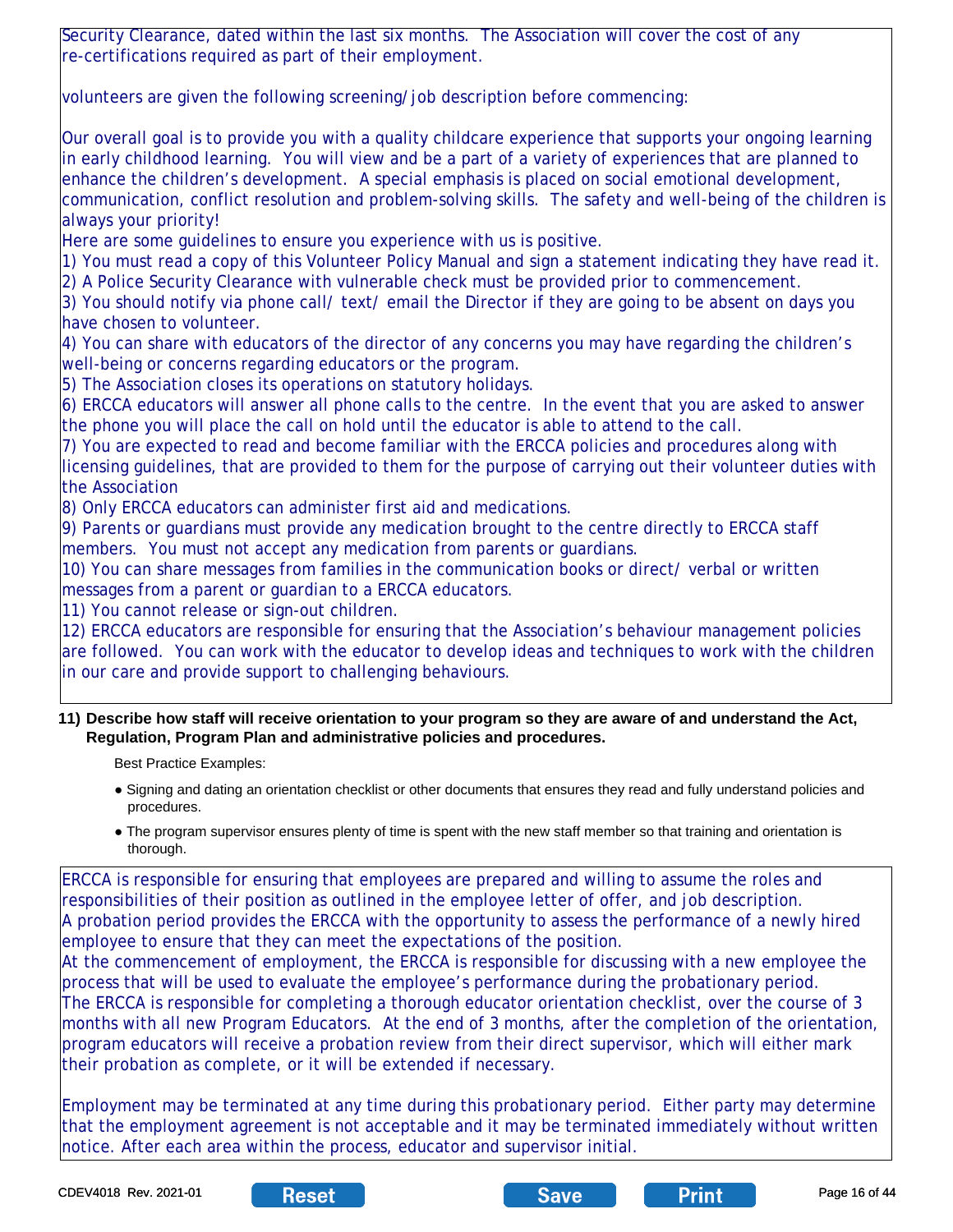Security Clearance, dated within the last six months. The Association will cover the cost of any re-certifications required as part of their employment.

volunteers are given the following screening/job description before commencing:

Our overall goal is to provide you with a quality childcare experience that supports your ongoing learning in early childhood learning. You will view and be a part of a variety of experiences that are planned to enhance the children's development. A special emphasis is placed on social emotional development, communication, conflict resolution and problem-solving skills. The safety and well-being of the children is always your priority!

Here are some guidelines to ensure you experience with us is positive.

1) You must read a copy of this Volunteer Policy Manual and sign a statement indicating they have read it.
2) A Police Security Clearance with vulnerable check must be provided prior to commencement.
3) You should notify via phone call/ text/ email the Director if they are going to be absent on days you have chosen to volunteer.
4) You can share with educators of the director of any concerns you may have regarding the children's well-being or concerns regarding educators or the program.
5) The Association closes its operations on statutory holidays.
6) ERCCA educators will answer all phone calls to the centre. In the event that you are asked to answer the phone you will place the call on hold until the educator is able to attend to the call.
7) You are expected to read and become familiar with the ERCCA policies and procedures along with licensing guidelines, that are provided to them for the purpose of carrying out their volunteer duties with the Association
8) Only ERCCA educators can administer first aid and medications.
9) Parents or guardians must provide any medication brought to the centre directly to ERCCA staff members. You must not accept any medication from parents or guardians.
10) You can share messages from families in the communication books or direct/ verbal or written messages from a parent or guardian to a ERCCA educators.
11) You cannot release or sign-out children.
12) ERCCA educators are responsible for ensuring that the Association's behaviour management policies are followed. You can work with the educator to develop ideas and techniques to work with the children in our care and provide support to challenging behaviours.

**11) Describe how staff will receive orientation to your program so they are aware of and understand the Act, Regulation, Program Plan and administrative policies and procedures.**

Best Practice Examples:

- Signing and dating an orientation checklist or other documents that ensures they read and fully understand policies and procedures.
- The program supervisor ensures plenty of time is spent with the new staff member so that training and orientation is thorough.

ERCCA is responsible for ensuring that employees are prepared and willing to assume the roles and responsibilities of their position as outlined in the employee letter of offer, and job description.
A probation period provides the ERCCA with the opportunity to assess the performance of a newly hired employee to ensure that they can meet the expectations of the position.
At the commencement of employment, the ERCCA is responsible for discussing with a new employee the process that will be used to evaluate the employee's performance during the probationary period.
The ERCCA is responsible for completing a thorough educator orientation checklist, over the course of 3 months with all new Program Educators. At the end of 3 months, after the completion of the orientation, program educators will receive a probation review from their direct supervisor, which will either mark their probation as complete, or it will be extended if necessary.

Employment may be terminated at any time during this probationary period. Either party may determine that the employment agreement is not acceptable and it may be terminated immediately without written notice. After each area within the process, educator and supervisor initial.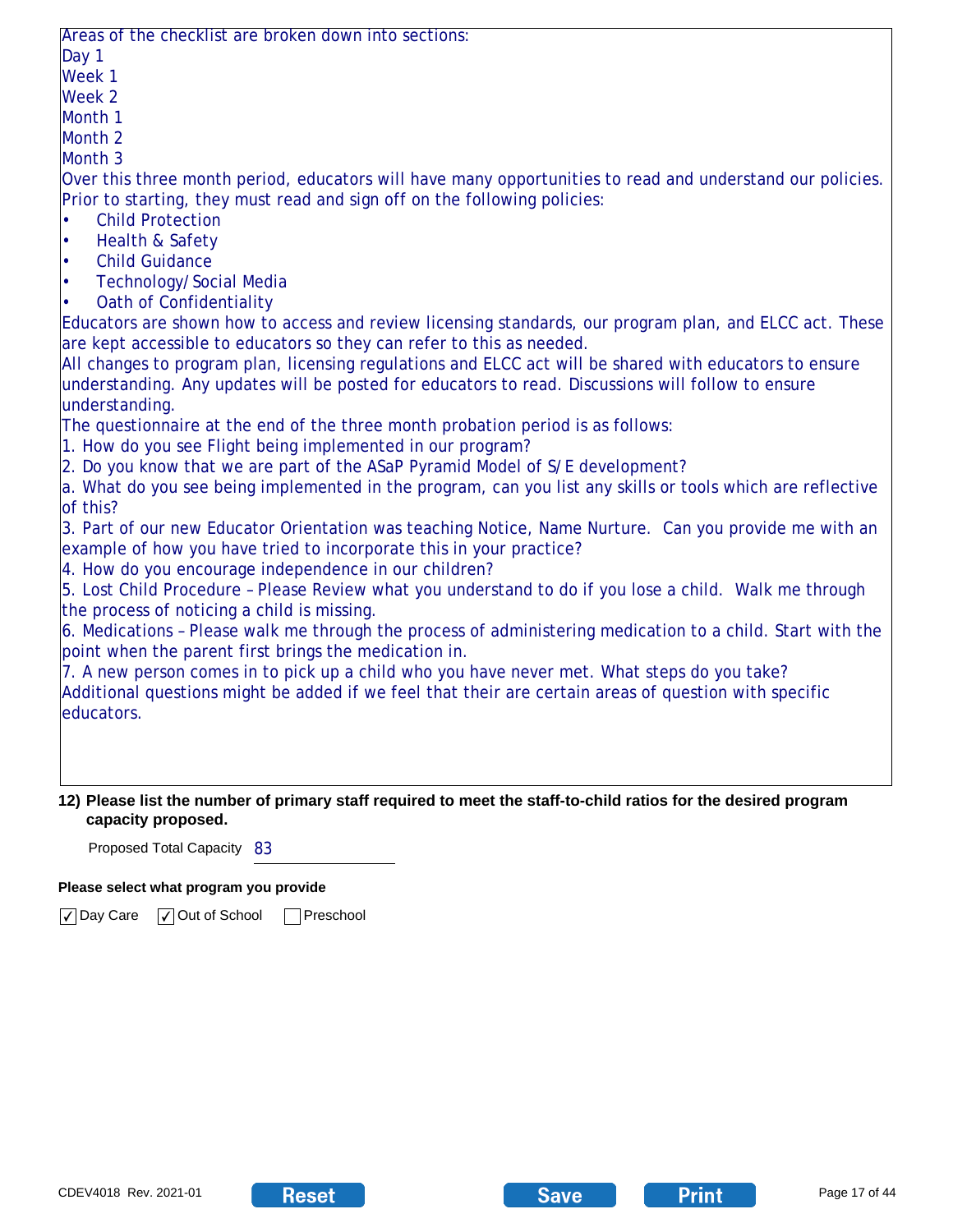Areas of the checklist are broken down into sections:
Day 1
Week 1
Week 2
Month 1
Month 2
Month 3
Over this three month period, educators will have many opportunities to read and understand our policies. Prior to starting, they must read and sign off on the following policies:

- Child Protection
- Health & Safety
- Child Guidance
- Technology/Social Media
- Oath of Confidentiality

Educators are shown how to access and review licensing standards, our program plan, and ELCC act. These are kept accessible to educators so they can refer to this as needed.
All changes to program plan, licensing regulations and ELCC act will be shared with educators to ensure understanding. Any updates will be posted for educators to read. Discussions will follow to ensure understanding.
The questionnaire at the end of the three month probation period is as follows:
1. How do you see Flight being implemented in our program?
2. Do you know that we are part of the ASaP Pyramid Model of S/E development?
a. What do you see being implemented in the program, can you list any skills or tools which are reflective of this?
3. Part of our new Educator Orientation was teaching Notice, Name Nurture. Can you provide me with an example of how you have tried to incorporate this in your practice?
4. How do you encourage independence in our children?
5. Lost Child Procedure – Please Review what you understand to do if you lose a child. Walk me through the process of noticing a child is missing.
6. Medications – Please walk me through the process of administering medication to a child. Start with the point when the parent first brings the medication in.
7. A new person comes in to pick up a child who you have never met. What steps do you take?
Additional questions might be added if we feel that their are certain areas of question with specific educators.

**12) Please list the number of primary staff required to meet the staff-to-child ratios for the desired program capacity proposed.**

Proposed Total Capacity 83

**Please select what program you provide**

☑ Day Care ☑ Out of School ☐ Preschool

CDEV4018 Rev. 2021-01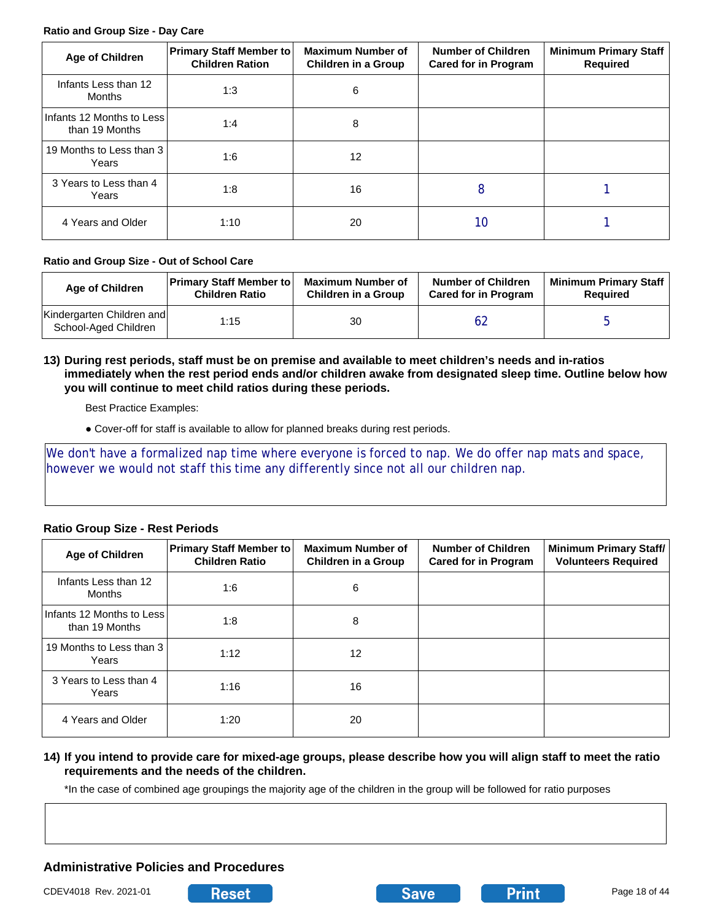**Ratio and Group Size - Day Care**

| Age of Children | Primary Staff Member to Children Ration | Maximum Number of Children in a Group | Number of Children Cared for in Program | Minimum Primary Staff Required |
|---|---|---|---|---|
| Infants Less than 12 Months | 1:3 | 6 | | |
| Infants 12 Months to Less than 19 Months | 1:4 | 8 | | |
| 19 Months to Less than 3 Years | 1:6 | 12 | | |
| 3 Years to Less than 4 Years | 1:8 | 16 | 8 | 1 |
| 4 Years and Older | 1:10 | 20 | 10 | 1 |

**Ratio and Group Size - Out of School Care**

| Age of Children | Primary Staff Member to Children Ratio | Maximum Number of Children in a Group | Number of Children Cared for in Program | Minimum Primary Staff Required |
|---|---|---|---|---|
| Kindergarten Children and School-Aged Children | 1:15 | 30 | 62 | 5 |

**13) During rest periods, staff must be on premise and available to meet children's needs and in-ratios immediately when the rest period ends and/or children awake from designated sleep time. Outline below how you will continue to meet child ratios during these periods.**

Best Practice Examples:

- Cover-off for staff is available to allow for planned breaks during rest periods.

We don't have a formalized nap time where everyone is forced to nap. We do offer nap mats and space, however we would not staff this time any differently since not all our children nap.

**Ratio Group Size - Rest Periods**

| Age of Children | Primary Staff Member to Children Ratio | Maximum Number of Children in a Group | Number of Children Cared for in Program | Minimum Primary Staff/ Volunteers Required |
|---|---|---|---|---|
| Infants Less than 12 Months | 1:6 | 6 | | |
| Infants 12 Months to Less than 19 Months | 1:8 | 8 | | |
| 19 Months to Less than 3 Years | 1:12 | 12 | | |
| 3 Years to Less than 4 Years | 1:16 | 16 | | |
| 4 Years and Older | 1:20 | 20 | | |

**14) If you intend to provide care for mixed-age groups, please describe how you will align staff to meet the ratio requirements and the needs of the children.**

*In the case of combined age groupings the majority age of the children in the group will be followed for ratio purposes

## Administrative Policies and Procedures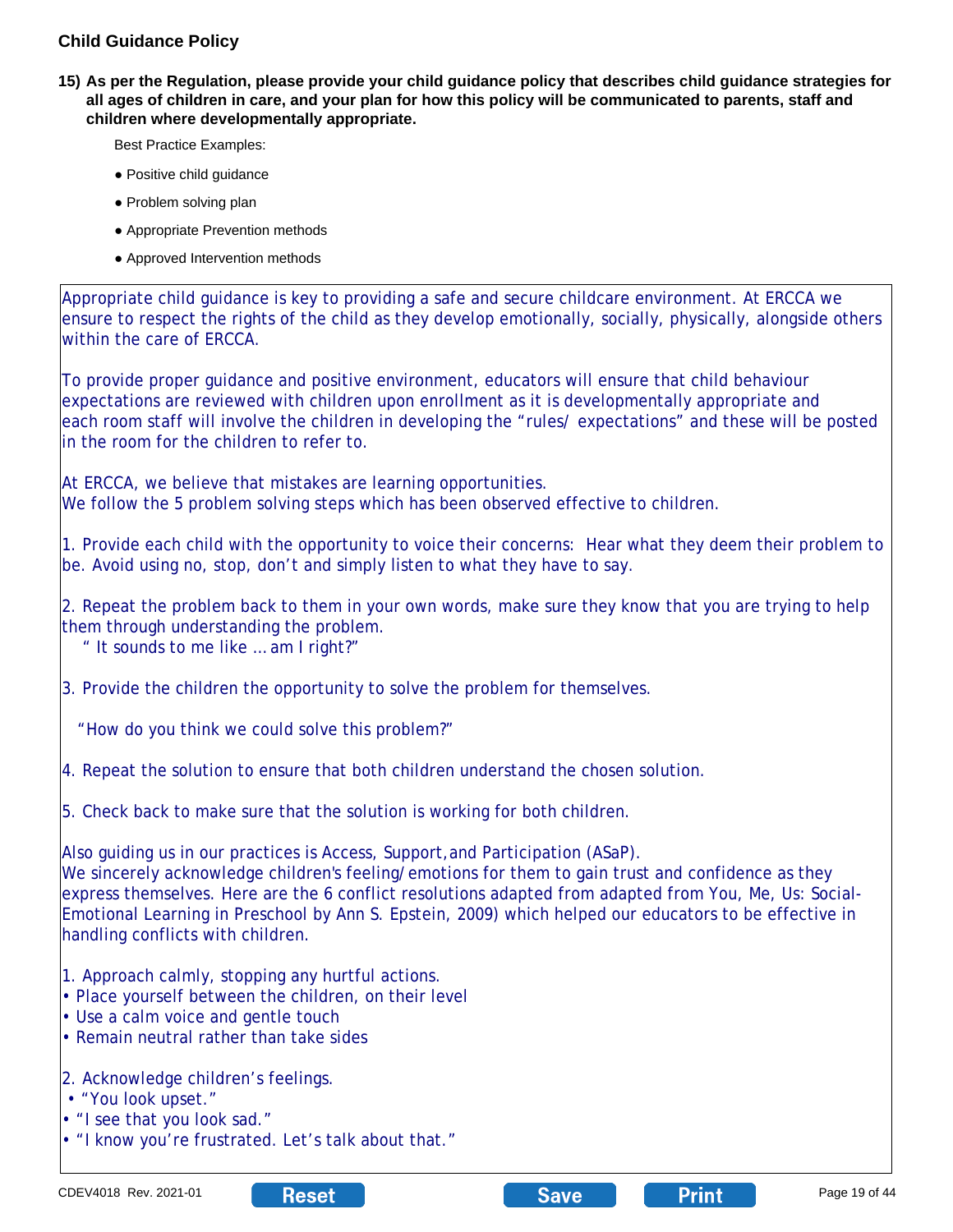## Child Guidance Policy

**15) As per the Regulation, please provide your child guidance policy that describes child guidance strategies for all ages of children in care, and your plan for how this policy will be communicated to parents, staff and children where developmentally appropriate.**

Best Practice Examples:

- Positive child guidance
- Problem solving plan
- Appropriate Prevention methods
- Approved Intervention methods

Appropriate child guidance is key to providing a safe and secure childcare environment. At ERCCA we ensure to respect the rights of the child as they develop emotionally, socially, physically, alongside others within the care of ERCCA.

To provide proper guidance and positive environment, educators will ensure that child behaviour expectations are reviewed with children upon enrollment as it is developmentally appropriate and each room staff will involve the children in developing the "rules/ expectations" and these will be posted in the room for the children to refer to.

At ERCCA, we believe that mistakes are learning opportunities.
We follow the 5 problem solving steps which has been observed effective to children.

1. Provide each child with the opportunity to voice their concerns: Hear what they deem their problem to be. Avoid using no, stop, don't and simply listen to what they have to say.

2. Repeat the problem back to them in your own words, make sure they know that you are trying to help them through understanding the problem.
   " It sounds to me like ... am I right?"

3. Provide the children the opportunity to solve the problem for themselves.

   "How do you think we could solve this problem?"

4. Repeat the solution to ensure that both children understand the chosen solution.

5. Check back to make sure that the solution is working for both children.

Also guiding us in our practices is Access, Support, and Participation (ASaP).
We sincerely acknowledge children's feeling/emotions for them to gain trust and confidence as they express themselves. Here are the 6 conflict resolutions adapted from adapted from You, Me, Us: Social-Emotional Learning in Preschool by Ann S. Epstein, 2009) which helped our educators to be effective in handling conflicts with children.

1. Approach calmly, stopping any hurtful actions.
- Place yourself between the children, on their level
- Use a calm voice and gentle touch
- Remain neutral rather than take sides

2. Acknowledge children's feelings.
- "You look upset."
- "I see that you look sad."
- "I know you're frustrated. Let's talk about that."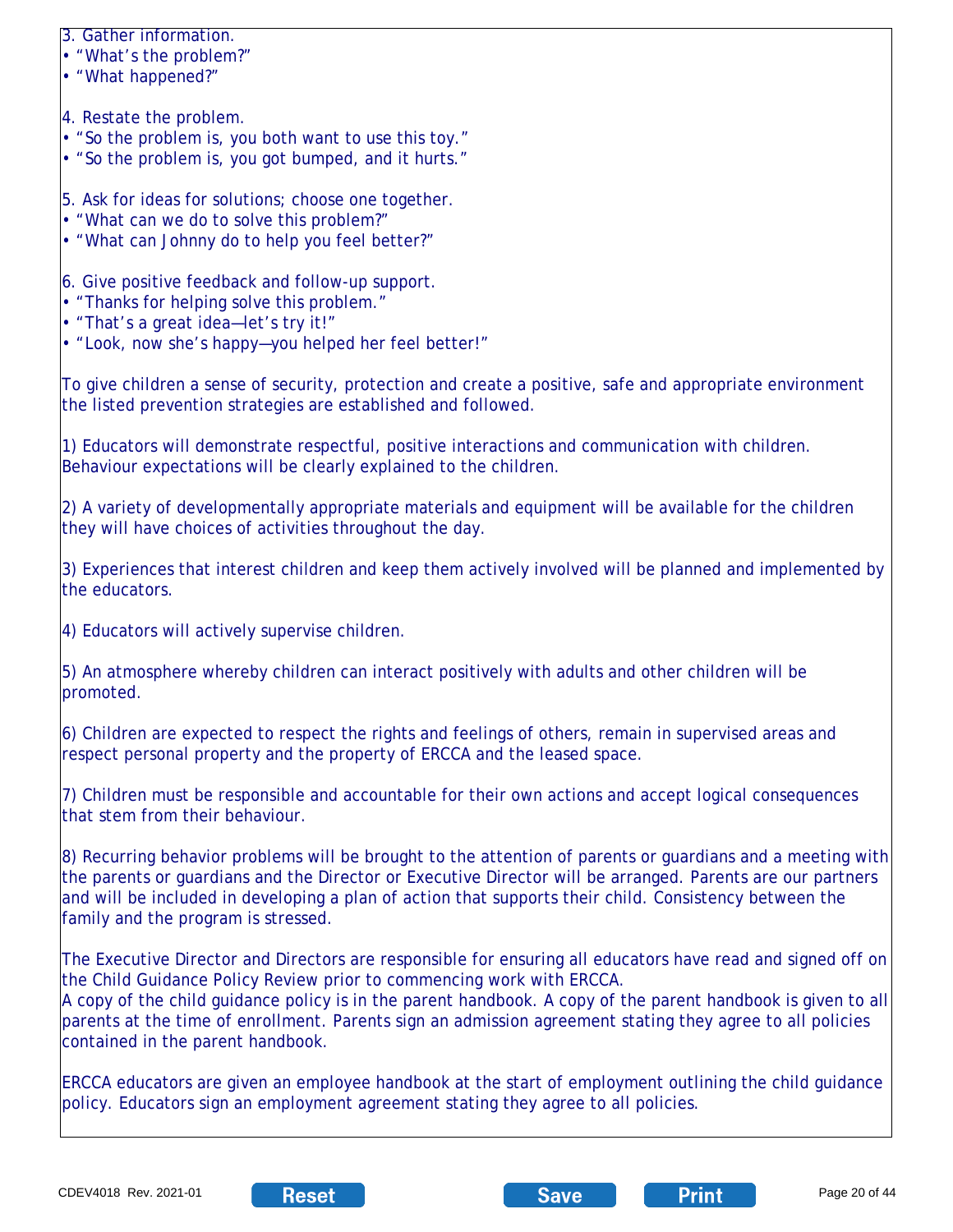3. Gather information.
• "What's the problem?"
• "What happened?"

4. Restate the problem.
• "So the problem is, you both want to use this toy."
• "So the problem is, you got bumped, and it hurts."

5. Ask for ideas for solutions; choose one together.
• "What can we do to solve this problem?"
• "What can Johnny do to help you feel better?"

6. Give positive feedback and follow-up support.
• "Thanks for helping solve this problem."
• "That's a great idea—let's try it!"
• "Look, now she's happy—you helped her feel better!"

To give children a sense of security, protection and create a positive, safe and appropriate environment the listed prevention strategies are established and followed.

1) Educators will demonstrate respectful, positive interactions and communication with children. Behaviour expectations will be clearly explained to the children.

2) A variety of developmentally appropriate materials and equipment will be available for the children they will have choices of activities throughout the day.

3) Experiences that interest children and keep them actively involved will be planned and implemented by the educators.

4) Educators will actively supervise children.

5) An atmosphere whereby children can interact positively with adults and other children will be promoted.

6) Children are expected to respect the rights and feelings of others, remain in supervised areas and respect personal property and the property of ERCCA and the leased space.

7) Children must be responsible and accountable for their own actions and accept logical consequences that stem from their behaviour.

8) Recurring behavior problems will be brought to the attention of parents or guardians and a meeting with the parents or guardians and the Director or Executive Director will be arranged. Parents are our partners and will be included in developing a plan of action that supports their child. Consistency between the family and the program is stressed.

The Executive Director and Directors are responsible for ensuring all educators have read and signed off on the Child Guidance Policy Review prior to commencing work with ERCCA.
A copy of the child guidance policy is in the parent handbook. A copy of the parent handbook is given to all parents at the time of enrollment. Parents sign an admission agreement stating they agree to all policies contained in the parent handbook.

ERCCA educators are given an employee handbook at the start of employment outlining the child guidance policy. Educators sign an employment agreement stating they agree to all policies.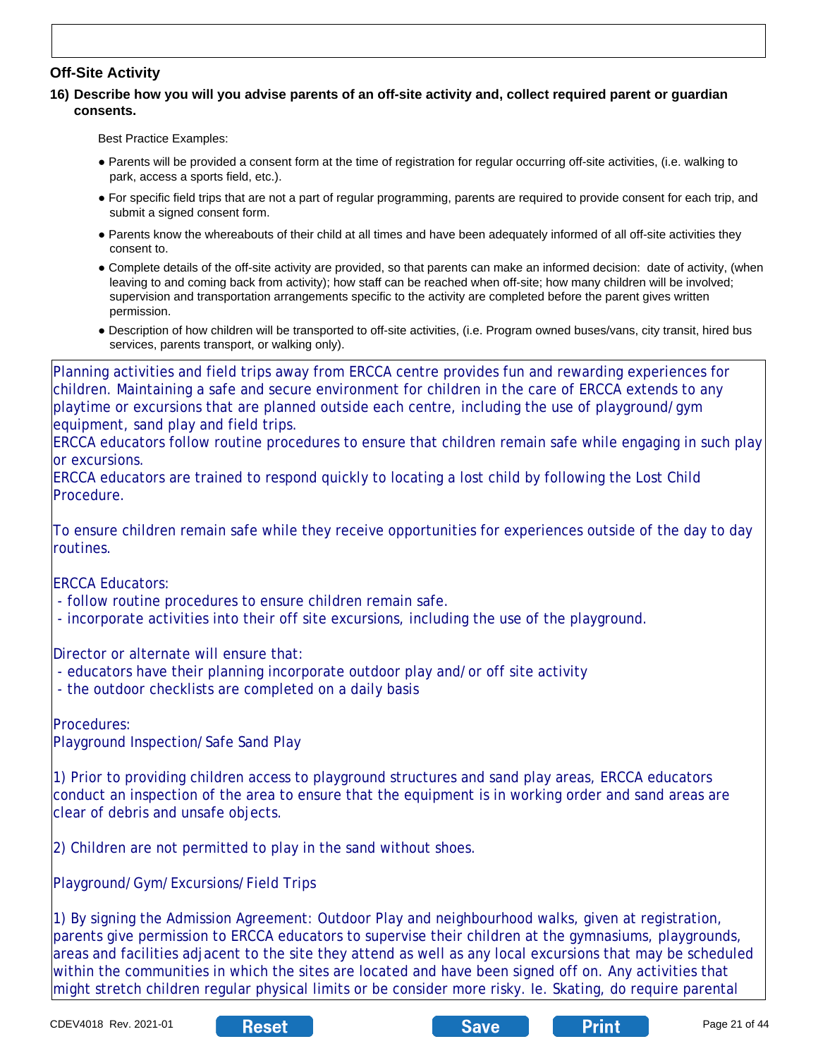## Off-Site Activity

**16) Describe how you will you advise parents of an off-site activity and, collect required parent or guardian consents.**

Best Practice Examples:

- Parents will be provided a consent form at the time of registration for regular occurring off-site activities, (i.e. walking to park, access a sports field, etc.).
- For specific field trips that are not a part of regular programming, parents are required to provide consent for each trip, and submit a signed consent form.
- Parents know the whereabouts of their child at all times and have been adequately informed of all off-site activities they consent to.
- Complete details of the off-site activity are provided, so that parents can make an informed decision: date of activity, (when leaving to and coming back from activity); how staff can be reached when off-site; how many children will be involved; supervision and transportation arrangements specific to the activity are completed before the parent gives written permission.
- Description of how children will be transported to off-site activities, (i.e. Program owned buses/vans, city transit, hired bus services, parents transport, or walking only).

Planning activities and field trips away from ERCCA centre provides fun and rewarding experiences for children. Maintaining a safe and secure environment for children in the care of ERCCA extends to any playtime or excursions that are planned outside each centre, including the use of playground/gym equipment, sand play and field trips.
ERCCA educators follow routine procedures to ensure that children remain safe while engaging in such play or excursions.
ERCCA educators are trained to respond quickly to locating a lost child by following the Lost Child Procedure.

To ensure children remain safe while they receive opportunities for experiences outside of the day to day routines.

ERCCA Educators:
- follow routine procedures to ensure children remain safe.
- incorporate activities into their off site excursions, including the use of the playground.

Director or alternate will ensure that:
- educators have their planning incorporate outdoor play and/or off site activity
- the outdoor checklists are completed on a daily basis

Procedures:
Playground Inspection/Safe Sand Play

1) Prior to providing children access to playground structures and sand play areas, ERCCA educators conduct an inspection of the area to ensure that the equipment is in working order and sand areas are clear of debris and unsafe objects.

2) Children are not permitted to play in the sand without shoes.

Playground/Gym/Excursions/Field Trips

1) By signing the Admission Agreement: Outdoor Play and neighbourhood walks, given at registration, parents give permission to ERCCA educators to supervise their children at the gymnasiums, playgrounds, areas and facilities adjacent to the site they attend as well as any local excursions that may be scheduled within the communities in which the sites are located and have been signed off on. Any activities that might stretch children regular physical limits or be consider more risky. Ie. Skating, do require parental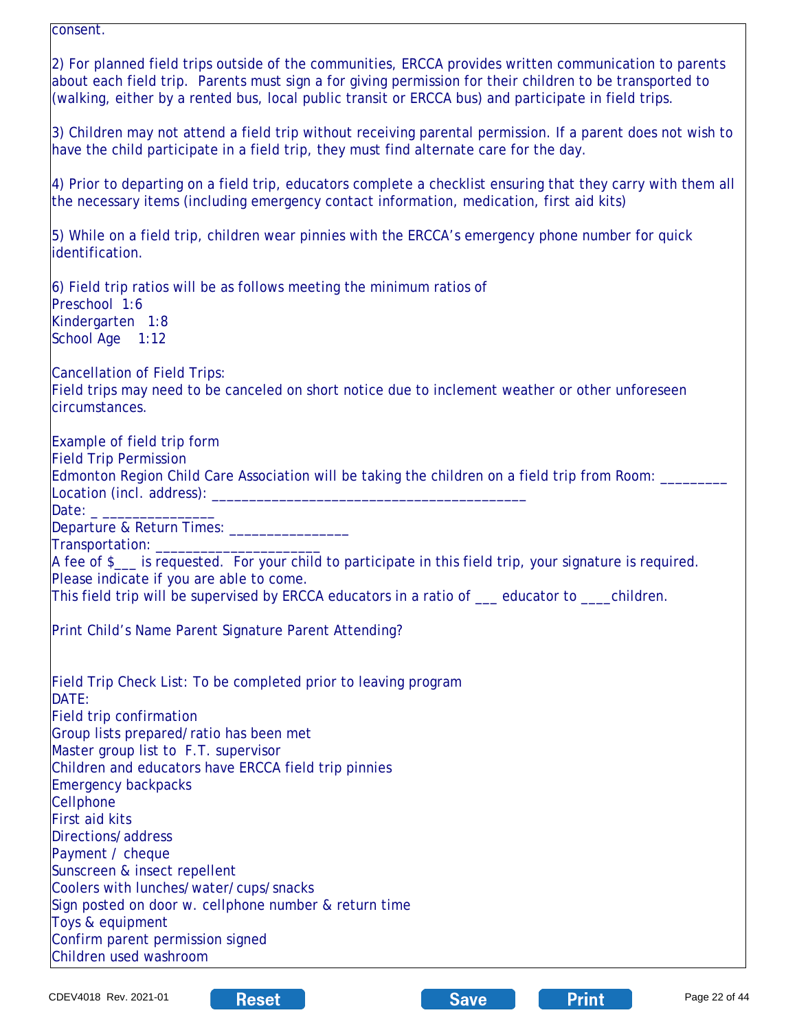consent.

2) For planned field trips outside of the communities, ERCCA provides written communication to parents about each field trip. Parents must sign a for giving permission for their children to be transported to (walking, either by a rented bus, local public transit or ERCCA bus) and participate in field trips.

3) Children may not attend a field trip without receiving parental permission. If a parent does not wish to have the child participate in a field trip, they must find alternate care for the day.

4) Prior to departing on a field trip, educators complete a checklist ensuring that they carry with them all the necessary items (including emergency contact information, medication, first aid kits)

5) While on a field trip, children wear pinnies with the ERCCA's emergency phone number for quick identification.

6) Field trip ratios will be as follows meeting the minimum ratios of
Preschool 1:6
Kindergarten 1:8
School Age 1:12

Cancellation of Field Trips:
Field trips may need to be canceled on short notice due to inclement weather or other unforeseen circumstances.

Example of field trip form
Field Trip Permission
Edmonton Region Child Care Association will be taking the children on a field trip from Room: _________
Location (incl. address): _________________________________________
Date: _ ______________
Departure & Return Times: _______________
Transportation: _____________________
A fee of $___ is requested. For your child to participate in this field trip, your signature is required.
Please indicate if you are able to come.
This field trip will be supervised by ERCCA educators in a ratio of ___ educator to ____children.

Print Child's Name Parent Signature Parent Attending?

Field Trip Check List: To be completed prior to leaving program
DATE:
Field trip confirmation
Group lists prepared/ratio has been met
Master group list to F.T. supervisor
Children and educators have ERCCA field trip pinnies
Emergency backpacks
Cellphone
First aid kits
Directions/address
Payment / cheque
Sunscreen & insect repellent
Coolers with lunches/water/cups/snacks
Sign posted on door w. cellphone number & return time
Toys & equipment
Confirm parent permission signed
Children used washroom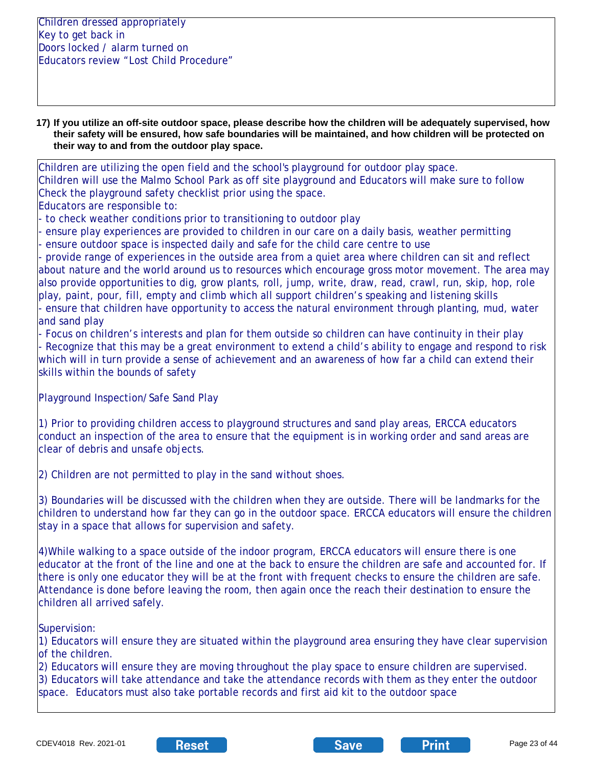Children dressed appropriately
Key to get back in
Doors locked / alarm turned on
Educators review “Lost Child Procedure”

**17) If you utilize an off-site outdoor space, please describe how the children will be adequately supervised, how their safety will be ensured, how safe boundaries will be maintained, and how children will be protected on their way to and from the outdoor play space.**

Children are utilizing the open field and the school's playground for outdoor play space.
Children will use the Malmo School Park as off site playground and Educators will make sure to follow Check the playground safety checklist prior using the space.
Educators are responsible to:

- to check weather conditions prior to transitioning to outdoor play
- ensure play experiences are provided to children in our care on a daily basis, weather permitting
- ensure outdoor space is inspected daily and safe for the child care centre to use
- provide range of experiences in the outside area from a quiet area where children can sit and reflect about nature and the world around us to resources which encourage gross motor movement. The area may also provide opportunities to dig, grow plants, roll, jump, write, draw, read, crawl, run, skip, hop, role play, paint, pour, fill, empty and climb which all support children’s speaking and listening skills
- ensure that children have opportunity to access the natural environment through planting, mud, water and sand play
- Focus on children’s interests and plan for them outside so children can have continuity in their play
- Recognize that this may be a great environment to extend a child’s ability to engage and respond to risk which will in turn provide a sense of achievement and an awareness of how far a child can extend their skills within the bounds of safety

Playground Inspection/Safe Sand Play

1) Prior to providing children access to playground structures and sand play areas, ERCCA educators conduct an inspection of the area to ensure that the equipment is in working order and sand areas are clear of debris and unsafe objects.

2) Children are not permitted to play in the sand without shoes.

3) Boundaries will be discussed with the children when they are outside. There will be landmarks for the children to understand how far they can go in the outdoor space. ERCCA educators will ensure the children stay in a space that allows for supervision and safety.

4)While walking to a space outside of the indoor program, ERCCA educators will ensure there is one educator at the front of the line and one at the back to ensure the children are safe and accounted for. If there is only one educator they will be at the front with frequent checks to ensure the children are safe. Attendance is done before leaving the room, then again once the reach their destination to ensure the children all arrived safely.

Supervision:
1) Educators will ensure they are situated within the playground area ensuring they have clear supervision of the children.
2) Educators will ensure they are moving throughout the play space to ensure children are supervised.
3) Educators will take attendance and take the attendance records with them as they enter the outdoor space. Educators must also take portable records and first aid kit to the outdoor space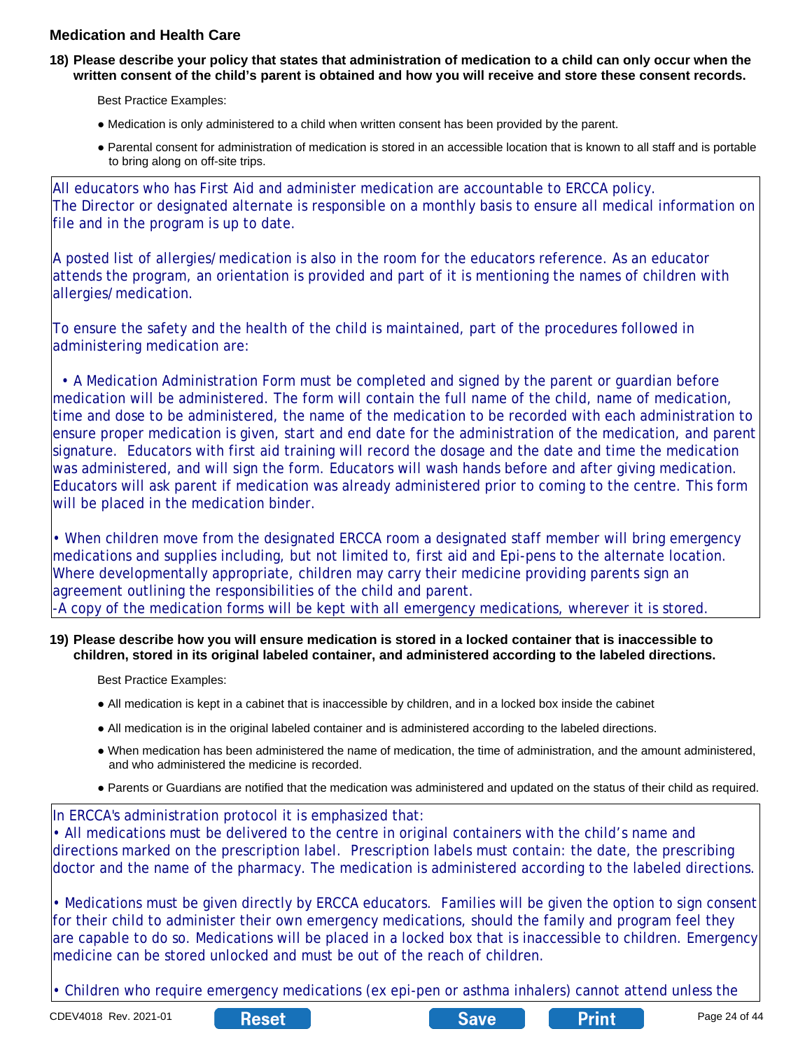### Medication and Health Care

**18) Please describe your policy that states that administration of medication to a child can only occur when the written consent of the child's parent is obtained and how you will receive and store these consent records.**

Best Practice Examples:

- Medication is only administered to a child when written consent has been provided by the parent.
- Parental consent for administration of medication is stored in an accessible location that is known to all staff and is portable to bring along on off-site trips.

All educators who has First Aid and administer medication are accountable to ERCCA policy.
The Director or designated alternate is responsible on a monthly basis to ensure all medical information on file and in the program is up to date.

A posted list of allergies/medication is also in the room for the educators reference. As an educator attends the program, an orientation is provided and part of it is mentioning the names of children with allergies/medication.

To ensure the safety and the health of the child is maintained, part of the procedures followed in administering medication are:

• A Medication Administration Form must be completed and signed by the parent or guardian before medication will be administered. The form will contain the full name of the child, name of medication, time and dose to be administered, the name of the medication to be recorded with each administration to ensure proper medication is given, start and end date for the administration of the medication, and parent signature. Educators with first aid training will record the dosage and the date and time the medication was administered, and will sign the form. Educators will wash hands before and after giving medication. Educators will ask parent if medication was already administered prior to coming to the centre. This form will be placed in the medication binder.

• When children move from the designated ERCCA room a designated staff member will bring emergency medications and supplies including, but not limited to, first aid and Epi-pens to the alternate location. Where developmentally appropriate, children may carry their medicine providing parents sign an agreement outlining the responsibilities of the child and parent.
-A copy of the medication forms will be kept with all emergency medications, wherever it is stored.

**19) Please describe how you will ensure medication is stored in a locked container that is inaccessible to children, stored in its original labeled container, and administered according to the labeled directions.**

Best Practice Examples:

- All medication is kept in a cabinet that is inaccessible by children, and in a locked box inside the cabinet
- All medication is in the original labeled container and is administered according to the labeled directions.
- When medication has been administered the name of medication, the time of administration, and the amount administered, and who administered the medicine is recorded.
- Parents or Guardians are notified that the medication was administered and updated on the status of their child as required.

In ERCCA's administration protocol it is emphasized that:
• All medications must be delivered to the centre in original containers with the child's name and directions marked on the prescription label. Prescription labels must contain: the date, the prescribing doctor and the name of the pharmacy. The medication is administered according to the labeled directions.

• Medications must be given directly by ERCCA educators. Families will be given the option to sign consent for their child to administer their own emergency medications, should the family and program feel they are capable to do so. Medications will be placed in a locked box that is inaccessible to children. Emergency medicine can be stored unlocked and must be out of the reach of children.

• Children who require emergency medications (ex epi-pen or asthma inhalers) cannot attend unless the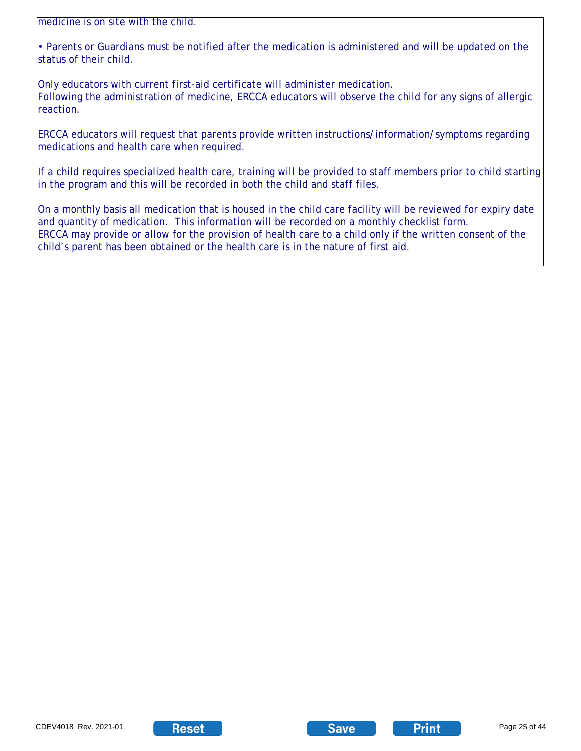medicine is on site with the child.

• Parents or Guardians must be notified after the medication is administered and will be updated on the status of their child.

Only educators with current first-aid certificate will administer medication.
Following the administration of medicine, ERCCA educators will observe the child for any signs of allergic reaction.

ERCCA educators will request that parents provide written instructions/information/symptoms regarding medications and health care when required.

If a child requires specialized health care, training will be provided to staff members prior to child starting in the program and this will be recorded in both the child and staff files.

On a monthly basis all medication that is housed in the child care facility will be reviewed for expiry date and quantity of medication. This information will be recorded on a monthly checklist form.
ERCCA may provide or allow for the provision of health care to a child only if the written consent of the child's parent has been obtained or the health care is in the nature of first aid.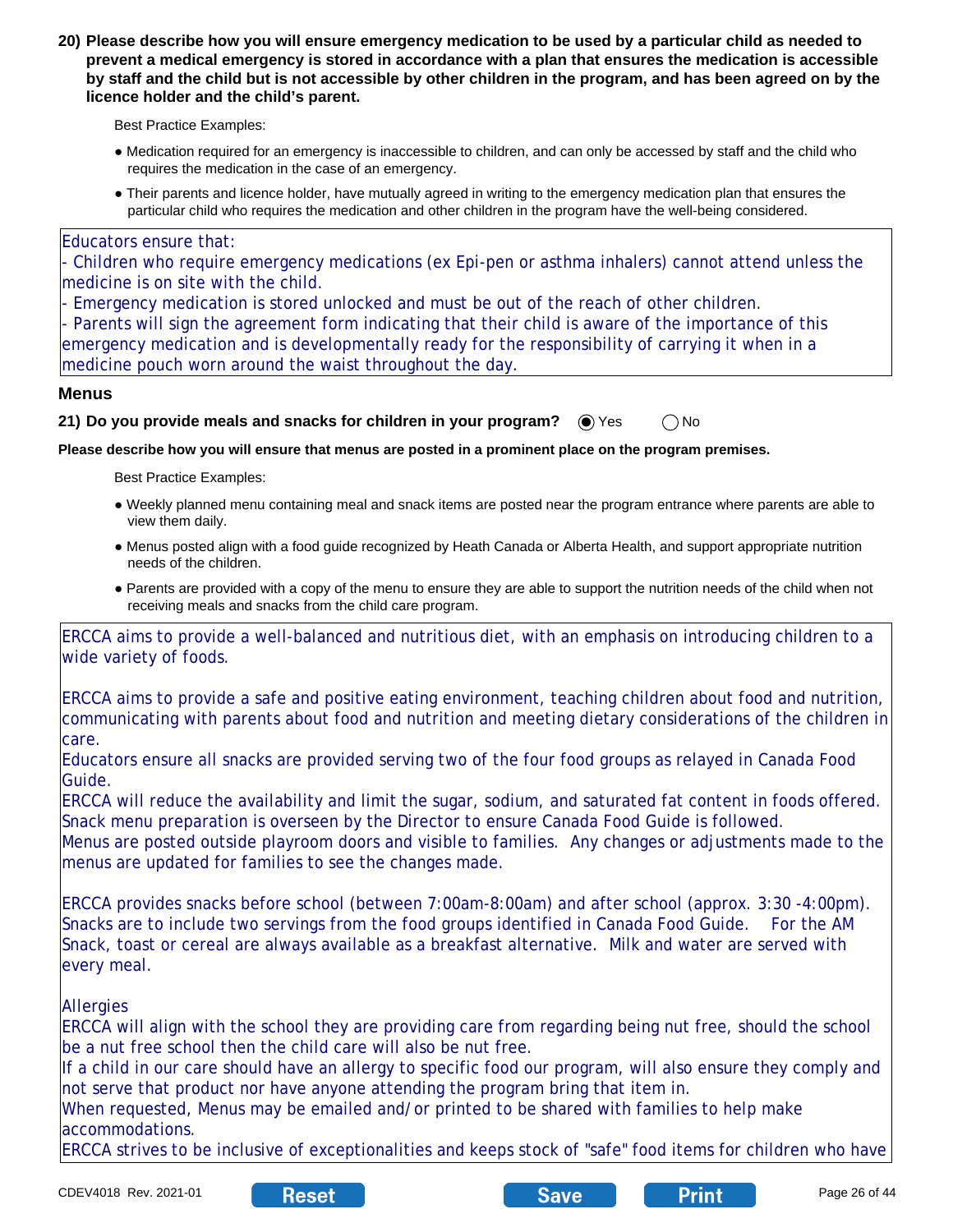**20) Please describe how you will ensure emergency medication to be used by a particular child as needed to prevent a medical emergency is stored in accordance with a plan that ensures the medication is accessible by staff and the child but is not accessible by other children in the program, and has been agreed on by the licence holder and the child's parent.**

Best Practice Examples:

- Medication required for an emergency is inaccessible to children, and can only be accessed by staff and the child who requires the medication in the case of an emergency.
- Their parents and licence holder, have mutually agreed in writing to the emergency medication plan that ensures the particular child who requires the medication and other children in the program have the well-being considered.

Educators ensure that:
- Children who require emergency medications (ex Epi-pen or asthma inhalers) cannot attend unless the medicine is on site with the child.
- Emergency medication is stored unlocked and must be out of the reach of other children.
- Parents will sign the agreement form indicating that their child is aware of the importance of this emergency medication and is developmentally ready for the responsibility of carrying it when in a medicine pouch worn around the waist throughout the day.

## Menus

**21) Do you provide meals and snacks for children in your program?** (●) Yes ( ) No

**Please describe how you will ensure that menus are posted in a prominent place on the program premises.**

Best Practice Examples:

- Weekly planned menu containing meal and snack items are posted near the program entrance where parents are able to view them daily.
- Menus posted align with a food guide recognized by Heath Canada or Alberta Health, and support appropriate nutrition needs of the children.
- Parents are provided with a copy of the menu to ensure they are able to support the nutrition needs of the child when not receiving meals and snacks from the child care program.

ERCCA aims to provide a well-balanced and nutritious diet, with an emphasis on introducing children to a wide variety of foods.

ERCCA aims to provide a safe and positive eating environment, teaching children about food and nutrition, communicating with parents about food and nutrition and meeting dietary considerations of the children in care.
Educators ensure all snacks are provided serving two of the four food groups as relayed in Canada Food Guide.
ERCCA will reduce the availability and limit the sugar, sodium, and saturated fat content in foods offered.
Snack menu preparation is overseen by the Director to ensure Canada Food Guide is followed.
Menus are posted outside playroom doors and visible to families. Any changes or adjustments made to the menus are updated for families to see the changes made.

ERCCA provides snacks before school (between 7:00am-8:00am) and after school (approx. 3:30 -4:00pm). Snacks are to include two servings from the food groups identified in Canada Food Guide. For the AM Snack, toast or cereal are always available as a breakfast alternative. Milk and water are served with every meal.

Allergies
ERCCA will align with the school they are providing care from regarding being nut free, should the school be a nut free school then the child care will also be nut free.
If a child in our care should have an allergy to specific food our program, will also ensure they comply and not serve that product nor have anyone attending the program bring that item in.
When requested, Menus may be emailed and/or printed to be shared with families to help make accommodations.
ERCCA strives to be inclusive of exceptionalities and keeps stock of "safe" food items for children who have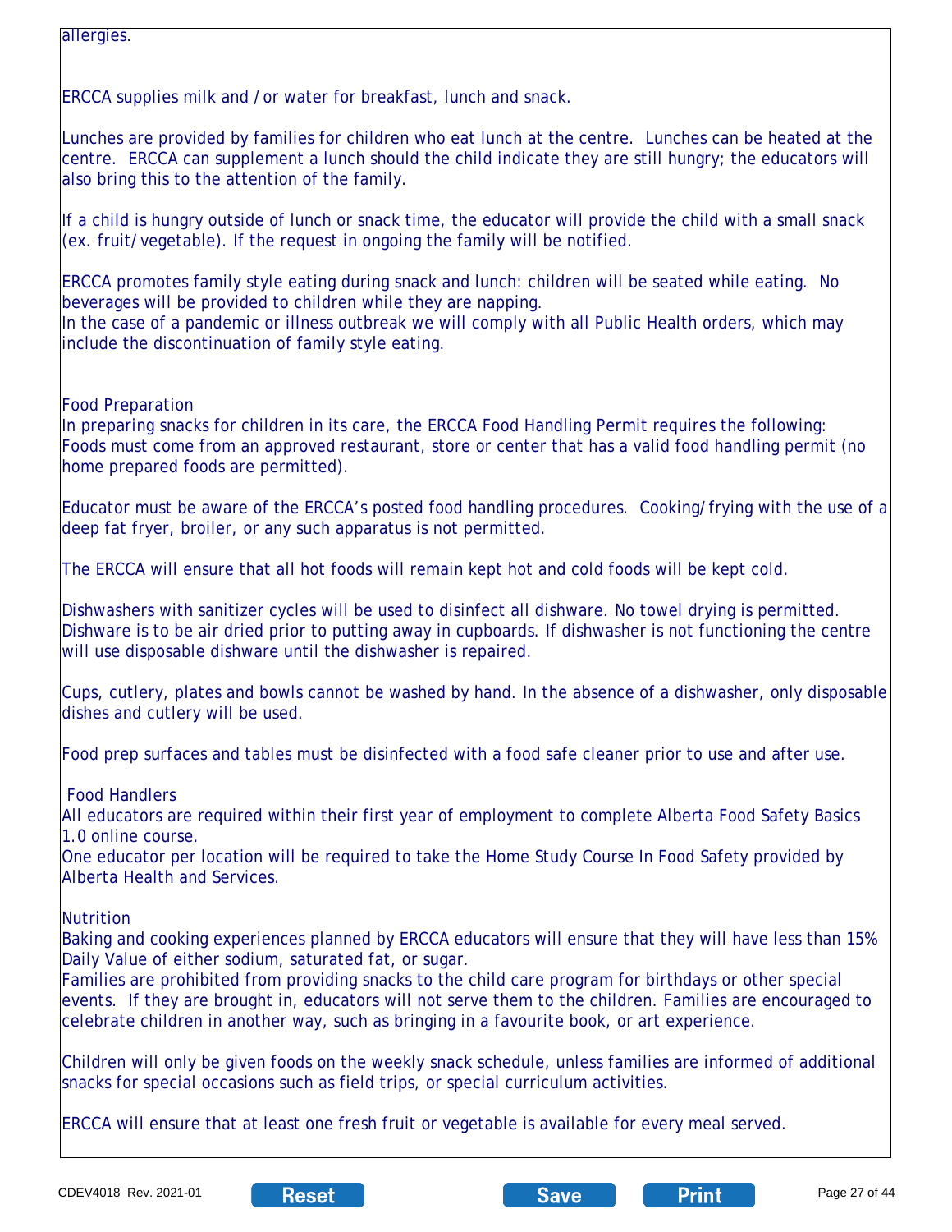allergies.

ERCCA supplies milk and / or water for breakfast, lunch and snack.

Lunches are provided by families for children who eat lunch at the centre. Lunches can be heated at the centre. ERCCA can supplement a lunch should the child indicate they are still hungry; the educators will also bring this to the attention of the family.

If a child is hungry outside of lunch or snack time, the educator will provide the child with a small snack (ex. fruit/vegetable). If the request in ongoing the family will be notified.

ERCCA promotes family style eating during snack and lunch: children will be seated while eating. No beverages will be provided to children while they are napping.
In the case of a pandemic or illness outbreak we will comply with all Public Health orders, which may include the discontinuation of family style eating.

Food Preparation
In preparing snacks for children in its care, the ERCCA Food Handling Permit requires the following:
Foods must come from an approved restaurant, store or center that has a valid food handling permit (no home prepared foods are permitted).

Educator must be aware of the ERCCA's posted food handling procedures. Cooking/frying with the use of a deep fat fryer, broiler, or any such apparatus is not permitted.

The ERCCA will ensure that all hot foods will remain kept hot and cold foods will be kept cold.

Dishwashers with sanitizer cycles will be used to disinfect all dishware. No towel drying is permitted. Dishware is to be air dried prior to putting away in cupboards. If dishwasher is not functioning the centre will use disposable dishware until the dishwasher is repaired.

Cups, cutlery, plates and bowls cannot be washed by hand. In the absence of a dishwasher, only disposable dishes and cutlery will be used.

Food prep surfaces and tables must be disinfected with a food safe cleaner prior to use and after use.

Food Handlers
All educators are required within their first year of employment to complete Alberta Food Safety Basics 1.0 online course.
One educator per location will be required to take the Home Study Course In Food Safety provided by Alberta Health and Services.

Nutrition
Baking and cooking experiences planned by ERCCA educators will ensure that they will have less than 15% Daily Value of either sodium, saturated fat, or sugar.
Families are prohibited from providing snacks to the child care program for birthdays or other special events. If they are brought in, educators will not serve them to the children. Families are encouraged to celebrate children in another way, such as bringing in a favourite book, or art experience.

Children will only be given foods on the weekly snack schedule, unless families are informed of additional snacks for special occasions such as field trips, or special curriculum activities.

ERCCA will ensure that at least one fresh fruit or vegetable is available for every meal served.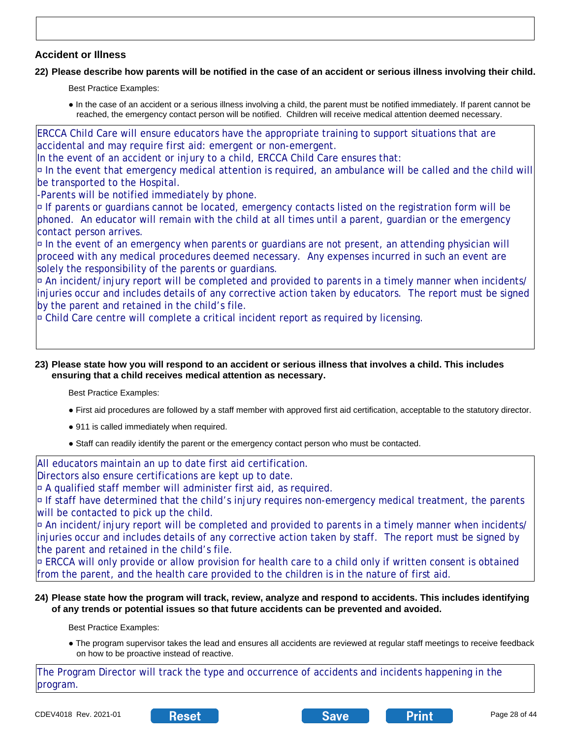## Accident or Illness

**22) Please describe how parents will be notified in the case of an accident or serious illness involving their child.**

Best Practice Examples:

- In the case of an accident or a serious illness involving a child, the parent must be notified immediately. If parent cannot be reached, the emergency contact person will be notified. Children will receive medical attention deemed necessary.

ERCCA Child Care will ensure educators have the appropriate training to support situations that are accidental and may require first aid: emergent or non-emergent.
In the event of an accident or injury to a child, ERCCA Child Care ensures that:
▫ In the event that emergency medical attention is required, an ambulance will be called and the child will be transported to the Hospital.
-Parents will be notified immediately by phone.
▫ If parents or guardians cannot be located, emergency contacts listed on the registration form will be phoned. An educator will remain with the child at all times until a parent, guardian or the emergency contact person arrives.
▫ In the event of an emergency when parents or guardians are not present, an attending physician will proceed with any medical procedures deemed necessary. Any expenses incurred in such an event are solely the responsibility of the parents or guardians.
▫ An incident/injury report will be completed and provided to parents in a timely manner when incidents/injuries occur and includes details of any corrective action taken by educators. The report must be signed by the parent and retained in the child's file.
▫ Child Care centre will complete a critical incident report as required by licensing.

**23) Please state how you will respond to an accident or serious illness that involves a child. This includes ensuring that a child receives medical attention as necessary.**

Best Practice Examples:

- First aid procedures are followed by a staff member with approved first aid certification, acceptable to the statutory director.
- 911 is called immediately when required.
- Staff can readily identify the parent or the emergency contact person who must be contacted.

All educators maintain an up to date first aid certification.
Directors also ensure certifications are kept up to date.
▫ A qualified staff member will administer first aid, as required.
▫ If staff have determined that the child's injury requires non-emergency medical treatment, the parents will be contacted to pick up the child.
▫ An incident/injury report will be completed and provided to parents in a timely manner when incidents/injuries occur and includes details of any corrective action taken by staff. The report must be signed by the parent and retained in the child's file.
▫ ERCCA will only provide or allow provision for health care to a child only if written consent is obtained from the parent, and the health care provided to the children is in the nature of first aid.

**24) Please state how the program will track, review, analyze and respond to accidents. This includes identifying of any trends or potential issues so that future accidents can be prevented and avoided.**

Best Practice Examples:

- The program supervisor takes the lead and ensures all accidents are reviewed at regular staff meetings to receive feedback on how to be proactive instead of reactive.

The Program Director will track the type and occurrence of accidents and incidents happening in the program.

CDEV4018 Rev. 2021-01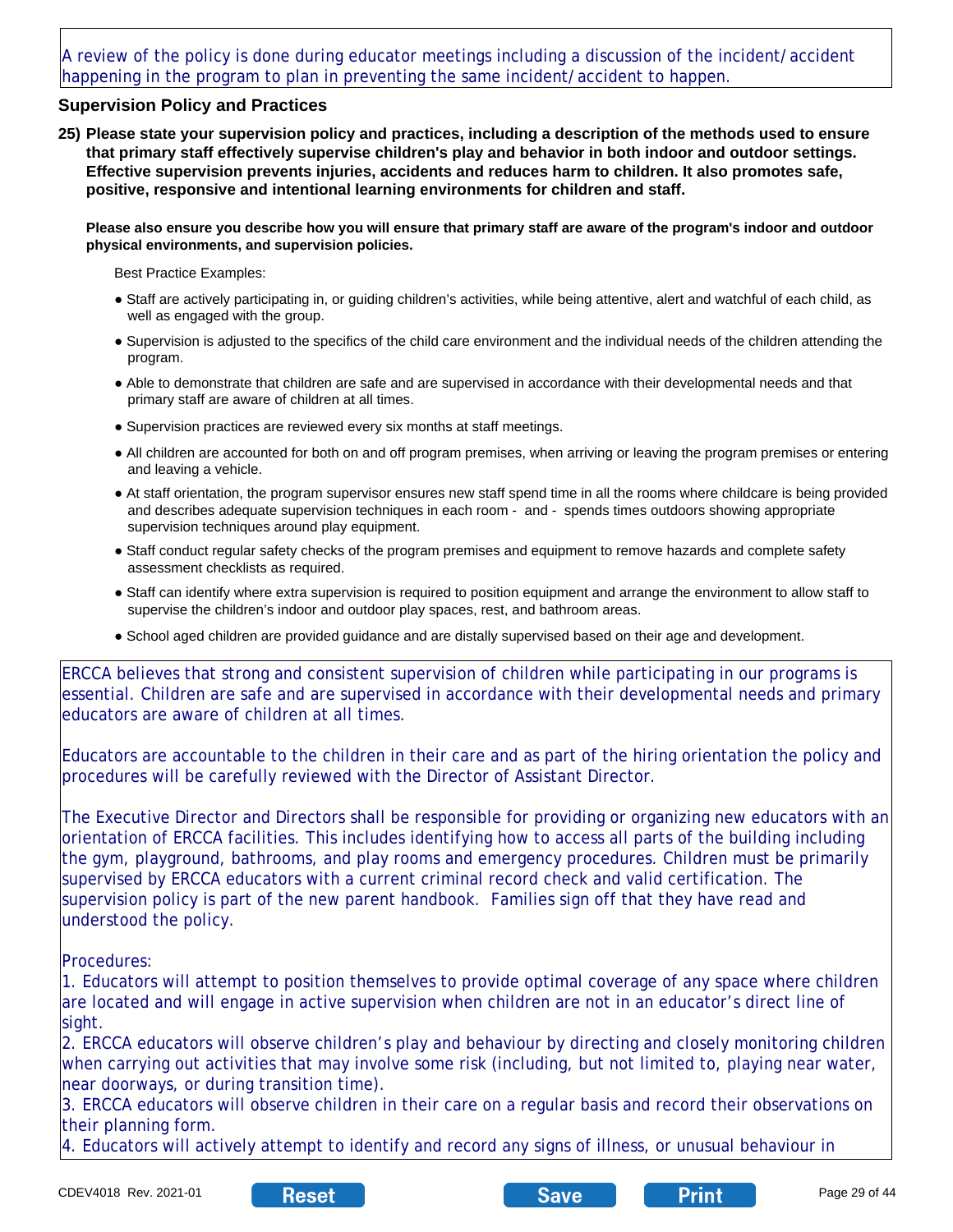A review of the policy is done during educator meetings including a discussion of the incident/accident happening in the program to plan in preventing the same incident/accident to happen.

### Supervision Policy and Practices

**25) Please state your supervision policy and practices, including a description of the methods used to ensure that primary staff effectively supervise children's play and behavior in both indoor and outdoor settings. Effective supervision prevents injuries, accidents and reduces harm to children. It also promotes safe, positive, responsive and intentional learning environments for children and staff.**

**Please also ensure you describe how you will ensure that primary staff are aware of the program's indoor and outdoor physical environments, and supervision policies.**

Best Practice Examples:

- Staff are actively participating in, or guiding children's activities, while being attentive, alert and watchful of each child, as well as engaged with the group.
- Supervision is adjusted to the specifics of the child care environment and the individual needs of the children attending the program.
- Able to demonstrate that children are safe and are supervised in accordance with their developmental needs and that primary staff are aware of children at all times.
- Supervision practices are reviewed every six months at staff meetings.
- All children are accounted for both on and off program premises, when arriving or leaving the program premises or entering and leaving a vehicle.
- At staff orientation, the program supervisor ensures new staff spend time in all the rooms where childcare is being provided and describes adequate supervision techniques in each room - and - spends times outdoors showing appropriate supervision techniques around play equipment.
- Staff conduct regular safety checks of the program premises and equipment to remove hazards and complete safety assessment checklists as required.
- Staff can identify where extra supervision is required to position equipment and arrange the environment to allow staff to supervise the children's indoor and outdoor play spaces, rest, and bathroom areas.
- School aged children are provided guidance and are distally supervised based on their age and development.

ERCCA believes that strong and consistent supervision of children while participating in our programs is essential. Children are safe and are supervised in accordance with their developmental needs and primary educators are aware of children at all times.

Educators are accountable to the children in their care and as part of the hiring orientation the policy and procedures will be carefully reviewed with the Director of Assistant Director.

The Executive Director and Directors shall be responsible for providing or organizing new educators with an orientation of ERCCA facilities. This includes identifying how to access all parts of the building including the gym, playground, bathrooms, and play rooms and emergency procedures. Children must be primarily supervised by ERCCA educators with a current criminal record check and valid certification. The supervision policy is part of the new parent handbook. Families sign off that they have read and understood the policy.

Procedures:
1. Educators will attempt to position themselves to provide optimal coverage of any space where children are located and will engage in active supervision when children are not in an educator's direct line of sight.
2. ERCCA educators will observe children's play and behaviour by directing and closely monitoring children when carrying out activities that may involve some risk (including, but not limited to, playing near water, near doorways, or during transition time).
3. ERCCA educators will observe children in their care on a regular basis and record their observations on their planning form.
4. Educators will actively attempt to identify and record any signs of illness, or unusual behaviour in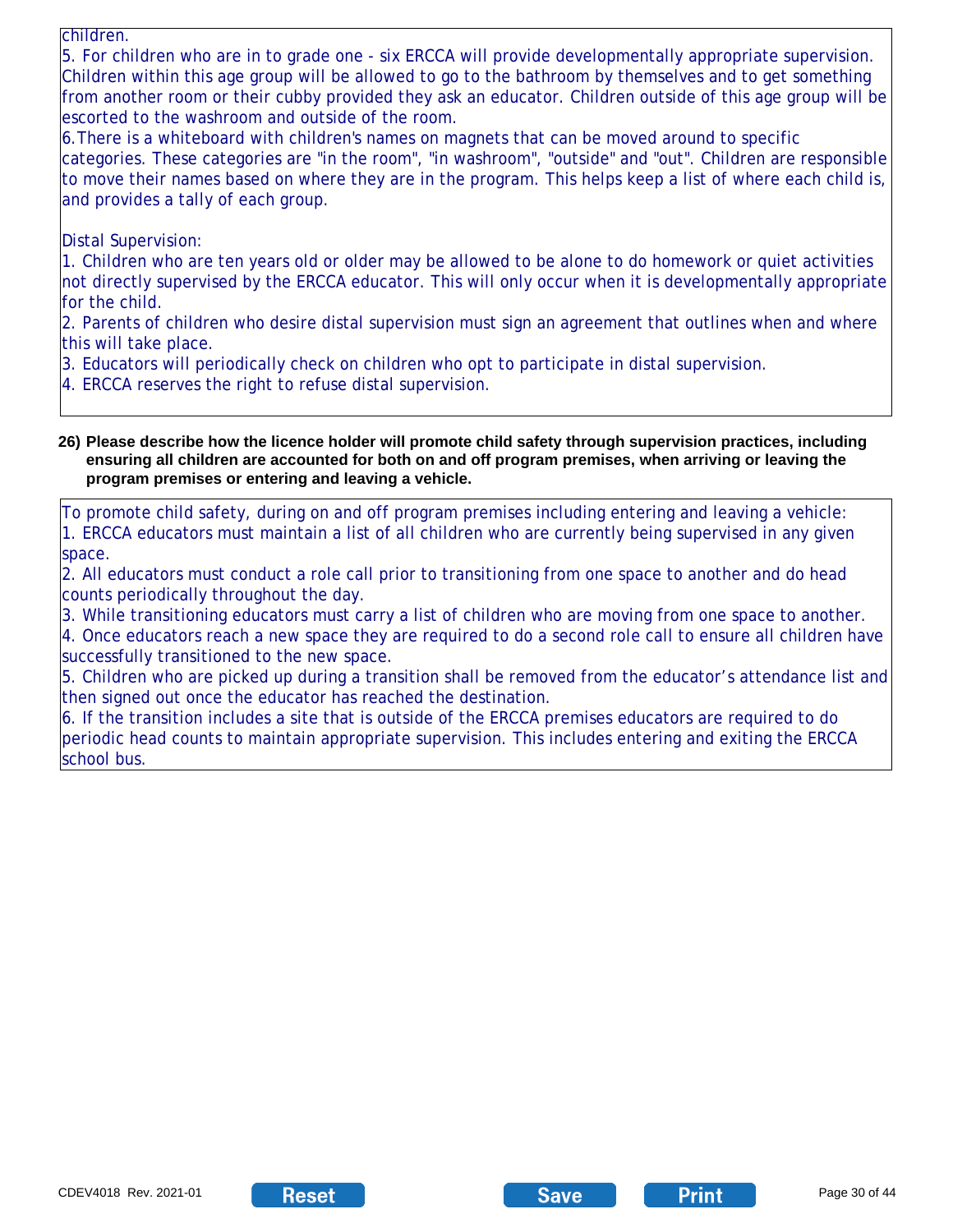children.

5. For children who are in to grade one - six ERCCA will provide developmentally appropriate supervision. Children within this age group will be allowed to go to the bathroom by themselves and to get something from another room or their cubby provided they ask an educator. Children outside of this age group will be escorted to the washroom and outside of the room.

6.There is a whiteboard with children's names on magnets that can be moved around to specific categories. These categories are "in the room", "in washroom", "outside" and "out". Children are responsible to move their names based on where they are in the program. This helps keep a list of where each child is, and provides a tally of each group.

Distal Supervision:

1. Children who are ten years old or older may be allowed to be alone to do homework or quiet activities not directly supervised by the ERCCA educator. This will only occur when it is developmentally appropriate for the child.
2. Parents of children who desire distal supervision must sign an agreement that outlines when and where this will take place.
3. Educators will periodically check on children who opt to participate in distal supervision.
4. ERCCA reserves the right to refuse distal supervision.

**26) Please describe how the licence holder will promote child safety through supervision practices, including ensuring all children are accounted for both on and off program premises, when arriving or leaving the program premises or entering and leaving a vehicle.**

To promote child safety, during on and off program premises including entering and leaving a vehicle:

1. ERCCA educators must maintain a list of all children who are currently being supervised in any given space.
2. All educators must conduct a role call prior to transitioning from one space to another and do head counts periodically throughout the day.
3. While transitioning educators must carry a list of children who are moving from one space to another.
4. Once educators reach a new space they are required to do a second role call to ensure all children have successfully transitioned to the new space.
5. Children who are picked up during a transition shall be removed from the educator's attendance list and then signed out once the educator has reached the destination.
6. If the transition includes a site that is outside of the ERCCA premises educators are required to do periodic head counts to maintain appropriate supervision. This includes entering and exiting the ERCCA school bus.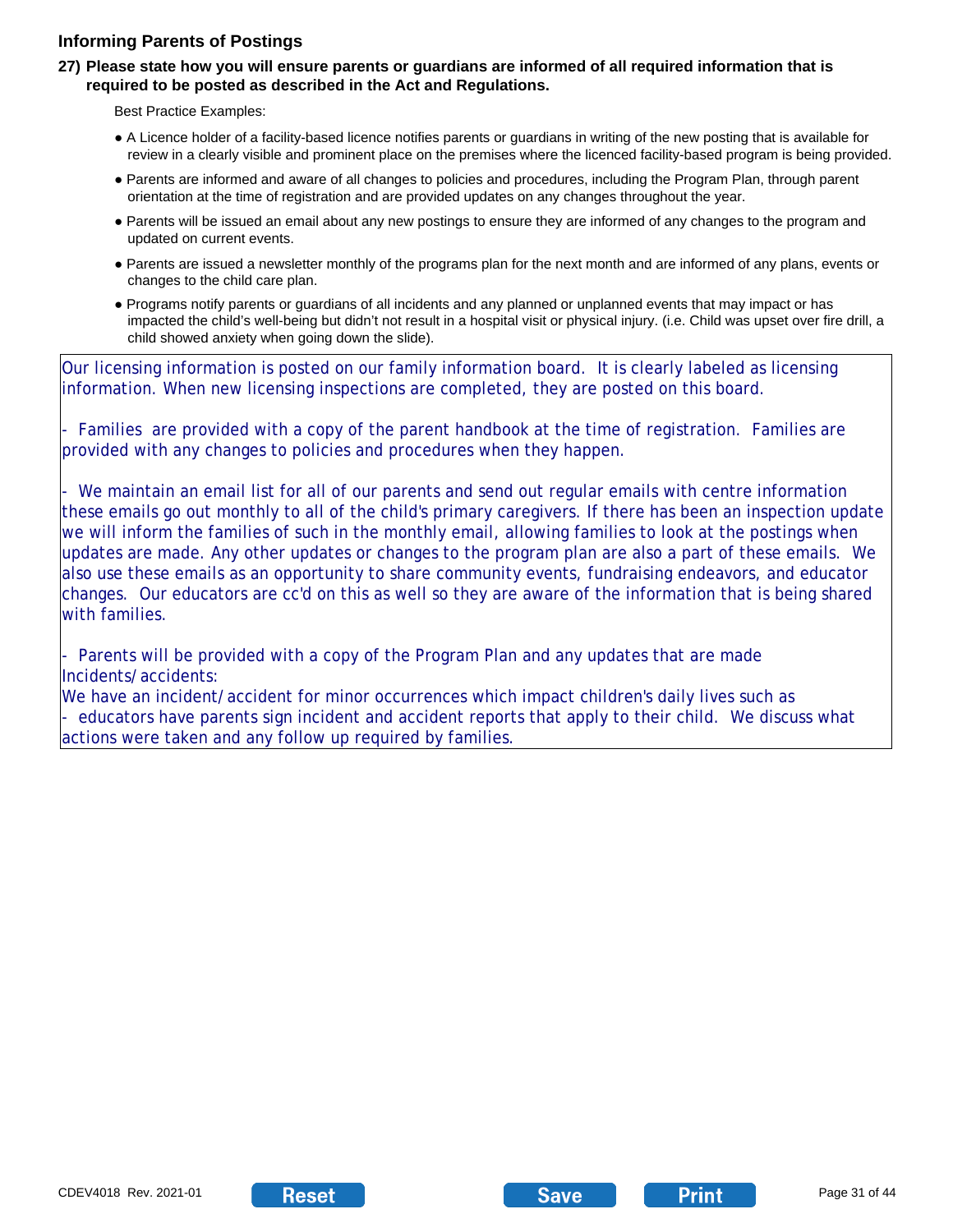### Informing Parents of Postings

**27) Please state how you will ensure parents or guardians are informed of all required information that is required to be posted as described in the Act and Regulations.**

Best Practice Examples:

- A Licence holder of a facility-based licence notifies parents or guardians in writing of the new posting that is available for review in a clearly visible and prominent place on the premises where the licenced facility-based program is being provided.
- Parents are informed and aware of all changes to policies and procedures, including the Program Plan, through parent orientation at the time of registration and are provided updates on any changes throughout the year.
- Parents will be issued an email about any new postings to ensure they are informed of any changes to the program and updated on current events.
- Parents are issued a newsletter monthly of the programs plan for the next month and are informed of any plans, events or changes to the child care plan.
- Programs notify parents or guardians of all incidents and any planned or unplanned events that may impact or has impacted the child's well-being but didn't not result in a hospital visit or physical injury. (i.e. Child was upset over fire drill, a child showed anxiety when going down the slide).

Our licensing information is posted on our family information board. It is clearly labeled as licensing information. When new licensing inspections are completed, they are posted on this board.

- Families are provided with a copy of the parent handbook at the time of registration. Families are provided with any changes to policies and procedures when they happen.

- We maintain an email list for all of our parents and send out regular emails with centre information these emails go out monthly to all of the child's primary caregivers. If there has been an inspection update we will inform the families of such in the monthly email, allowing families to look at the postings when updates are made. Any other updates or changes to the program plan are also a part of these emails. We also use these emails as an opportunity to share community events, fundraising endeavors, and educator changes. Our educators are cc'd on this as well so they are aware of the information that is being shared with families.

- Parents will be provided with a copy of the Program Plan and any updates that are made
Incidents/accidents:
We have an incident/accident for minor occurrences which impact children's daily lives such as
- educators have parents sign incident and accident reports that apply to their child. We discuss what actions were taken and any follow up required by families.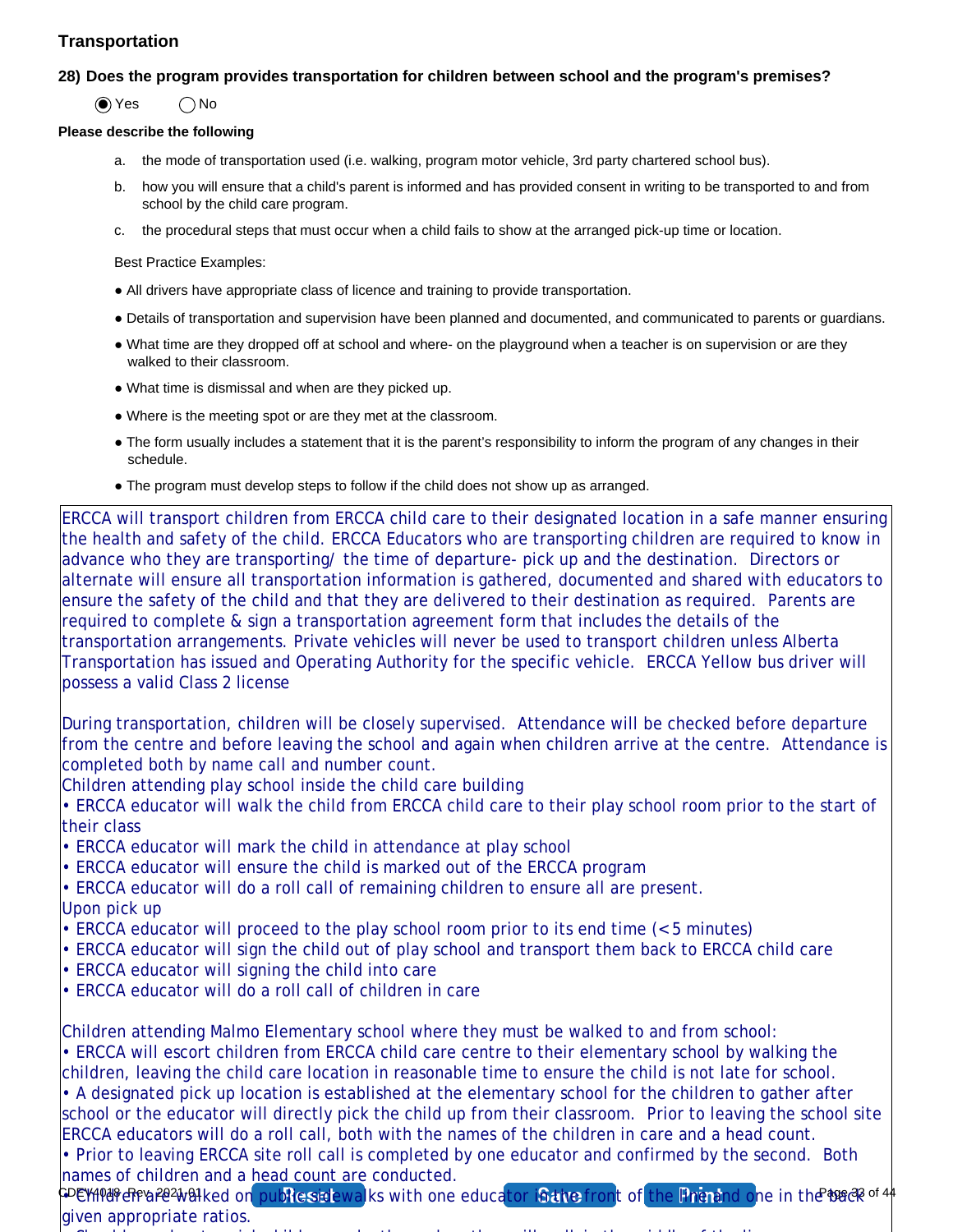## Transportation

**28) Does the program provides transportation for children between school and the program's premises?**

◉ Yes ◯ No

**Please describe the following**

a. the mode of transportation used (i.e. walking, program motor vehicle, 3rd party chartered school bus).

b. how you will ensure that a child's parent is informed and has provided consent in writing to be transported to and from school by the child care program.

c. the procedural steps that must occur when a child fails to show at the arranged pick-up time or location.

Best Practice Examples:

- All drivers have appropriate class of licence and training to provide transportation.
- Details of transportation and supervision have been planned and documented, and communicated to parents or guardians.
- What time are they dropped off at school and where- on the playground when a teacher is on supervision or are they walked to their classroom.
- What time is dismissal and when are they picked up.
- Where is the meeting spot or are they met at the classroom.
- The form usually includes a statement that it is the parent's responsibility to inform the program of any changes in their schedule.
- The program must develop steps to follow if the child does not show up as arranged.

ERCCA will transport children from ERCCA child care to their designated location in a safe manner ensuring the health and safety of the child. ERCCA Educators who are transporting children are required to know in advance who they are transporting/ the time of departure- pick up and the destination. Directors or alternate will ensure all transportation information is gathered, documented and shared with educators to ensure the safety of the child and that they are delivered to their destination as required. Parents are required to complete & sign a transportation agreement form that includes the details of the transportation arrangements. Private vehicles will never be used to transport children unless Alberta Transportation has issued and Operating Authority for the specific vehicle. ERCCA Yellow bus driver will possess a valid Class 2 license

During transportation, children will be closely supervised. Attendance will be checked before departure from the centre and before leaving the school and again when children arrive at the centre. Attendance is completed both by name call and number count.

Children attending play school inside the child care building

- ERCCA educator will walk the child from ERCCA child care to their play school room prior to the start of their class
- ERCCA educator will mark the child in attendance at play school
- ERCCA educator will ensure the child is marked out of the ERCCA program
- ERCCA educator will do a roll call of remaining children to ensure all are present.

Upon pick up

- ERCCA educator will proceed to the play school room prior to its end time (<5 minutes)
- ERCCA educator will sign the child out of play school and transport them back to ERCCA child care
- ERCCA educator will signing the child into care
- ERCCA educator will do a roll call of children in care

Children attending Malmo Elementary school where they must be walked to and from school:

- ERCCA will escort children from ERCCA child care centre to their elementary school by walking the children, leaving the child care location in reasonable time to ensure the child is not late for school.
- A designated pick up location is established at the elementary school for the children to gather after school or the educator will directly pick the child up from their classroom. Prior to leaving the school site ERCCA educators will do a roll call, both with the names of the children in care and a head count.
- Prior to leaving ERCCA site roll call is completed by one educator and confirmed by the second. Both names of children and a head count are conducted.
- Children are walked on public sidewalks with one educator in the front of the line and one in the back given appropriate ratios.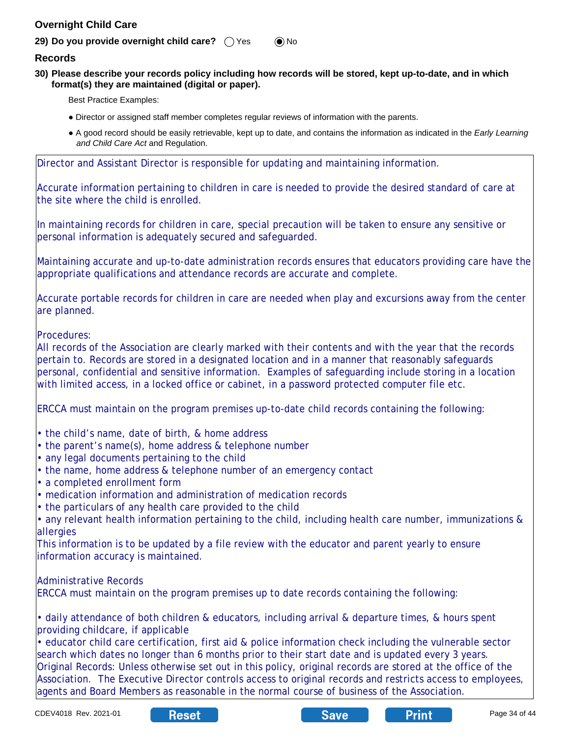## Overnight Child Care

**29) Do you provide overnight child care?** ◯ Yes ◉ No

## Records

**30) Please describe your records policy including how records will be stored, kept up-to-date, and in which format(s) they are maintained (digital or paper).**

Best Practice Examples:

- Director or assigned staff member completes regular reviews of information with the parents.
- A good record should be easily retrievable, kept up to date, and contains the information as indicated in the *Early Learning and Child Care Act* and Regulation.

Director and Assistant Director is responsible for updating and maintaining information.

Accurate information pertaining to children in care is needed to provide the desired standard of care at the site where the child is enrolled.

In maintaining records for children in care, special precaution will be taken to ensure any sensitive or personal information is adequately secured and safeguarded.

Maintaining accurate and up-to-date administration records ensures that educators providing care have the appropriate qualifications and attendance records are accurate and complete.

Accurate portable records for children in care are needed when play and excursions away from the center are planned.

Procedures:
All records of the Association are clearly marked with their contents and with the year that the records pertain to. Records are stored in a designated location and in a manner that reasonably safeguards personal, confidential and sensitive information. Examples of safeguarding include storing in a location with limited access, in a locked office or cabinet, in a password protected computer file etc.

ERCCA must maintain on the program premises up-to-date child records containing the following:

- the child's name, date of birth, & home address
- the parent's name(s), home address & telephone number
- any legal documents pertaining to the child
- the name, home address & telephone number of an emergency contact
- a completed enrollment form
- medication information and administration of medication records
- the particulars of any health care provided to the child
- any relevant health information pertaining to the child, including health care number, immunizations & allergies

This information is to be updated by a file review with the educator and parent yearly to ensure information accuracy is maintained.

Administrative Records
ERCCA must maintain on the program premises up to date records containing the following:

- daily attendance of both children & educators, including arrival & departure times, & hours spent providing childcare, if applicable
- educator child care certification, first aid & police information check including the vulnerable sector search which dates no longer than 6 months prior to their start date and is updated every 3 years.

Original Records: Unless otherwise set out in this policy, original records are stored at the office of the Association. The Executive Director controls access to original records and restricts access to employees, agents and Board Members as reasonable in the normal course of business of the Association.

CDEV4018 Rev. 2021-01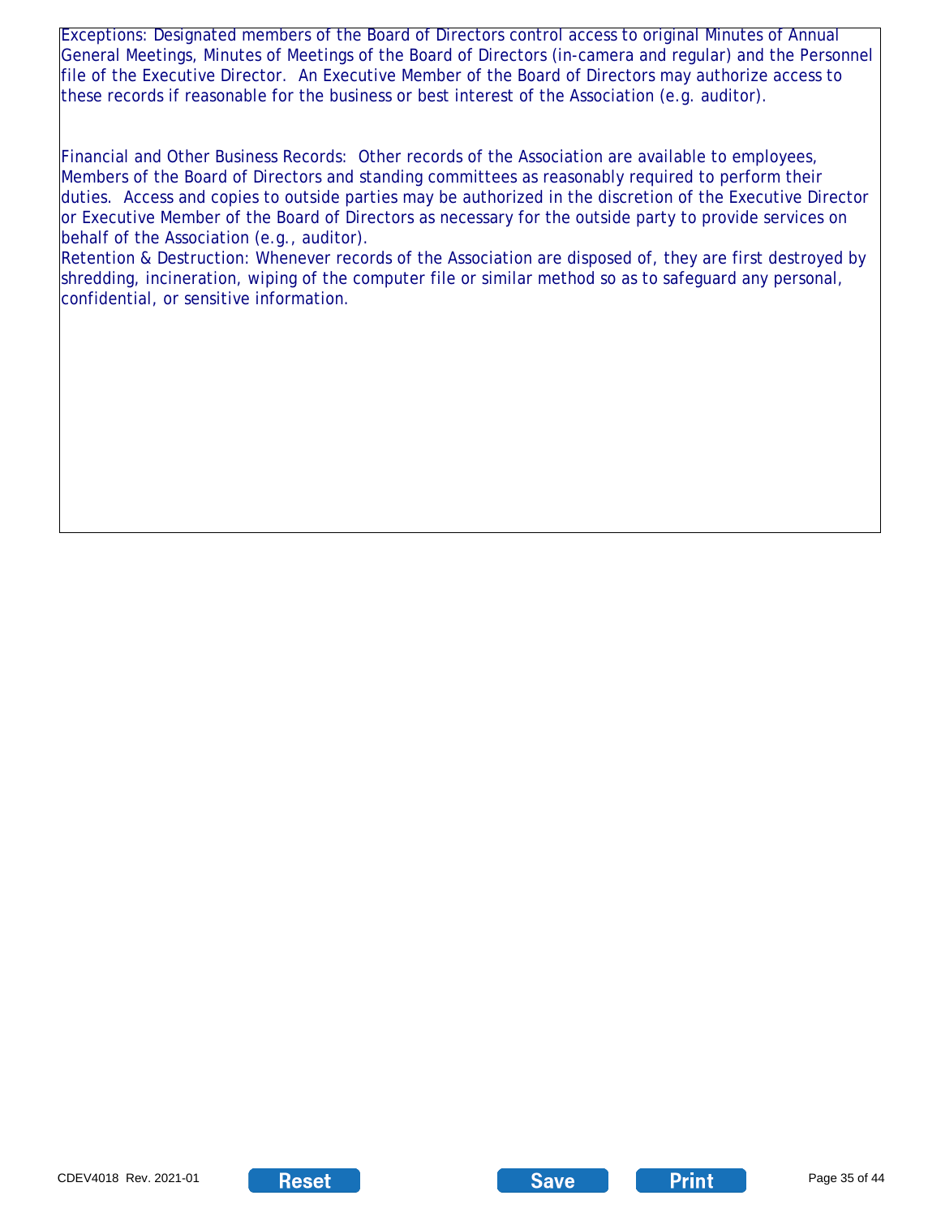Exceptions: Designated members of the Board of Directors control access to original Minutes of Annual General Meetings, Minutes of Meetings of the Board of Directors (in-camera and regular) and the Personnel file of the Executive Director. An Executive Member of the Board of Directors may authorize access to these records if reasonable for the business or best interest of the Association (e.g. auditor).

Financial and Other Business Records: Other records of the Association are available to employees, Members of the Board of Directors and standing committees as reasonably required to perform their duties. Access and copies to outside parties may be authorized in the discretion of the Executive Director or Executive Member of the Board of Directors as necessary for the outside party to provide services on behalf of the Association (e.g., auditor).

Retention & Destruction: Whenever records of the Association are disposed of, they are first destroyed by shredding, incineration, wiping of the computer file or similar method so as to safeguard any personal, confidential, or sensitive information.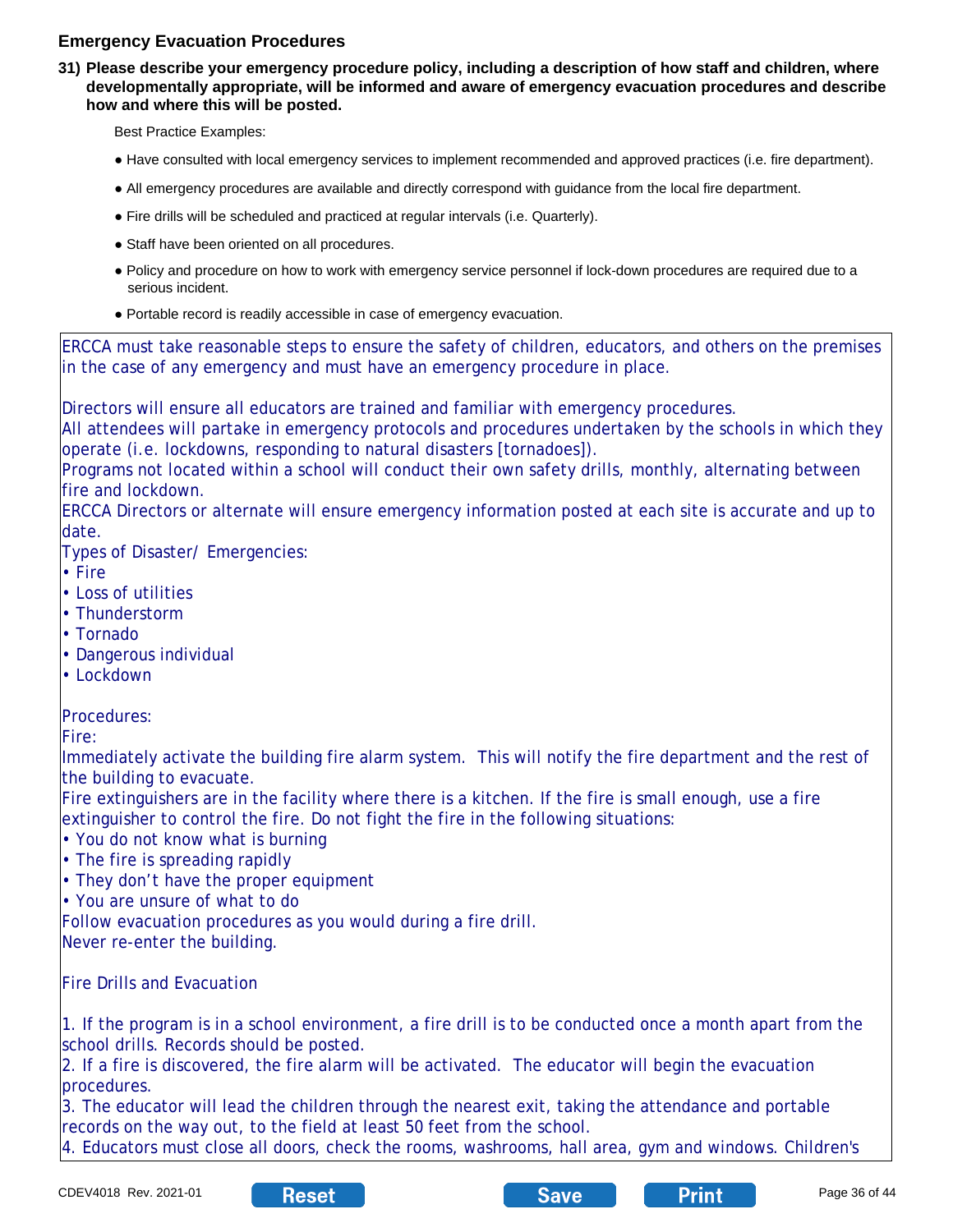## Emergency Evacuation Procedures

**31) Please describe your emergency procedure policy, including a description of how staff and children, where developmentally appropriate, will be informed and aware of emergency evacuation procedures and describe how and where this will be posted.**

Best Practice Examples:

- Have consulted with local emergency services to implement recommended and approved practices (i.e. fire department).
- All emergency procedures are available and directly correspond with guidance from the local fire department.
- Fire drills will be scheduled and practiced at regular intervals (i.e. Quarterly).
- Staff have been oriented on all procedures.
- Policy and procedure on how to work with emergency service personnel if lock-down procedures are required due to a serious incident.
- Portable record is readily accessible in case of emergency evacuation.

ERCCA must take reasonable steps to ensure the safety of children, educators, and others on the premises in the case of any emergency and must have an emergency procedure in place.

Directors will ensure all educators are trained and familiar with emergency procedures.
All attendees will partake in emergency protocols and procedures undertaken by the schools in which they operate (i.e. lockdowns, responding to natural disasters [tornadoes]).
Programs not located within a school will conduct their own safety drills, monthly, alternating between fire and lockdown.
ERCCA Directors or alternate will ensure emergency information posted at each site is accurate and up to date.
Types of Disaster/ Emergencies:
- Fire
- Loss of utilities
- Thunderstorm
- Tornado
- Dangerous individual
- Lockdown

Procedures:
Fire:
Immediately activate the building fire alarm system. This will notify the fire department and the rest of the building to evacuate.
Fire extinguishers are in the facility where there is a kitchen. If the fire is small enough, use a fire extinguisher to control the fire. Do not fight the fire in the following situations:
- You do not know what is burning
- The fire is spreading rapidly
- They don't have the proper equipment
- You are unsure of what to do

Follow evacuation procedures as you would during a fire drill.
Never re-enter the building.

Fire Drills and Evacuation

1. If the program is in a school environment, a fire drill is to be conducted once a month apart from the school drills. Records should be posted.
2. If a fire is discovered, the fire alarm will be activated. The educator will begin the evacuation procedures.
3. The educator will lead the children through the nearest exit, taking the attendance and portable records on the way out, to the field at least 50 feet from the school.
4. Educators must close all doors, check the rooms, washrooms, hall area, gym and windows. Children's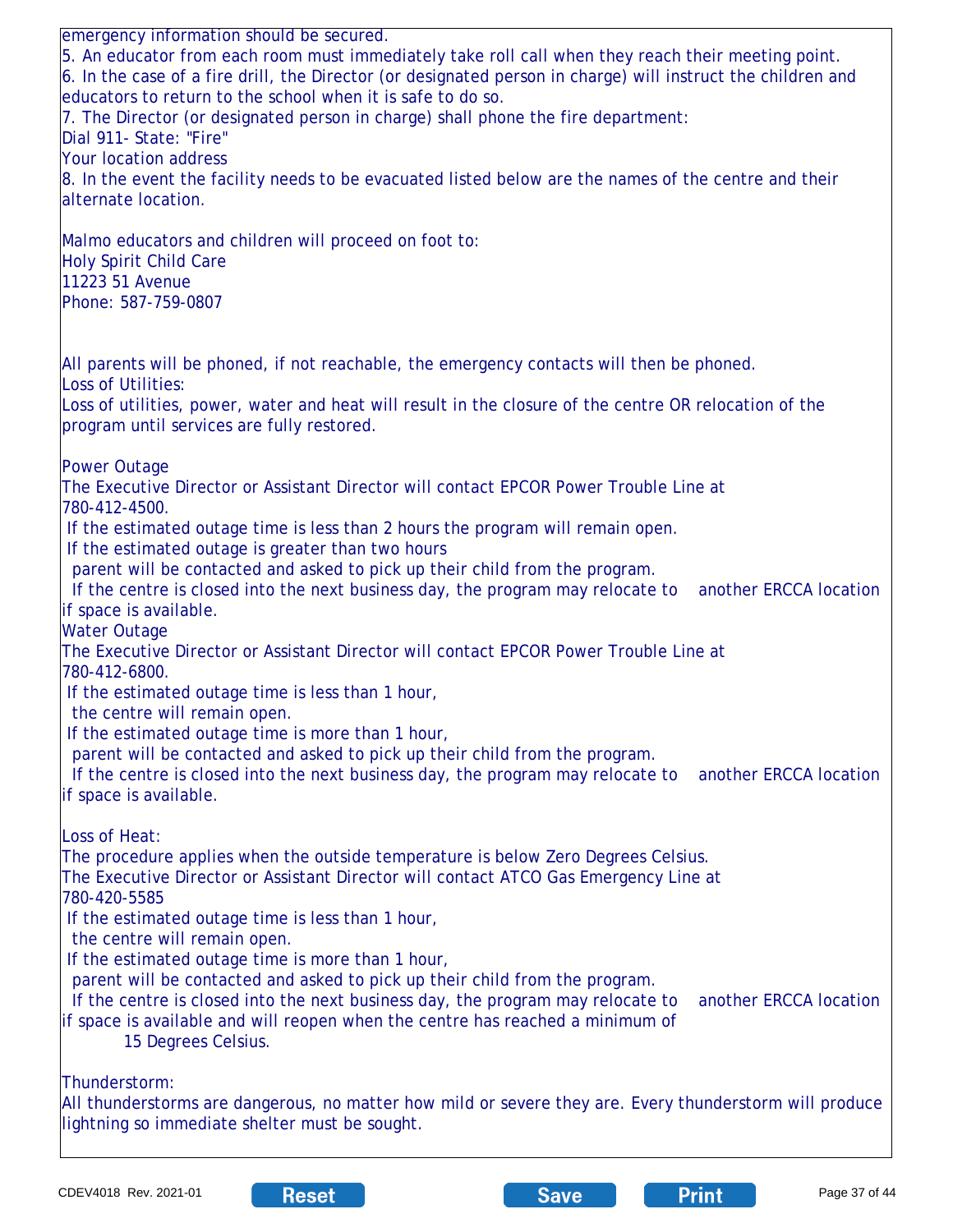emergency information should be secured.

5. An educator from each room must immediately take roll call when they reach their meeting point.
6. In the case of a fire drill, the Director (or designated person in charge) will instruct the children and educators to return to the school when it is safe to do so.
7. The Director (or designated person in charge) shall phone the fire department:
Dial 911- State: "Fire"
Your location address
8. In the event the facility needs to be evacuated listed below are the names of the centre and their alternate location.

Malmo educators and children will proceed on foot to:
Holy Spirit Child Care
11223 51 Avenue
Phone: 587-759-0807

All parents will be phoned, if not reachable, the emergency contacts will then be phoned.

Loss of Utilities:

Loss of utilities, power, water and heat will result in the closure of the centre OR relocation of the program until services are fully restored.

Power Outage

The Executive Director or Assistant Director will contact EPCOR Power Trouble Line at 780-412-4500.

- If the estimated outage time is less than 2 hours the program will remain open.
- If the estimated outage is greater than two hours
  - parent will be contacted and asked to pick up their child from the program.
  - If the centre is closed into the next business day, the program may relocate to another ERCCA location if space is available.

Water Outage

The Executive Director or Assistant Director will contact EPCOR Power Trouble Line at 780-412-6800.

- If the estimated outage time is less than 1 hour,
  - the centre will remain open.
- If the estimated outage time is more than 1 hour,
  - parent will be contacted and asked to pick up their child from the program.
  - If the centre is closed into the next business day, the program may relocate to another ERCCA location if space is available.

Loss of Heat:

The procedure applies when the outside temperature is below Zero Degrees Celsius.
The Executive Director or Assistant Director will contact ATCO Gas Emergency Line at 780-420-5585

- If the estimated outage time is less than 1 hour,
  - the centre will remain open.
- If the estimated outage time is more than 1 hour,
  - parent will be contacted and asked to pick up their child from the program.
  - If the centre is closed into the next business day, the program may relocate to another ERCCA location if space is available and will reopen when the centre has reached a minimum of 15 Degrees Celsius.

Thunderstorm:

All thunderstorms are dangerous, no matter how mild or severe they are. Every thunderstorm will produce lightning so immediate shelter must be sought.

CDEV4018 Rev. 2021-01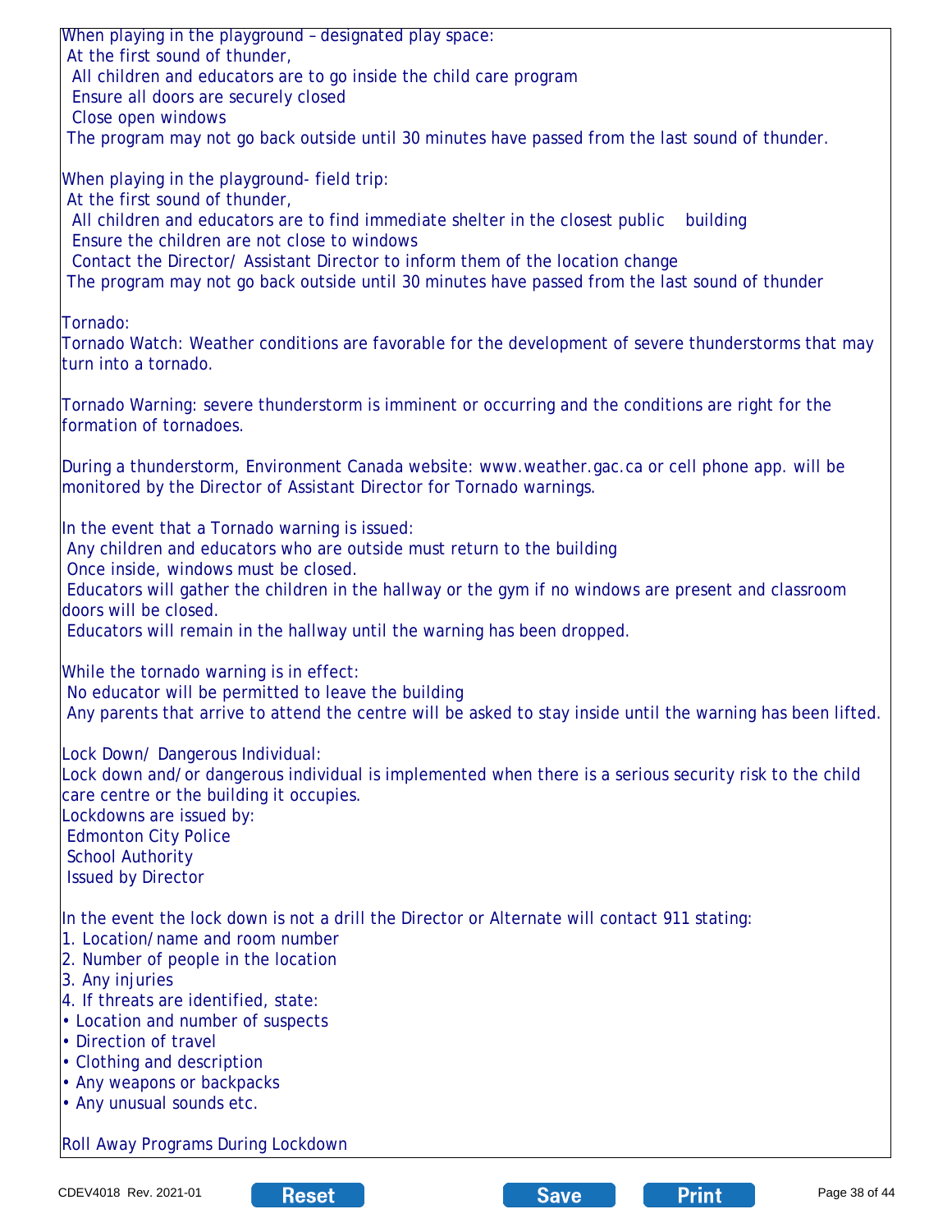When playing in the playground – designated play space:

At the first sound of thunder,

- All children and educators are to go inside the child care program
- Ensure all doors are securely closed
- Close open windows

The program may not go back outside until 30 minutes have passed from the last sound of thunder.

When playing in the playground- field trip:

At the first sound of thunder,

- All children and educators are to find immediate shelter in the closest public building
- Ensure the children are not close to windows
- Contact the Director/ Assistant Director to inform them of the location change

The program may not go back outside until 30 minutes have passed from the last sound of thunder

Tornado:

Tornado Watch: Weather conditions are favorable for the development of severe thunderstorms that may turn into a tornado.

Tornado Warning: severe thunderstorm is imminent or occurring and the conditions are right for the formation of tornadoes.

During a thunderstorm, Environment Canada website: www.weather.gac.ca or cell phone app. will be monitored by the Director of Assistant Director for Tornado warnings.

In the event that a Tornado warning is issued:

- Any children and educators who are outside must return to the building
- Once inside, windows must be closed.
- Educators will gather the children in the hallway or the gym if no windows are present and classroom doors will be closed.
- Educators will remain in the hallway until the warning has been dropped.

While the tornado warning is in effect:

- No educator will be permitted to leave the building
- Any parents that arrive to attend the centre will be asked to stay inside until the warning has been lifted.

Lock Down/ Dangerous Individual:

Lock down and/or dangerous individual is implemented when there is a serious security risk to the child care centre or the building it occupies.

Lockdowns are issued by:

- Edmonton City Police
- School Authority
- Issued by Director

In the event the lock down is not a drill the Director or Alternate will contact 911 stating:

1. Location/name and room number
2. Number of people in the location
3. Any injuries
4. If threats are identified, state:

- Location and number of suspects
- Direction of travel
- Clothing and description
- Any weapons or backpacks
- Any unusual sounds etc.

Roll Away Programs During Lockdown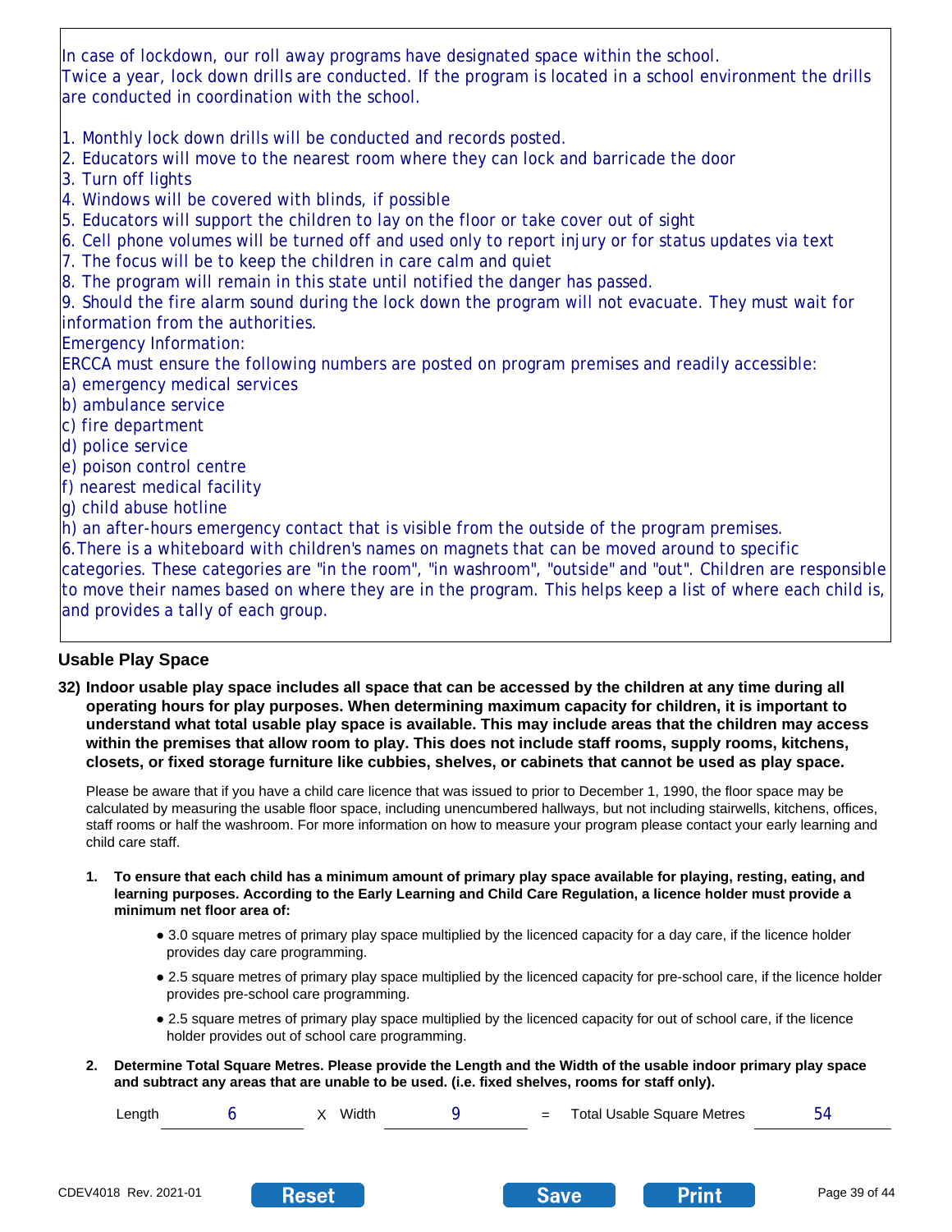In case of lockdown, our roll away programs have designated space within the school.
Twice a year, lock down drills are conducted. If the program is located in a school environment the drills are conducted in coordination with the school.

1. Monthly lock down drills will be conducted and records posted.
2. Educators will move to the nearest room where they can lock and barricade the door
3. Turn off lights
4. Windows will be covered with blinds, if possible
5. Educators will support the children to lay on the floor or take cover out of sight
6. Cell phone volumes will be turned off and used only to report injury or for status updates via text
7. The focus will be to keep the children in care calm and quiet
8. The program will remain in this state until notified the danger has passed.
9. Should the fire alarm sound during the lock down the program will not evacuate. They must wait for information from the authorities.

Emergency Information:
ERCCA must ensure the following numbers are posted on program premises and readily accessible:
a) emergency medical services
b) ambulance service
c) fire department
d) police service
e) poison control centre
f) nearest medical facility
g) child abuse hotline
h) an after-hours emergency contact that is visible from the outside of the program premises.

6.There is a whiteboard with children's names on magnets that can be moved around to specific categories. These categories are "in the room", "in washroom", "outside" and "out". Children are responsible to move their names based on where they are in the program. This helps keep a list of where each child is, and provides a tally of each group.

### Usable Play Space

**32) Indoor usable play space includes all space that can be accessed by the children at any time during all operating hours for play purposes. When determining maximum capacity for children, it is important to understand what total usable play space is available. This may include areas that the children may access within the premises that allow room to play. This does not include staff rooms, supply rooms, kitchens, closets, or fixed storage furniture like cubbies, shelves, or cabinets that cannot be used as play space.**

Please be aware that if you have a child care licence that was issued to prior to December 1, 1990, the floor space may be calculated by measuring the usable floor space, including unencumbered hallways, but not including stairwells, kitchens, offices, staff rooms or half the washroom. For more information on how to measure your program please contact your early learning and child care staff.

1. **To ensure that each child has a minimum amount of primary play space available for playing, resting, eating, and learning purposes. According to the Early Learning and Child Care Regulation, a licence holder must provide a minimum net floor area of:**
   - 3.0 square metres of primary play space multiplied by the licenced capacity for a day care, if the licence holder provides day care programming.
   - 2.5 square metres of primary play space multiplied by the licenced capacity for pre-school care, if the licence holder provides pre-school care programming.
   - 2.5 square metres of primary play space multiplied by the licenced capacity for out of school care, if the licence holder provides out of school care programming.
2. **Determine Total Square Metres. Please provide the Length and the Width of the usable indoor primary play space and subtract any areas that are unable to be used. (i.e. fixed shelves, rooms for staff only).**

Length 6 X Width 9 = Total Usable Square Metres 54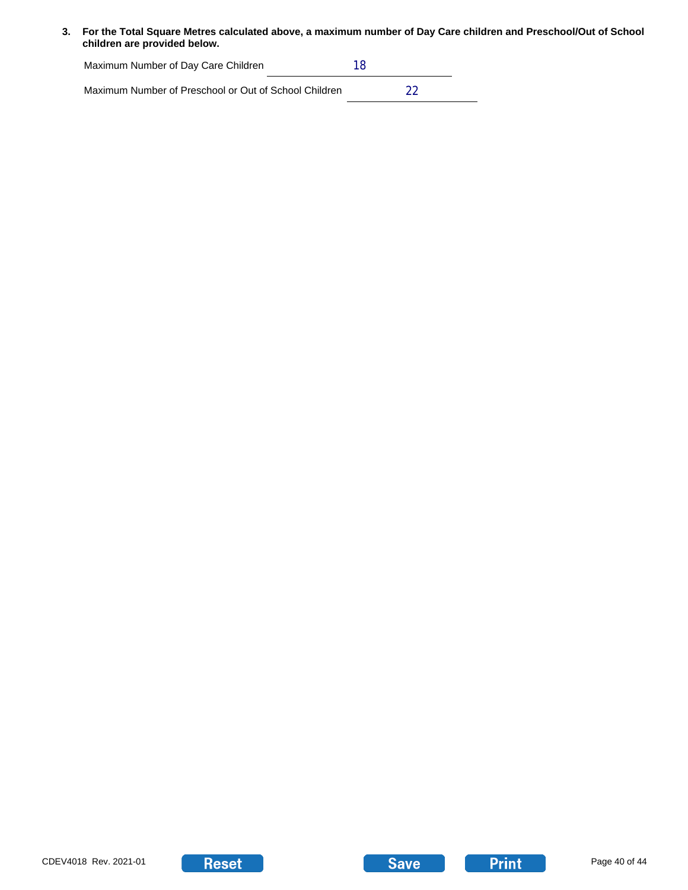3. **For the Total Square Metres calculated above, a maximum number of Day Care children and Preschool/Out of School children are provided below.**

Maximum Number of Day Care Children 18

Maximum Number of Preschool or Out of School Children 22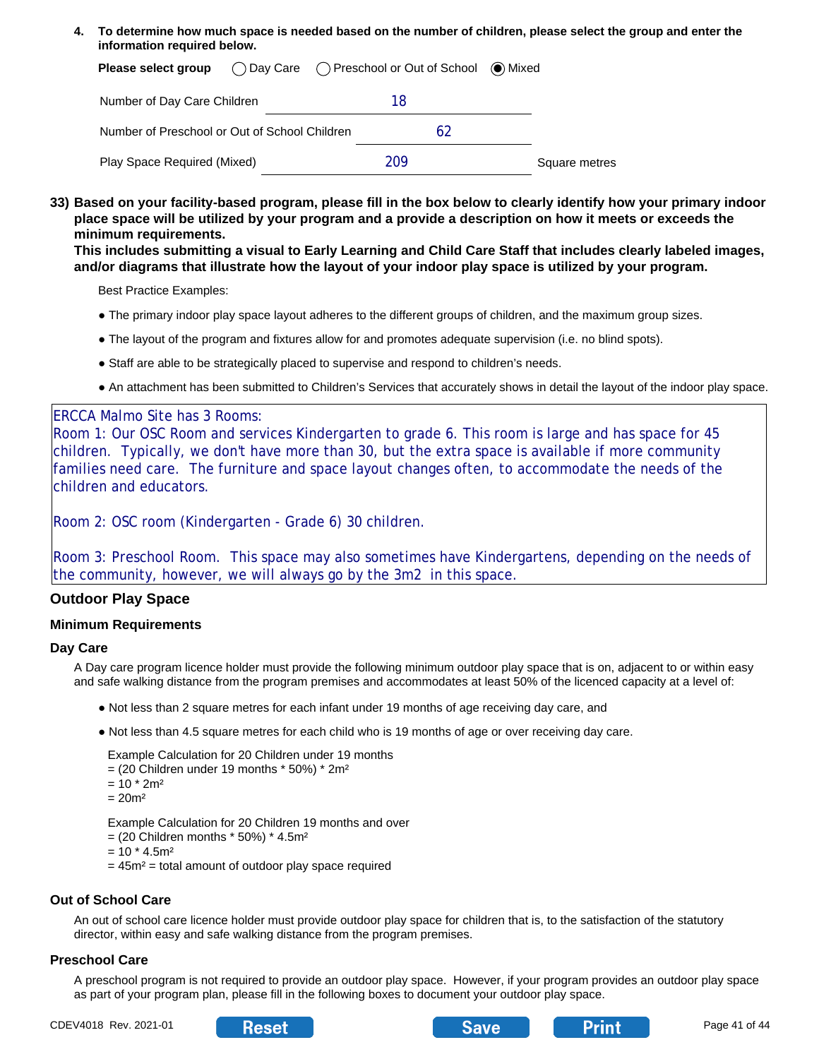4. **To determine how much space is needed based on the number of children, please select the group and enter the information required below.**

**Please select group** ◯ Day Care ◯ Preschool or Out of School ◉ Mixed

Number of Day Care Children: 18

Number of Preschool or Out of School Children: 62

Play Space Required (Mixed): 209 Square metres

**33) Based on your facility-based program, please fill in the box below to clearly identify how your primary indoor place space will be utilized by your program and a provide a description on how it meets or exceeds the minimum requirements.**
**This includes submitting a visual to Early Learning and Child Care Staff that includes clearly labeled images, and/or diagrams that illustrate how the layout of your indoor play space is utilized by your program.**

Best Practice Examples:

- The primary indoor play space layout adheres to the different groups of children, and the maximum group sizes.
- The layout of the program and fixtures allow for and promotes adequate supervision (i.e. no blind spots).
- Staff are able to be strategically placed to supervise and respond to children's needs.
- An attachment has been submitted to Children's Services that accurately shows in detail the layout of the indoor play space.

ERCCA Malmo Site has 3 Rooms:
Room 1: Our OSC Room and services Kindergarten to grade 6. This room is large and has space for 45 children. Typically, we don't have more than 30, but the extra space is available if more community families need care. The furniture and space layout changes often, to accommodate the needs of the children and educators.

Room 2: OSC room (Kindergarten - Grade 6) 30 children.

Room 3: Preschool Room. This space may also sometimes have Kindergartens, depending on the needs of the community, however, we will always go by the 3m2 in this space.

## Outdoor Play Space

### Minimum Requirements

### Day Care

A Day care program licence holder must provide the following minimum outdoor play space that is on, adjacent to or within easy and safe walking distance from the program premises and accommodates at least 50% of the licenced capacity at a level of:

- Not less than 2 square metres for each infant under 19 months of age receiving day care, and
- Not less than 4.5 square metres for each child who is 19 months of age or over receiving day care.

Example Calculation for 20 Children under 19 months
= (20 Children under 19 months * 50%) * 2m²
= 10 * 2m²
= 20m²

Example Calculation for 20 Children 19 months and over
= (20 Children months * 50%) * 4.5m²
= 10 * 4.5m²
= 45m² = total amount of outdoor play space required

### Out of School Care

An out of school care licence holder must provide outdoor play space for children that is, to the satisfaction of the statutory director, within easy and safe walking distance from the program premises.

### Preschool Care

A preschool program is not required to provide an outdoor play space. However, if your program provides an outdoor play space as part of your program plan, please fill in the following boxes to document your outdoor play space.

CDEV4018 Rev. 2021-01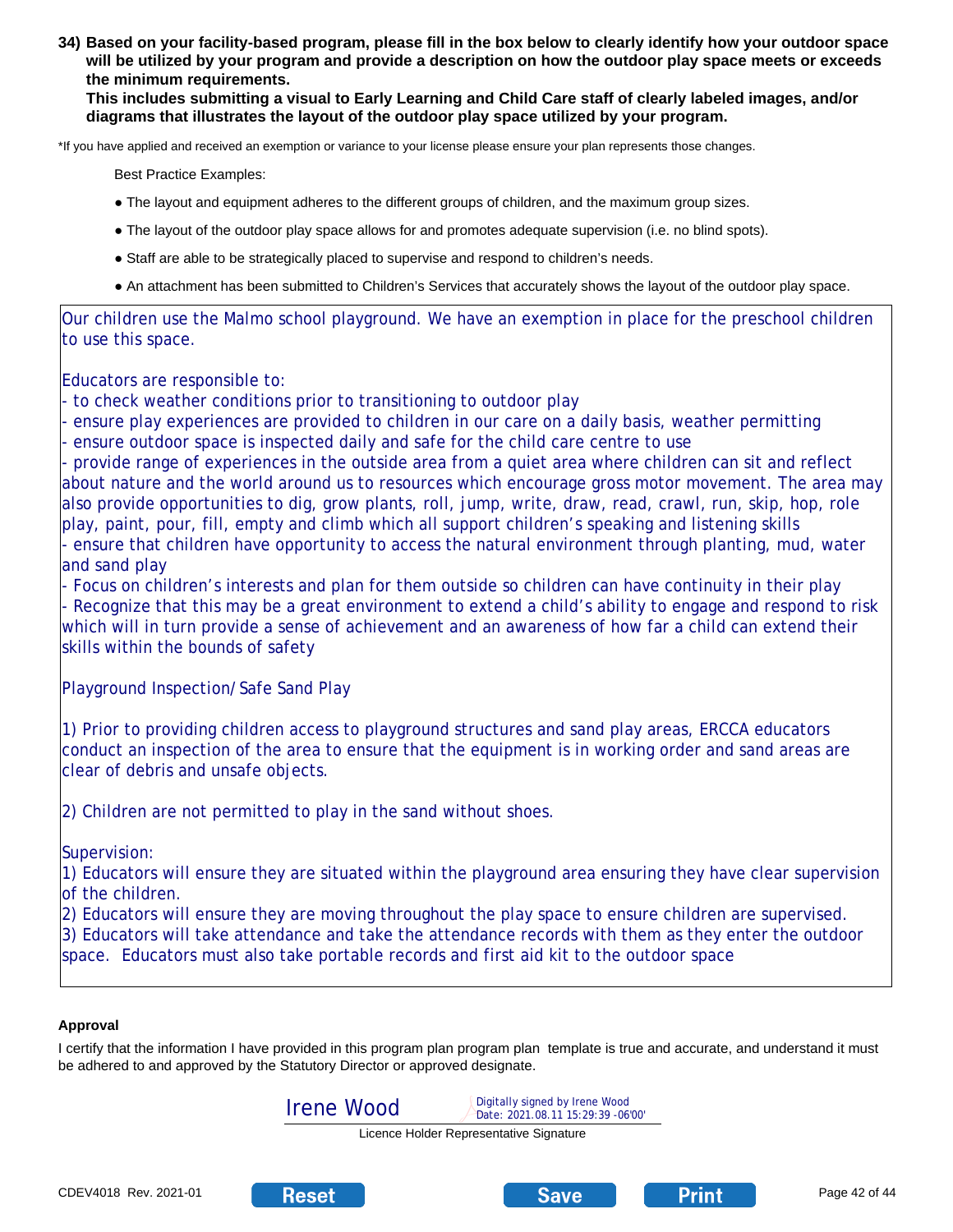**34) Based on your facility-based program, please fill in the box below to clearly identify how your outdoor space will be utilized by your program and provide a description on how the outdoor play space meets or exceeds the minimum requirements.**
**This includes submitting a visual to Early Learning and Child Care staff of clearly labeled images, and/or diagrams that illustrates the layout of the outdoor play space utilized by your program.**

*If you have applied and received an exemption or variance to your license please ensure your plan represents those changes.

Best Practice Examples:

- The layout and equipment adheres to the different groups of children, and the maximum group sizes.
- The layout of the outdoor play space allows for and promotes adequate supervision (i.e. no blind spots).
- Staff are able to be strategically placed to supervise and respond to children's needs.
- An attachment has been submitted to Children's Services that accurately shows the layout of the outdoor play space.

Our children use the Malmo school playground. We have an exemption in place for the preschool children to use this space.

Educators are responsible to:
- to check weather conditions prior to transitioning to outdoor play
- ensure play experiences are provided to children in our care on a daily basis, weather permitting
- ensure outdoor space is inspected daily and safe for the child care centre to use
- provide range of experiences in the outside area from a quiet area where children can sit and reflect about nature and the world around us to resources which encourage gross motor movement. The area may also provide opportunities to dig, grow plants, roll, jump, write, draw, read, crawl, run, skip, hop, role play, paint, pour, fill, empty and climb which all support children's speaking and listening skills
- ensure that children have opportunity to access the natural environment through planting, mud, water and sand play
- Focus on children's interests and plan for them outside so children can have continuity in their play
- Recognize that this may be a great environment to extend a child's ability to engage and respond to risk which will in turn provide a sense of achievement and an awareness of how far a child can extend their skills within the bounds of safety

Playground Inspection/Safe Sand Play

1) Prior to providing children access to playground structures and sand play areas, ERCCA educators conduct an inspection of the area to ensure that the equipment is in working order and sand areas are clear of debris and unsafe objects.

2) Children are not permitted to play in the sand without shoes.

Supervision:
1) Educators will ensure they are situated within the playground area ensuring they have clear supervision of the children.
2) Educators will ensure they are moving throughout the play space to ensure children are supervised.
3) Educators will take attendance and take the attendance records with them as they enter the outdoor space. Educators must also take portable records and first aid kit to the outdoor space

**Approval**

I certify that the information I have provided in this program plan program plan template is true and accurate, and understand it must be adhered to and approved by the Statutory Director or approved designate.

Irene Wood — Digitally signed by Irene Wood Date: 2021.08.11 15:29:39 -06'00'

Licence Holder Representative Signature

CDEV4018 Rev. 2021-01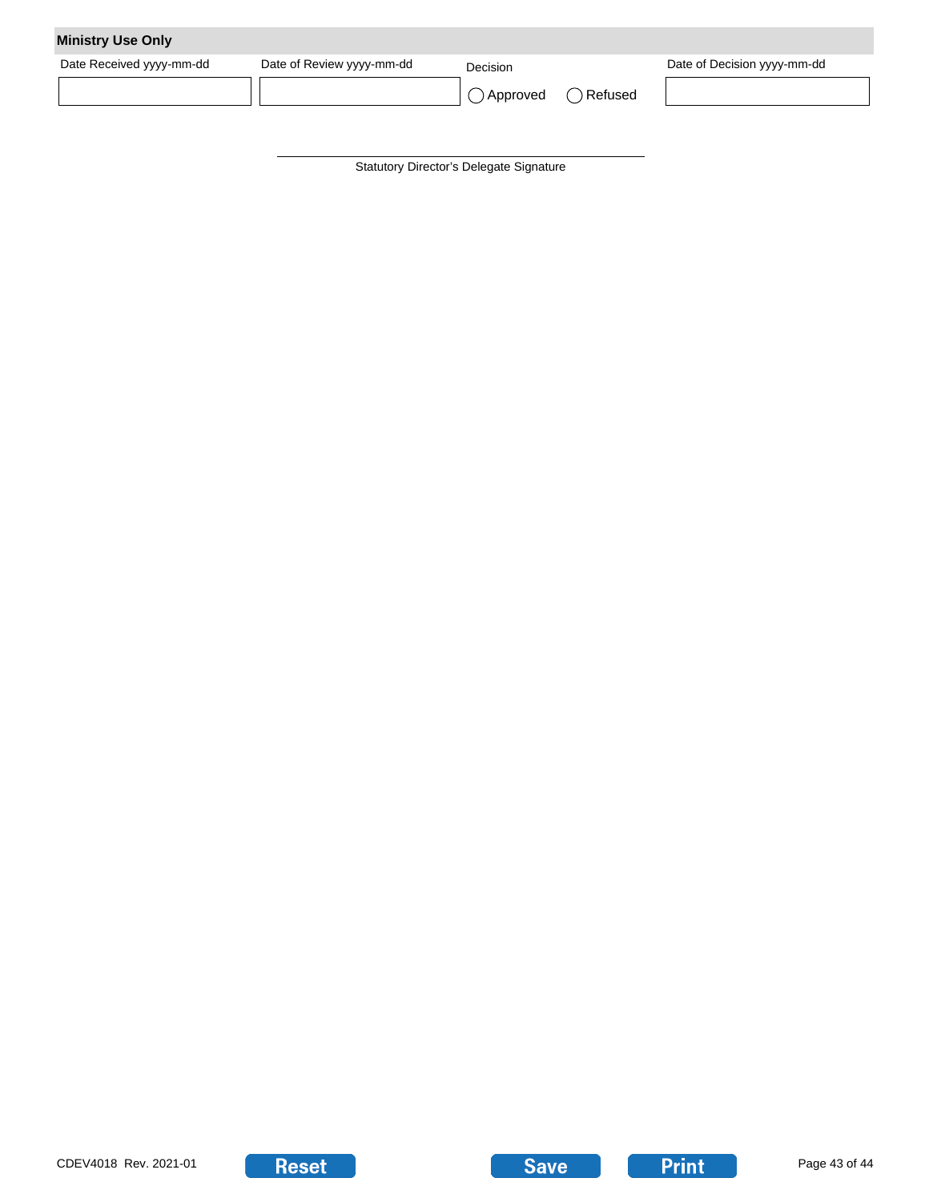## Ministry Use Only

| Date Received yyyy-mm-dd | Date of Review yyyy-mm-dd | Decision | Date of Decision yyyy-mm-dd |
|---|---|---|---|
| | | ◯ Approved ◯ Refused | |

\_\_\_\_\_\_\_\_\_\_\_\_\_\_\_\_\_\_\_\_\_\_\_\_\_\_\_\_\_\_\_\_\_\_\_\_\_\_\_\_

Statutory Director's Delegate Signature

CDEV4018 Rev. 2021-01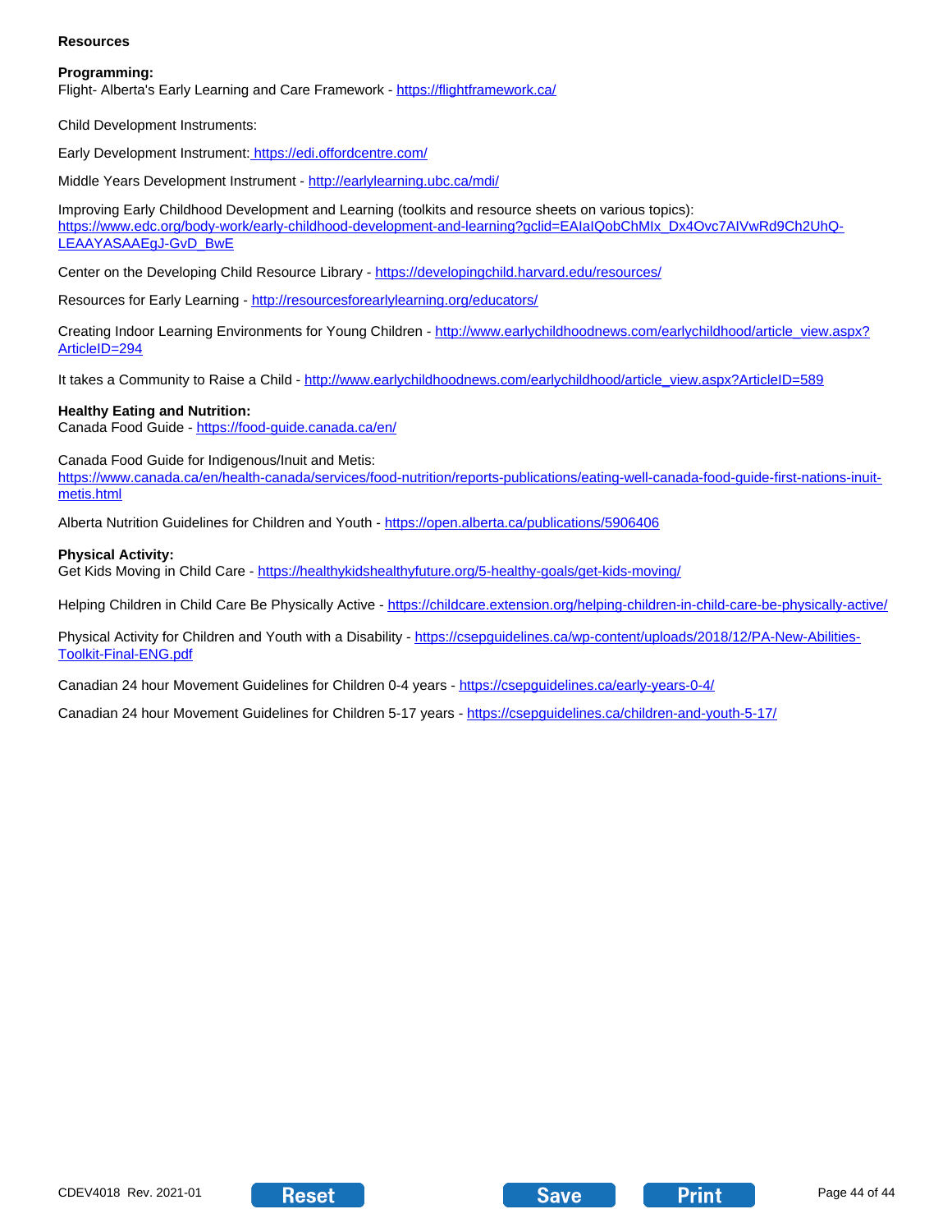**Resources**

**Programming:**
Flight- Alberta's Early Learning and Care Framework - https://flightframework.ca/

Child Development Instruments:

Early Development Instrument: https://edi.offordcentre.com/

Middle Years Development Instrument - http://earlylearning.ubc.ca/mdi/

Improving Early Childhood Development and Learning (toolkits and resource sheets on various topics): https://www.edc.org/body-work/early-childhood-development-and-learning?gclid=EAIaIQobChMIx_Dx4Ovc7AIVwRd9Ch2UhQ-LEAAYASAAEgJ-GvD_BwE

Center on the Developing Child Resource Library - https://developingchild.harvard.edu/resources/

Resources for Early Learning - http://resourcesforearlylearning.org/educators/

Creating Indoor Learning Environments for Young Children - http://www.earlychildhoodnews.com/earlychildhood/article_view.aspx?ArticleID=294

It takes a Community to Raise a Child - http://www.earlychildhoodnews.com/earlychildhood/article_view.aspx?ArticleID=589

**Healthy Eating and Nutrition:**
Canada Food Guide - https://food-guide.canada.ca/en/

Canada Food Guide for Indigenous/Inuit and Metis: https://www.canada.ca/en/health-canada/services/food-nutrition/reports-publications/eating-well-canada-food-guide-first-nations-inuit-metis.html

Alberta Nutrition Guidelines for Children and Youth - https://open.alberta.ca/publications/5906406

**Physical Activity:**
Get Kids Moving in Child Care - https://healthykidshealthyfuture.org/5-healthy-goals/get-kids-moving/

Helping Children in Child Care Be Physically Active - https://childcare.extension.org/helping-children-in-child-care-be-physically-active/

Physical Activity for Children and Youth with a Disability - https://csepguidelines.ca/wp-content/uploads/2018/12/PA-New-Abilities-Toolkit-Final-ENG.pdf

Canadian 24 hour Movement Guidelines for Children 0-4 years - https://csepguidelines.ca/early-years-0-4/

Canadian 24 hour Movement Guidelines for Children 5-17 years - https://csepguidelines.ca/children-and-youth-5-17/